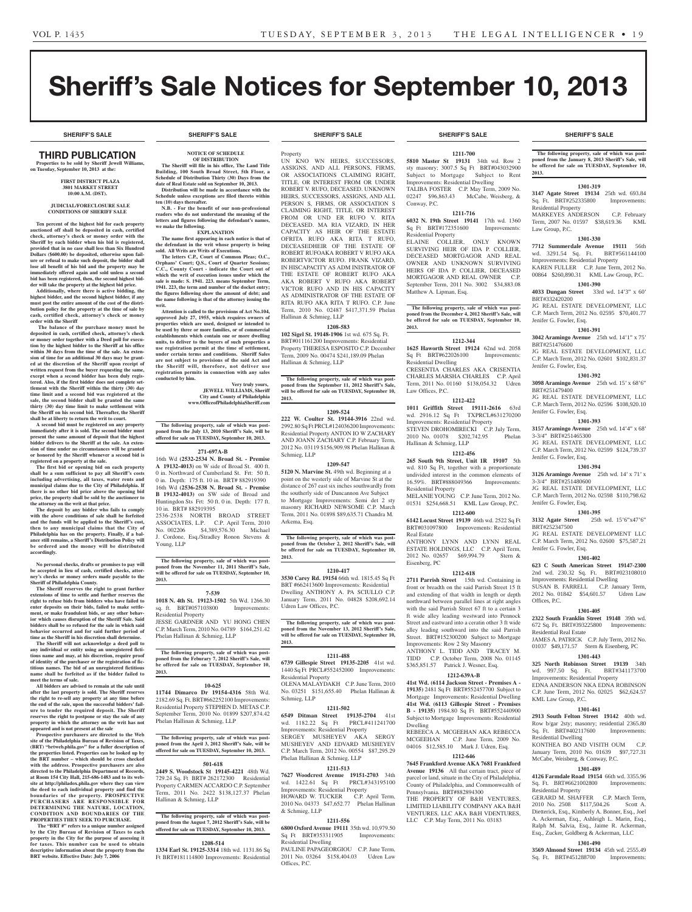# Sheriff's Sale Notices for September 10, 2013

SHERIFF'S SALE

## THIRD PUBLICATION

**Properties to be sold by Sheriff Jewell Williams, on Tuesday, September 10, 2013 at the:**

**FIRST DISTRICT PLAZA**
**3801 MARKET STREET**
**10:00 A.M. (DST).**

**JUDICIAL/FORECLOSURE SALE CONDITIONS OF SHERIFF SALE**

**Ten percent of the highest bid for each property auctioned off shall be deposited in cash, certified check, attorney's check or money order with the Sheriff by each bidder when his bid is registered, provided that in no case shall less than Six Hundred Dollars ($600.00) be deposited, otherwise upon failure or refusal to make such deposit, the bidder shall lose all benefit of his bid and the property may be immediately offered again and sold unless a second bid has been registered, then, the second highest bidder will take the property at the highest bid price.**

**Additionally, where there is active bidding, the highest bidder, and the second highest bidder, if any must post the entire amount of the cost of the distribution policy for the property at the time of sale by cash, certified check, attorney's check or money order with the Sheriff**

**The balance of the purchase money must be deposited in cash, certified check, attorney's check or money order together with a Deed poll for execution by the highest bidder to the Sheriff at his office within 30 days from the time of the sale. An extension of time for an additional 30 days may be granted at the discretion of the Sheriff upon receipt of written request from the buyer requesting the same, except when a second bidder has been duly registered. Also, if the first bidder does not complete settlement with the Sheriff within the thirty (30) day time limit and a second bid was registered at the sale, the second bidder shall be granted the same thirty (30) day time limit to make settlement with the Sheriff on his second bid. Thereafter, the Sheriff shall be at liberty to return the writ to court.**

**A second bid must be registered on any property immediately after it is sold. The second bidder must present the same amount of deposit that the highest bidder delivers to the Sheriff at the sale. An extension of time under no circumstances will be granted or honored by the Sheriff whenever a second bid is registered on a property at the sale.**

**The first bid or opening bid on each property shall be a sum sufficient to pay all Sheriff's costs including advertising, all taxes, water rents and municipal claims due to the City of Philadelphia. If there is no other bid price above the opening bid price, the property shall be sold by the auctioneer to the attorney on the writ at that price.**

**The deposit by any bidder who fails to comply with the above conditions of sale shall be forfeited and the funds will be applied to the Sheriff's cost, then to any municipal claims that the City of Philadelphia has on the property. Finally, if a balance still remains, a Sheriff's Distribution Policy will be ordered and the money will be distributed accordingly.**

**No personal checks, drafts or promises to pay will be accepted in lieu of cash, certified checks, attorney's checks or money orders made payable to the Sheriff of Philadelphia County.**

**The Sheriff reserves the right to grant further extensions of time to settle and further reserves the right to refuse bids from bidders who have failed to enter deposits on their bids, failed to make settlement, or make fraudulent bids, or any other behavior which causes disruption of the Sheriff Sale. Said bidders shall be so refused for the sale in which said behavior occurred and for said further period of time as the Sheriff in his discretion shall determine.**

**The Sheriff will not acknowledge a deed poll to any individual or entity using an unregistered fictitious name and may, at his discretion, require proof of identity of the purchaser or the registration of fictitious names. The bid of an unregistered fictitious name shall be forfeited as if the bidder failed to meet the terms of sale.**

**All bidders are advised to remain at the sale until after the last property is sold. The Sheriff reserves the right to re-sell any property at any time before the end of the sale, upon the successful bidders' failure to tender the required deposit. The Sheriff reserves the right to postpone or stay the sale of any property in which the attorney on the writ has not appeared and is not present at the sale**

**Prospective purchasers are directed to the Web site of the Philadelphia Bureau of Revision of Taxes, (BRT) "brtweb.phila.gov" for a fuller description of the properties listed. Properties can be looked up by the BRT number – which should be cross checked with the address. Prospective purchasers are also directed to the Philadelphia Department of Records, at Room 154 City Hall, 215-686-1483 and to its website at http://philadox.phila.gov where they can view the deed to each individual property and find the boundaries of the property. PROSPECTIVE PURCHASERS ARE RESPONSIBLE FOR DETERMINING THE NATURE, LOCATION, CONDITION AND BOUNDARIES OF THE PROPERTIES THEY SEEK TO PURCHASE.**

**The "BRT #" refers to a unique number assigned by the City Bureau of Revision of Taxes to each property in the City for the purpose of assessing it for taxes. This number can be used to obtain descriptive information about the property from the BRT website. Effective Date: July 7, 2006**

**NOTICE OF SCHEDULE OF DISTRIBUTION**

**The Sheriff will file in his office, The Land Title Building, 100 South Broad Street, 5th Floor, a Schedule of Distribution Thirty (30) Days from the date of Real Estate sold on September 10, 2013.**

**Distribution will be made in accordance with the Schedule unless exceptions are filed thereto within ten (10) days thereafter.**

**N.B. - For the benefit of our non-professional readers who do not understand the meaning of the letters and figures following the defendant's names, we make the following.**

**EXPLANATION**

**The name first appearing in each notice is that of the defendant in the writ whose property is being sold. All Writs are Writs of Executions.**

**The letters C.P., Court of Common Pleas; O.C., Orphans' Court; Q.S., Court of Quarter Sessions; C.C., County Court - indicate the Court out of which the writ of execution issues under which the sale is made: S. 1941. 223. means September Term, 1941. 223, the term and number of the docket entry; the figures following show the amount of debt; and the name following is that of the attorney issuing the writ.**

**Attention is called to the provisions of Act No.104, approved July 27, 1955, which requires owners of properties which are used, designed or intended to be used by three or more families, or of commercial establishments which contain one or more dwelling units, to deliver to the buyers of such properties a use registration permit at the time of settlement, under certain terms and conditions. Sheriff Sales are not subject to provisions of the said Act and the Sheriff will, therefore, not deliver use registration permits in connection with any sales conducted by him.**

**Very truly yours,**
**JEWELL WILLIAMS, Sheriff**
**City and County of Philadelphia**
**www.OfficeofPhiladelphiaSheriff.com**

**The following property, sale of which was postponed from the July 13, 2010 Sheriff's Sale, will be offered for sale on TUESDAY, September 10, 2013.**

**271-697A-B**

16th Wd **(2532-2534 N. Broad St. - Premise A 19132-4013)** on W side of Broad St. 400 ft. 0 in. Northward of Cumberland St. Frt: 50 ft. 0 in. Depth: 175 ft. 10 in. BRT# 882919390
16th Wd **(2536-2538 N. Broad St. - Premise B 19132-4013)** on SW side of Broad and Huntingdon Sts Frt: 50 ft. 0 in. Depth: 177 ft. 10 in. BRT# 882919395
2536-2538 NORTH BROAD STREET ASSOCIATES, L.P. C.P. April Term, 2010 No. 002206 $4,389,576.30 Michael J. Cordone, Esq./Stradley Ronon Stevens & Young, LLP

**The following property, sale of which was postponed from the November 11, 2011 Sheriff's Sale, will be offered for sale on TUESDAY, September 10, 2013.**

**7-539**

**1018 N. 4th St. 19123-1502** 5th Wd. 1266.30 sq. ft. BRT#057103800 Improvements: Residential Property
JESSE GARDNER AND YU HONG CHEN C.P. March Term, 2010 No. 04789 $164,251.42 Phelan Hallinan & Schmieg, LLP

**The following property, sale of which was postponed from the Feburary 7, 2012 Sheriff's Sale, will be offered for sale on TUESDAY, September 10, 2013.**

**10-625**

**11744 Dimarco Dr 19154-4316** 58th Wd. 2182.69 Sq. Ft. BRT#662252100 Improvements: Residential Property STEPHEN D. METAS C.P. September Term, 2010 No. 01899 $207,874.42 Phelan Hallinan & Schmieg, LLP

**The following property, sale of which was postponed from the April 3, 2012 Sheriff's Sale, will be offered for sale on TUESDAY, September 10, 2013.**

**501-618**

**2449 S. Woodstock St 19145-4221** 48th Wd. 729.24 Sq. Ft. BRT# 262172300 Residential Property CARMEN ACCARDO C.P. September Term, 2011 No. 2422 $138,127.37 Phelan Hallinan & Schmieg, LLP

**The following property, sale of which was postponed from the August 7, 2012 Sheriff's Sale, will be offered for sale on TUESDAY, September 10, 2013.**

**1208-514**

**1334 Earl St. 19125-3314** 18th Wd. 1131.86 Sq Ft BRT#181114800 Improvements: Residential Property
UN KNO WN HEIRS, SUCCESSORS, ASSIGNS, AND ALL PERSONS, FIRMS, OR ASSOCIATIONS CLAIMING RIGHT, TITLE, OR INTEREST FROM OR UNDER ROBERT V. RUFO, DECEASED. UNKNOWN HEIRS, SUCCESSORS, ASSIGNS, AND ALL PERSON S, FIRMS, OR ASSOCIATION S CLAIMING RIGHT, TITLE, OR INTEREST FROM OR UND ER RUFO V. RITA DECEASED. MA RIA VIZARD, IN HER CAPACITY AS HEIR OF THE ESTATE OFRITA RUFO AKA RITA T RUFO, DECEASEDHEIR OF THE ESTATE OF ROBERT RUFOAKA ROBERT V RUFO AKA ROBERTVICTOR RUFO. FRANK VIZARD, IN HISCAPACITY AS ADM INISTRATOR OF THE ESTATE OF ROBERT RUFO AKA AKA ROBERT V RUFO AKA ROBERT VICTOR RUFO AND IN HIS CAPACITY AS ADMINISTRATOR OF THE ESTATE OF RITA RUFO AKA RITA T RUFO. C.P. June Term, 2010 No. 02487 $417,371.59 Phelan Hallinan & Schmieg, LLP

**1208-583**

**102 Sigel St. 19148-1906** 1st wd. 675 Sq. Ft. BRT#011161200 Improvements: Residential Property THERESA ESPOSITO C.P. December Term, 2009 No. 00474 $241,189.09 Phelan Hallinan & Schmieg, LLP

**The following property, sale of which was postponed from the September 11, 2012 Sheriff's Sale, will be offered for sale on TUESDAY, September 10, 2013.**

**1209-524**

**222 W. Coulter St. 19144-3916** 22nd wd. 2992.80 Sq Ft PRCL#124036200 Improvements: Residential Property ANTON IO W ZACHARY AND JOANN ZACHARY C.P. February Term, 2012 No. 03119 $156,909.98 Phelan Hallinan & Schmieg, LLP

**1209-547**

**5120 N. Marvine St.** 49th wd. Beginning at a point on the westerly side of Marvine St at the distance of 267 east six inches southwardly from the southerly side of Duncannon Ave Subject to Mortgage Improvements: Semi det 2 sty masonry RICHARD NEWSOME C.P. March Term, 2011 No. 01898 $89,635.71 Chandra M. Arkema, Esq.

**The following property, sale of which was postponed from the October 2, 2012 Sheriff's Sale, will be offered for sale on TUESDAY, September 10, 2013.**

**1210-417**

**3530 Carey Rd. 19154** 66th wd. 1815.45 Sq Ft BRT #662413600 Improvements: Residential Dwelling ANTHONY A. PA SCIULLO C.P. January Term, 2011 No. 04828 $208,692.14 Udren Law Offices, P.C.

**The following property, sale of which was postponed from the November 13, 2012 Sheriff's Sale, will be offered for sale on TUESDAY, September 10, 2013.**

**1211-488**

**6739 Gillespie Street 19135-2205** 41st wd. 1440 Sq Ft PRCL#552452000 Improvements: Residential Property
OLENA MALAYDAKH C.P. June Term, 2010 No. 03251 $151,655.40 Phelan Hallinan & Schmieg, LLP

**1211-502**

**6549 Ditman Street 19135-2704** 41st wd. 1182.22 Sq Ft PRCL#411241700 Improvements: Residential Property
SERGEY MUSHEYEV AKA SERGY MUSHEYEV AND EDVARD MUSHEYEV C.P. March Term, 2012 No. 00554 $87,295.29 Phelan Hallinan & Schmieg, LLP

**1211-513**

**7627 Woodcrest Avenue 19151-2703** 34th wd. 1422.61 Sq Ft PRCL#343195100 Improvements: Residential Property
HOWARD W. TUCKER C.P. April Term, 2010 No. 04373 $47,652.77 Phelan Hallinan & Schmieg, LLP

**1211-556**

**6800 Oxford Avenue 19111** 35th wd. 10,979.50 Sq Ft BRT#353311905 Improvements: Residential Dwelling
PAULINE PAPAGEORGIOU C.P. June Term, 2011 No. 03264 $158,404.03 Udren Law Offices, P.C.

**1211-700**

**5810 Master St 19131** 34th wd. Row 2 sty masonry; 3007.5 Sq Ft BRT#043032900 Subject to Mortgage Subject to Rent Improvements: Residential Dwelling
TALIBA FOSTER C.P. May Term, 2009 No. 02247 $96,863.43 McCabe, Weisberg, & Conway, P.C.

**1211-716**

**6032 N. 19th Street 19141** 17th wd. 1360 Sq Ft BRT#172351600 Improvements: Residential Property
ELAINE COLLIER, ONLY KNOWN SURVIVING HEIR OF IDA P. COLLIER, DECEASED MORTGAGOR AND REAL OWNER AND UNKNOWN SURVIVING HEIRS OF IDA P. COLLIER, DECEASED MORTGAGOR AND REAL OWNER C.P. September Term, 2011 No. 3002 $34,883.08 Matthew A. Lipman, Esq.

**The following property, sale of which was postponed from the December 4, 2012 Sheriff's Sale, will be offered for sale on TUESDAY, September 10, 2013.**

**1212-344**

**1625 Haworth Street 19124** 62nd wd. 2058 Sq Ft BRT#622026100 Improvements: Residential Dwelling
CRESENTIA CHARLES AKA CRISENTIA CHARLES MARSHA CHARLES C.P. April Term, 2011 No. 01160 $138,054.32 Udren Law Offices, P.C.

**1212-422**

**1011 Griffith Street 19111-2616** 63rd wd. 2916.12 Sq Ft TXPRCL#631270200 Improvements: Residential Property
STEVEN DROHOMIRECKI C.P. July Term, 2010 No. 01078 $202,742.95 Phelan Hallinan & Schmieg, LLP

**1212-456**

**265 South 9th Street, Unit 1R 19107** 5th wd. 810 Sq Ft, together with a proportionate undivided interest in the common elements of 16.59%. BRT#888049366 Improvements: Residential Property
MELANIE YOUNG C.P. June Term, 2012 No. 01531 $254,668.51 KML Law Group, P.C.

**1212-600**

**6142 Locust Street 19139** 46th wd. 2522 Sq Ft BRT#031097800 Improvements: Residential Real Estate
ANTHONY LYNN AND LYNN REAL ESTATE HOLDINGS, LLC C.P. April Term, 2012 No. 02657 $69,994.79 Stern & Eisenberg, PC

**1212-618**

**2711 Parrish Street** 15th wd. Containing in front or breadth on the said Parrish Street 15 ft and extending of that width in length or depth northward between parallel lines at right angles with the said Parrish Street 67 ft to a certain 3 ft wide alley leading westward into Pennock Street and eastward into a ceratin other 3 ft wide alley leading southward into the said Parrish Street. BRT#152300200 Subject to Mortgage Improvements: Row 2 Sty Masonry
ANTHONY L. TIDD AND TRACEY M. TIDD C.P. October Term, 2008 No. 01145 $365,851.57 Patrick J. Wesner, Esq.

**1212-639A-B**

**41st Wd. (6114 Jackson Street - Premises A - 19135)** 2481 Sq Ft BRT#552457700 Subject to Mortgage Improvements: Residential Dwelling **41st Wd. (6113 Gillespie Street - Premises B - 19135)** 1984.80 Sq Ft BRT#552440900 Subject to Mortgage Improvements: Residential Dwelling
REBEECA A. MCGEEHAN AKA REBECCA MCGEEHAN C.P. June Term, 2009 No. 04016 $12,585.10 Mark J. Udren, Esq.

**1212-646**

**7645 Frankford Avenue AKA 7681 Frankford Avenue 19136** All that certain tract, piece of parcel or land, situate in the City of Philadelphia, County of Philadelphia, and Commonwealth of Pennsylvania. BRT#882894300
THE PROPERTY OF B&H VENTURES, LIMITED LIABILITY COMPANY AKA B&H VENTURES, LLC AKA B&H VDENTURES, LLC C.P. May Term, 2011 No. 03183

**The following property, sale of which was postponed from the January 8, 2013 Sheriff's Sale, will be offered for sale on TUESDAY, September 10, 2013.**

**1301-319**

**3147 Agate Street 19134** 25th wd. 693.84 Sq. Ft. BRT#252335800 Improvements: Residential Property
MARKEYES ANDERSON C.P. February Term, 2007 No. 01597 $38,619.36 KML Law Group, P.C.

**1301-330**

**7712 Summerdale Avenue 19111** 56th wd. 3291.54 Sq. Ft. BRT#561144100 Improvements: Residential Property
KAREN FULLER C.P. June Term, 2012 No. 00864 $260,890.31 KML Law Group, P.C.

**1301-390**

**4033 Dungan Street** 33rd wd. 14'3" x 60' BRT#332420200
JG REAL ESTATE DEVELOPMENT, LLC C.P. March Term, 2012 No. 02595 $70,401.77 Jenifer G. Fowler, Esq.

**1301-391**

**3042 Aramingo Avenue** 25th wd. 14'1" x 75' BRT#251476600
JG REAL ESTATE DEVELOPMENT, LLC C.P. March Term, 2012 No. 02601 $102,831.37 Jenifer G. Fowler, Esq.

**1301-392**

**3098 Aramingo Avenue** 25th wd. 15' x 68'6" BRT#251479400
JG REAL ESTATE DEVELOPMENT, LLC C.P. March Term, 2012 No. 02596 $108,920.10 Jenifer G. Fowler, Esq.

**1301-393**

**3157 Aramingo Avenue** 25th wd. 14'4" x 68' 3-3/4" BRT#251465300
JG REAL ESTATE DEVELOPMENT, LLC C.P. March Term, 2012 No. 02599 $124,739.37 Jenifer G. Fowler, Esq.

**1301-394**

**3126 Aramingo Avenue** 25th wd. 14' x 71' x 3-3/4" BRT#251480600
JG REAL ESTATE DEVELOPMENT, LLC C.P. March Term, 2012 No. 02598 $110,798.62 Jenifer G. Fowler, Esq.

**1301-395**

**3132 Agate Street** 25th wd. 15'6"x47'6" BRT#252347500
JG REAL ESTATE DEVELOPMENT LLC C.P. March Term, 2012 No. 02600 $75,587.21 Jenifer G. Fowler, Esq.

**1301-402**

**623 C South American Street 19147-2300** 2nd wd. 230.32 Sq. Ft. BRT#023108010 Improvements: Residential Dwelling
SUSAN B. FARRELL C.P. January Term, 2012 No. 01842 $54,601.57 Udren Law Offices, P.C.

**1301-405**

**2322 South Franklin Street 19148** 39th wd. 672 Sq. Ft. BRT#393225800 Improvements: Residential Real Estate
JAMES A. PATRICK C.P. July Term, 2012 No. 01037 $49,171.57 Stern & Eisenberg, PC

**1301-443**

**325 North Robinson Street 19139** 34th wd. 997.50 Sq. Ft. BRT#341173700 Improvements: Residential Property
EDNA ANDERSON NKA EDNA ROBINSON C.P. June Term, 2012 No. 02025 $62,624.57 KML Law Group, P.C.

**1301-461**

**2913 South Felton Street 19142** 40th wd. Row b/gar 2sty; masonry; residential 2365.80 Sq. Ft. BRT#402117600 Improvements: Residential Dwelling
KONTHEA BO AND VISITH OUM C.P. January Term, 2010 No. 01639 $97,727.31 McCabe, Weisberg, & Conway, P.C.

**1301-489**

**4126 Farmdale Road 19154** 66th wd. 3355.96 Sq. Ft. BRT#6621002800 Improvements: Residential Property
GERARD M. SHAFFER C.P. March Term, 2010 No. 2508 $117,504.26 Scott A. Dietterick, Esq., Kimberly A. Bonner, Esq., Joel A. Ackerman, Esq., Ashleigh L. Marin, Esq., Ralph M. Salvia, Esq., Jaime R. Ackerman, Esq., Zucker, Goldberg & Ackerman, LLC

**1301-490**

**3569 Almond Street 19134** 45th wd. 2555.49 Sq. Ft. BRT#451288700 Improvements: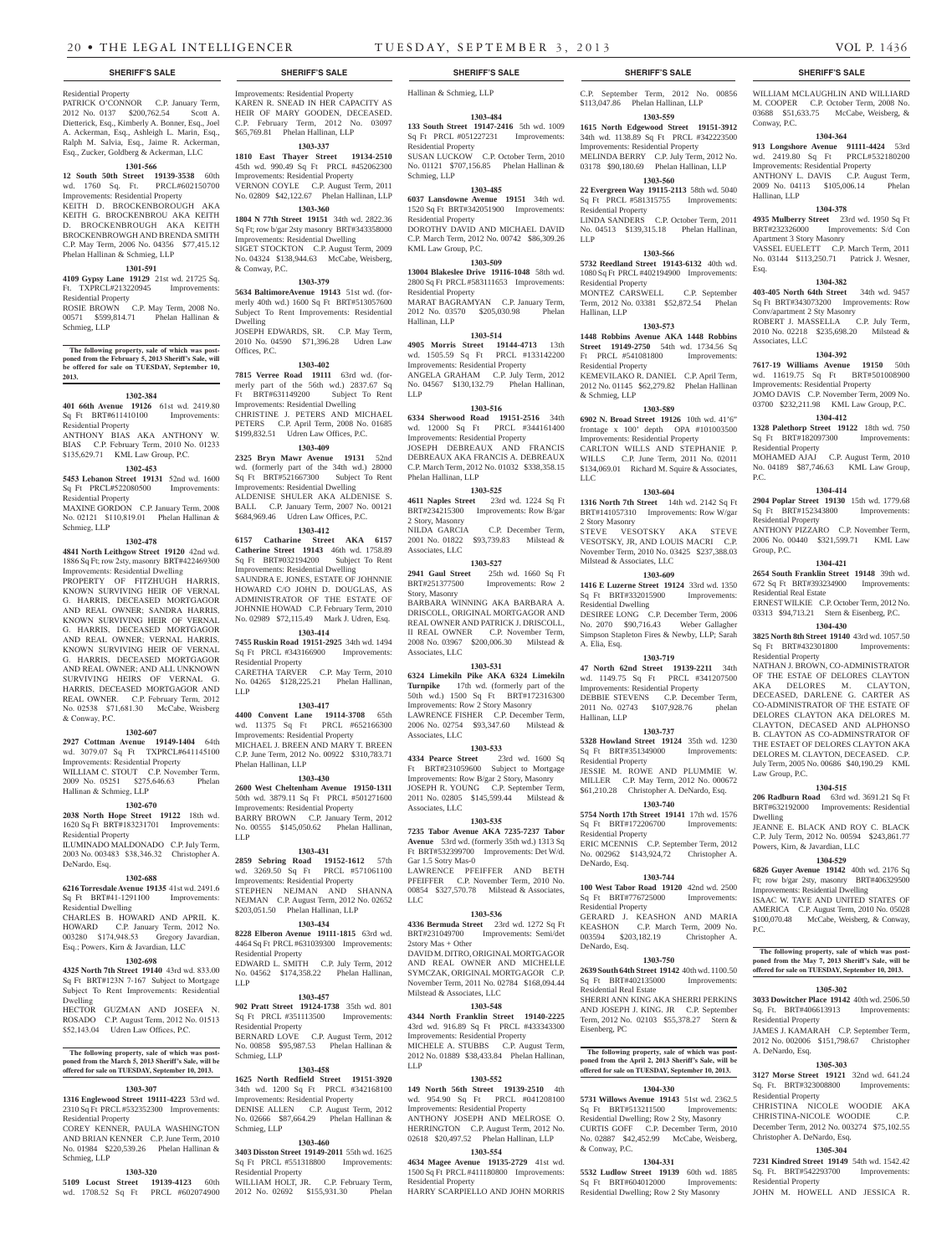## SHERIFF'S SALE

Residential Property

PATRICK O'CONNOR C.P. January Term, 2012 No. 0137 $200,762.54 Scott A. Dietterick, Esq., Kimberly A. Bonner, Esq., Joel A. Ackerman, Esq., Ashleigh L. Marin, Esq., Ralph M. Salvia, Esq., Jaime R. Ackerman, Esq., Zucker, Goldberg & Ackerman, LLC

**1301-566**

**12 South 50th Street 19139-3538** 60th wd. 1760 Sq. Ft. PRCL#602150700 Improvements: Residential Property

KEITH D. BROCKENBOROUGH AKA KEITH G. BROCKENBROU AKA KEITH D. BROCKENBROUGH AKA KEITH BROCKENBROWGH AND BRENDA SMITH C.P. May Term, 2006 No. 04356 $77,415.12 Phelan Hallinan & Schmieg, LLP

**1301-591**

**4109 Gypsy Lane 19129** 21st wd. 21725 Sq. Ft. TXPRCL#213220945 Improvements: Residential Property

ROSIE BROWN C.P. May Term, 2008 No. 00571 $599,814.71 Phelan Hallinan & Schmieg, LLP

**The following property, sale of which was postponed from the February 5, 2013 Sheriff's Sale, will be offered for sale on TUESDAY, September 10, 2013.**

**1302-384**

**401 66th Avenue 19126** 61st wd. 2419.80 Sq Ft BRT#611410100 Improvements: Residential Property

ANTHONY BIAS AKA ANTHONY W. BIAS C.P. February Term, 2010 No. 01233 $135,629.71 KML Law Group, P.C.

**1302-453**

**5453 Lebanon Street 19131** 52nd wd. 1600 Sq Ft PRCL#522080500 Improvements: Residential Property

MAXINE GORDON C.P. January Term, 2008 No. 02121 $110,819.01 Phelan Hallinan & Schmieg, LLP

**1302-478**

**4841 North Leithgow Street 19120** 42nd wd. 1886 Sq Ft; row 2sty, masonry BRT#422469300 Improvements: Residential Dwelling

PROPERTY OF FITZHUGH HARRIS, KNOWN SURVIVING HEIR OF VERNAL G. HARRIS, DECEASED MORTGAGOR AND REAL OWNER; SANDRA HARRIS, KNOWN SURVIVING HEIR OF VERNAL G. HARRIS, DECEASED MORTGAGOR AND REAL OWNER; VERNAL HARRIS, KNOWN SURVIVING HEIR OF VERNAL G. HARRIS, DECEASED MORTGAGOR AND REAL OWNER; AND ALL UNKNOWN SURVIVING HEIRS OF VERNAL G. HARRIS, DECEASED MORTGAGOR AND REAL OWNER. C.P. February Term, 2012 No. 02538 $71,681.30 McCabe, Weisberg & Conway, P.C.

**1302-607**

**2927 Cottman Avenue 19149-1404** 64th wd. 3079.07 Sq Ft TXPRCL#641145100 Improvements: Residential Property

WILLIAM C. STOUT C.P. November Term, 2009 No. 05251 $275,646.63 Phelan Hallinan & Schmieg, LLP

**1302-670**

**2038 North Hope Street 19122** 18th wd. 1620 Sq Ft BRT#183231701 Improvements: Residential Property

ILUMINADO MALDONADO C.P. July Term, 2003 No. 003483 $38,346.32 Christopher A. DeNardo, Esq.

**1302-688**

**6216 Torresdale Avenue 19135** 41st wd. 2491.6 Sq Ft BRT#41-1291100 Improvements: Residential Dwelling

CHARLES B. HOWARD AND APRIL K. HOWARD C.P. January Term, 2012 No. 003280 $174,948.53 Gregory Javardian, Esq.; Powers, Kirn & Javardian, LLC

**1302-698**

**4325 North 7th Street 19140** 43rd wd. 833.00 Sq Ft BRT#123N 7-167 Subject to Mortgage Subject To Rent Improvements: Residential Dwelling

HECTOR GUZMAN AND JOSEFA N. ROSADO C.P. August Term, 2012 No. 01513 $52,143.04 Udren Law Offices, P.C.

**The following property, sale of which was postponed from the March 5, 2013 Sheriff's Sale, will be offered for sale on TUESDAY, September 10, 2013.**

**1303-307**

**1316 Englewood Street 19111-4223** 53rd wd. 2310 Sq Ft PRCL#532352300 Improvements: Residential Property

COREY KENNER, PAULA WASHINGTON AND BRIAN KENNER C.P. June Term, 2010 No. 01984 $220,539.26 Phelan Hallinan & Schmieg, LLP

**1303-320**

**5109 Locust Street 19139-4123** 60th wd. 1708.52 Sq Ft PRCL #602074900 Improvements: Residential Property

KAREN R. SNEAD IN HER CAPACITY AS HEIR OF MARY GOODEN, DECEASED. C.P. February Term, 2012 No. 03097 $65,769.81 Phelan Hallinan, LLP

**1303-337**

**1810 East Thayer Street 19134-2510** 45th wd. 990.49 Sq Ft PRCL #452062300 Improvements: Residential Property

VERNON COYLE C.P. August Term, 2011 No. 02809 $42,122.67 Phelan Hallinan, LLP

**1303-360**

**1804 N 77th Street 19151** 34th wd. 2822.36 Sq Ft; row b/gar 2sty masonry BRT#343358000 Improvements: Residential Dwelling

SIGET STOCKTON C.P. August Term, 2009 No. 04324 $138,944.63 McCabe, Weisberg, & Conway, P.C.

**1303-379**

**5634 BaltimoreAvenue 19143** 51st wd. (formerly 40th wd.) 1600 Sq Ft BRT#513057600 Subject To Rent Improvements: Residential Dwelling

JOSEPH EDWARDS, SR. C.P. May Term, 2010 No. 04590 $71,396.28 Udren Law Offices, P.C.

**1303-402**

**7815 Verree Road 19111** 63rd wd. (formerly part of the 56th wd.) 2837.67 Sq Ft BRT#631149200 Subject To Rent Improvements: Residential Dwelling

CHRISTINE J. PETERS AND MICHAEL PETERS C.P. April Term, 2008 No. 01685 $199,832.51 Udren Law Offices, P.C.

**1303-409**

**2325 Bryn Mawr Avenue 19131** 52nd wd. (formerly part of the 34th wd.) 28000 Sq Ft BRT#521667300 Subject To Rent Improvements: Residential Dwelling

ALDENISE SHULER AKA ALDENISE S. BALL C.P. January Term, 2007 No. 00121 $684,969.46 Udren Law Offices, P.C.

**1303-412**

**6157 Catharine Street AKA 6157 Catherine Street 19143** 46th wd. 1758.89 Sq Ft BRT#032194200 Subject To Rent Improvements: Residential Dwelling

SAUNDRA E. JONES, ESTATE OF JOHNNIE HOWARD C/O JOHN D. DOUGLAS, AS ADMINISTRATOR OF THE ESTATE OF JOHNNIE HOWAD C.P. February Term, 2010 No. 02989 $72,115.49 Mark J. Udren, Esq.

**1303-414**

**7455 Ruskin Road 19151-2925** 34th wd. 1494 Sq Ft PRCL #343166900 Improvements: Residential Property

CARETHA TARVER C.P. May Term, 2010 No. 04265 $128,225.21 Phelan Hallinan, LLP

**1303-417**

**4400 Convent Lane 19114-3708** 65th wd. 11375 Sq Ft PRCL #652166300 Improvements: Residential Property

MICHAEL J. BREEN AND MARY T. BREEN C.P. June Term, 2012 No. 00922 $310,783.71 Phelan Hallinan, LLP

**1303-430**

**2600 West Cheltenham Avenue 19150-1311** 50th wd. 3879.11 Sq Ft PRCL #501271600 Improvements: Residential Property

BARRY BROWN C.P. January Term, 2012 No. 00555 $145,050.62 Phelan Hallinan, LLP

**1303-431**

**2859 Sebring Road 19152-1612** 57th wd. 3269.50 Sq Ft PRCL #571061100 Improvements: Residential Property

STEPHEN NEJMAN AND SHANNA NEJMAN C.P. August Term, 2012 No. 02652 $203,051.50 Phelan Hallinan, LLP

**1303-434**

**8228 Elberon Avenue 19111-1815** 63rd wd. 4464 Sq Ft PRCL #631039300 Improvements: Residential Property

EDWARD L. SMITH C.P. July Term, 2012 No. 04562 $174,358.22 Phelan Hallinan, LLP

**1303-457**

**902 Pratt Street 19124-1738** 35th wd. 801 Sq Ft PRCL #351113500 Improvements: Residential Property

BERNARD LOVE C.P. August Term, 2012 No. 00858 $95,987.53 Phelan Hallinan & Schmieg, LLP

**1303-458**

**1625 North Redfield Street 19151-3920** 34th wd. 1200 Sq Ft PRCL #342168100 Improvements: Residential Property

DENISE ALLEN C.P. August Term, 2012 No. 02666 $87,664.29 Phelan Hallinan & Schmieg, LLP

**1303-460**

**3403 Disston Street 19149-2011** 55th wd. 1625 Sq Ft PRCL #551318800 Improvements: Residential Property

WILLIAM HOLT, JR. C.P. February Term, 2012 No. 02692 $155,931.30 Phelan Hallinan & Schmieg, LLP

**1303-484**

**133 South Street 19147-2416** 5th wd. 1009 Sq Ft PRCL #051227231 Improvements: Residential Property

SUSAN LUCKOW C.P. October Term, 2010 No. 01121 $707,156.85 Phelan Hallinan & Schmieg, LLP

**1303-485**

**6037 Lansdowne Avenue 19151** 34th wd. 1520 Sq Ft BRT#342051900 Improvements: Residential Property

DOROTHY DAVID AND MICHAEL DAVID C.P. March Term, 2012 No. 00742 $86,309.26 KML Law Group, P.C.

**1303-509**

**13004 Blakeslee Drive 19116-1048** 58th wd. 2800 Sq Ft PRCL #583111653 Improvements: Residential Property

MARAT BAGRAMYAN C.P. January Term, 2012 No. 03570 $205,030.98 Phelan Hallinan, LLP

**1303-514**

**4905 Morris Street 19144-4713** 13th wd. 1505.59 Sq Ft PRCL #133142200 Improvements: Residential Property

ANGELA GRAHAM C.P. July Term, 2012 No. 04567 $130,132.79 Phelan Hallinan, LLP

**1303-516**

**6334 Sherwood Road 19151-2516** 34th wd. 12000 Sq Ft PRCL #344161400 Improvements: Residential Property

JOSEPH DEBREAUX AND FRANCIS DEBREAUX AKA FRANCIS A. DEBREAUX C.P. March Term, 2012 No. 01032 $338,358.15 Phelan Hallinan, LLP

**1303-525**

**4611 Naples Street** 23rd wd. 1224 Sq Ft BRT#234215300 Improvements: Row B/gar 2 Story, Masonry

NILDA GARCIA C.P. December Term, 2001 No. 01822 $93,739.83 Milstead & Associates, LLC

**1303-527**

**2941 Gaul Street** 25th wd. 1660 Sq Ft BRT#251377500 Improvements: Row 2 Story, Masonry

BARBARA WINNING AKA BARBARA A. DRISCOLL, ORIGINAL MORTGAGOR AND REAL OWNER AND PATRICK J. DRISCOLL, II REAL OWNER C.P. November Term, 2008 No. 03967 $200,006.30 Milstead & Associates, LLC

**1303-531**

**6324 Limekiln Pike AKA 6324 Limekiln Turnpike** 17th wd. (formerly part of the 50th wd.) 1500 Sq Ft BRT#172316300 Improvements: Row 2 Story Masonry

LAWRENCE FISHER C.P. December Term, 2006 No. 02754 $93,347.60 Milstead & Associates, LLC

**1303-533**

**4334 Pearce Street** 23rd wd. 1600 Sq Ft BRT#231059600 Subject to Mortgage Improvements: Row B/gar 2 Story, Masonry

JOSEPH R. YOUNG C.P. September Term, 2011 No. 02805 $145,599.44 Milstead & Associates, LLC

**1303-535**

**7235 Tabor Avenue AKA 7235-7237 Tabor Avenue** 53rd wd. (formerly 35th wd.) 1313 Sq Ft BRT#532399700 Improvements: Det W/d. Gar 1.5 Sotry Mas-0

LAWRENCE PFEIFFER AND BETH PFEIFFER C.P. November Term, 2010 No. 00854 $327,570.78 Milstead & Associates, LLC

**1303-536**

**4336 Bermuda Street** 23rd wd. 1272 Sq Ft BRT#231049700 Improvements: Semi/det 2story Mas + Other

DAVID M. DITRO, ORIGINAL MORTGAGOR AND REAL OWNER AND MICHELLE SYMCZAK, ORIGINAL MORTGAGOR C.P. November Term, 2011 No. 02784 $168,094.44 Milstead & Associates, LLC

**1303-548**

**4344 North Franklin Street 19140-2225** 43rd wd. 916.89 Sq Ft PRCL #433343300 Improvements: Residential Property

MICHELE A. STUBBS C.P. August Term, 2012 No. 01889 $38,433.84 Phelan Hallinan, LLP

**1303-552**

**149 North 56th Street 19139-2510** 4th wd. 954.90 Sq Ft PRCL #041208100 Improvements: Residential Property

ANTHONY JOSEPH AND MELROSE O. HERRINGTON C.P. August Term, 2012 No. 02618 $20,497.52 Phelan Hallinan, LLP

**1303-554**

**4634 Magee Avenue 19135-2729** 41st wd. 1500 Sq Ft PRCL #411180800 Improvements: Residential Property

HARRY SCARPIELLO AND JOHN MORRIS C.P. September Term, 2012 No. 00856 $113,047.86 Phelan Hallinan, LLP

**1303-559**

**1615 North Edgewood Street 19151-3912** 34th wd. 1138.89 Sq Ft PRCL #342223500 Improvements: Residential Property

MELINDA BERRY C.P. July Term, 2012 No. 03178 $90,180.69 Phelan Hallinan, LLP

**1303-560**

**22 Evergreen Way 19115-2113** 58th wd. 5040 Sq Ft PRCL #581315755 Improvements: Residential Property

LINDA SANDERS C.P. October Term, 2011 No. 04513 $139,315.18 Phelan Hallinan, LLP

**1303-566**

**5732 Reedland Street 19143-6132** 40th wd. 1080 Sq Ft PRCL #402194900 Improvements: Residential Property

MONTEZ CARSWELL C.P. September Term, 2012 No. 03381 $52,872.54 Phelan Hallinan, LLP

**1303-573**

**1448 Robbins Avenue AKA 1448 Robbins Street 19149-2750** 54th wd. 1734.56 Sq Ft PRCL #541081800 Improvements: Residential Property

KEMEVILAKO R. DANIEL C.P. April Term, 2012 No. 01145 $62,279.82 Phelan Hallinan & Schmieg, LLP

**1303-589**

**6902 N. Broad Street 19126** 10th wd. 41'6" frontage x 100' depth OPA #101003500 Improvements: Residential Property

CARLTON WILLS AND STEPHANIE P. WILLS C.P. June Term, 2011 No. 02011 $134,069.01 Richard M. Squire & Associates, LLC

**1303-604**

**1316 North 7th Street** 14th wd. 2142 Sq Ft BRT#141057310 Improvements: Row W/gar 2 Story Masonry

STEVE VESOTSKY AKA STEVE VESOTSKY, JR, AND LOUIS MACRI C.P. November Term, 2010 No. 03425 $237,388.03 Milstead & Associates, LLC

**1303-609**

**1416 E Luzerne Street 19124** 33rd wd. 1350 Sq Ft BRT#332015900 Improvements: Residential Dwelling

DESIREE LONG C.P. December Term, 2006 No. 2070 $90,716.43 Weber Gallagher Simpson Stapleton Fires & Newby, LLP; Sarah A. Elia, Esq.

**1303-719**

**47 North 62nd Street 19139-2211** 34th wd. 1149.75 Sq Ft PRCL #341207500 Improvements: Residential Property

DEBBIE STEVENS C.P. December Term, 2011 No. 02743 $107,928.76 phelan Hallinan, LLP

**1303-737**

**5328 Howland Street 19124** 35th wd. 1230 Sq Ft BRT#351349000 Improvements: Residential Property

JESSIE M. ROWE AND PLUMMIE W. MILLER C.P. May Term, 2012 No. 000672 $61,210.28 Christopher A. DeNardo, Esq.

**1303-740**

**5754 North 17th Street 19141** 17th wd. 1576 Sq Ft BRT#172206700 Improvements: Residential Property

ERIC MCENNIS C.P. September Term, 2012 No. 002962 $143,924,72 Christopher A. DeNardo, Esq.

**1303-744**

**100 West Tabor Road 19120** 42nd wd. 2500 Sq Ft BRT#776725000 Improvements: Residential Property

GERARD J. KEASHON AND MARIA KEASHON C.P. March Term, 2009 No. 003594 $203,182.19 Christopher A. DeNardo, Esq.

**1303-750**

**2639 South 64th Street 19142** 40th wd. 1100.50 Sq Ft BRT#402135000 Improvements: Residential Real Estate

SHERRI ANN KING AKA SHERRI PERKINS AND JOSEPH J. KING. JR C.P. September Term, 2012 No. 02103 $55,378.27 Stern & Eisenberg, PC

**The following property, sale of which was postponed from the April 2, 2013 Sheriff's Sale, will be offered for sale on TUESDAY, September 10, 2013.**

**1304-330**

**5731 Willows Avenue 19143** 51st wd. 2362.5 Sq Ft BRT#513211500 Improvements: Residential Dwelling; Row 2 Sty, Masonry

CURTIS GOFF C.P. December Term, 2010 No. 02887 $42,452.99 McCabe, Weisberg, & Conway, P.C.

**1304-331**

**5532 Ludlow Street 19139** 60th wd. 1885 Sq Ft BRT#604012000 Improvements: Residential Dwelling; Row 2 Sty Masonry

WILLIAM MCLAUGHLIN AND WILLIARD M. COOPER C.P. October Term, 2008 No. 03688 $51,633.75 McCabe, Weisberg, & Conway, P.C.

**1304-364**

**913 Longshore Avenue 91111-4424** 53rd wd. 2419.80 Sq Ft PRCL#532180200 Improvements: Residential Property

ANTHONY L. DAVIS C.P. August Term, 2009 No. 04113 $105,006.14 Phelan Hallinan, LLP

**1304-378**

**4935 Mulberry Street** 23rd wd. 1950 Sq Ft BRT#232326000 Improvements: S/d Con Apartment 3 Story Masonry

VASSEL EUELETT C.P. March Term, 2011 No. 03144 $113,250.71 Patrick J. Wesner, Esq.

**1304-382**

**403-405 North 64th Street** 34th wd. 9457 Sq Ft BRT#343073200 Improvements: Row Conv/apartment 2 Sty Masonry

ROBERT J. MASSELLA C.P. July Term, 2010 No. 02218 $235,698.20 Milstead & Associates, LLC

**1304-392**

**7617-19 Williams Avenue 19150** 50th wd. 11619.75 Sq Ft BRT#501008900 Improvements: Residential Property

JOMO DAVIS C.P. November Term, 2009 No. 03700 $232,211.98 KML Law Group, P.C.

**1304-412**

**1328 Palethorp Street 19122** 18th wd. 750 Sq Ft BRT#182097300 Improvements: Residential Property

MOHAMED AJAJ C.P. August Term, 2010 No. 04189 $87,746.63 KML Law Group, P.C.

**1304-414**

**2904 Poplar Street 19130** 15th wd. 1779.68 Sq Ft BRT#152343800 Improvements: Residential Property

ANTHONY PIZZARO C.P. November Term, 2006 No. 00440 $321,599.71 KML Law Group, P.C.

**1304-421**

**2654 South Franklin Street 19148** 39th wd. 672 Sq Ft BRT#393234900 Improvements: Residential Real Estate

ERNEST WILKIE C.P. October Term, 2012 No. 03313 $94,713.21 Stern & Eisenberg, P.C.

**1304-430**

**3825 North 8th Street 19140** 43rd wd. 1057.50 Sq Ft BRT#432301800 Improvements: Residential Property

NATHAN J. BROWN, CO-ADMINISTRATOR OF THE ESTAE OF DELORES CLAYTON AKA DELORES M. CLAYTON, DECEASED, DARLENE G. CARTER AS CO-ADMINISTRATOR OF THE ESTATE OF DELORES CLAYTON AKA DELORES M. CLAYTON, DECASED AND ALPHONSO B. CLAYTON AS CO-ADMINSTRATOR OF THE ESTAET OF DELORES CLAYTON AKA DELORES M. CLAYTON, DECEASED. C.P. July Term, 2005 No. 00686 $40,190.29 KML Law Group, P.C.

**1304-515**

**206 Radburn Road** 63rd wd. 3691.21 Sq Ft BRT#632192000 Improvements: Residential Dwelling

JEANNE E. BLACK AND ROY C. BLACK C.P. July Term, 2012 No. 00594 $243,861.77 Powers, Kirn, & Javardian, LLC

**1304-529**

**6826 Guyer Avenue 19142** 40th wd. 2176 Sq Ft; row b/gar 2sty, masonry BRT#406329500 Improvements: Residential Dwelling

ISAAC W. TAYE AND UNITED STATES OF AMERICA C.P. August Term, 2010 No. 05028 $100,070.48 McCabe, Weisberg, & Conway, P.C.

**The following property, sale of which was postponed from the May 7, 2013 Sheriff's Sale, will be offered for sale on TUESDAY, September 10, 2013.**

**1305-302**

**3033 Dowitcher Place 19142** 40th wd. 2506.50 Sq. Ft. BRT#406613913 Improvements: Residential Property

JAMES J. KAMARAH C.P. September Term, 2012 No. 002006 $151,798.67 Christopher A. DeNardo, Esq.

**1305-303**

**3127 Morse Street 19121** 32nd wd. 641.24 Sq. Ft. BRT#323008800 Improvements: Residential Property

CHRISTINA NICOLE WOODIE AKA CHRISTINA-NICOLE WOODIE C.P. December Term, 2012 No. 003274 $75,102.55 Christopher A. DeNardo, Esq.

**1305-304**

**7231 Kindred Street 19149** 54th wd. 1542.42 Sq. Ft. BRT#542293700 Improvements: Residential Property

JOHN M. HOWELL AND JESSICA R.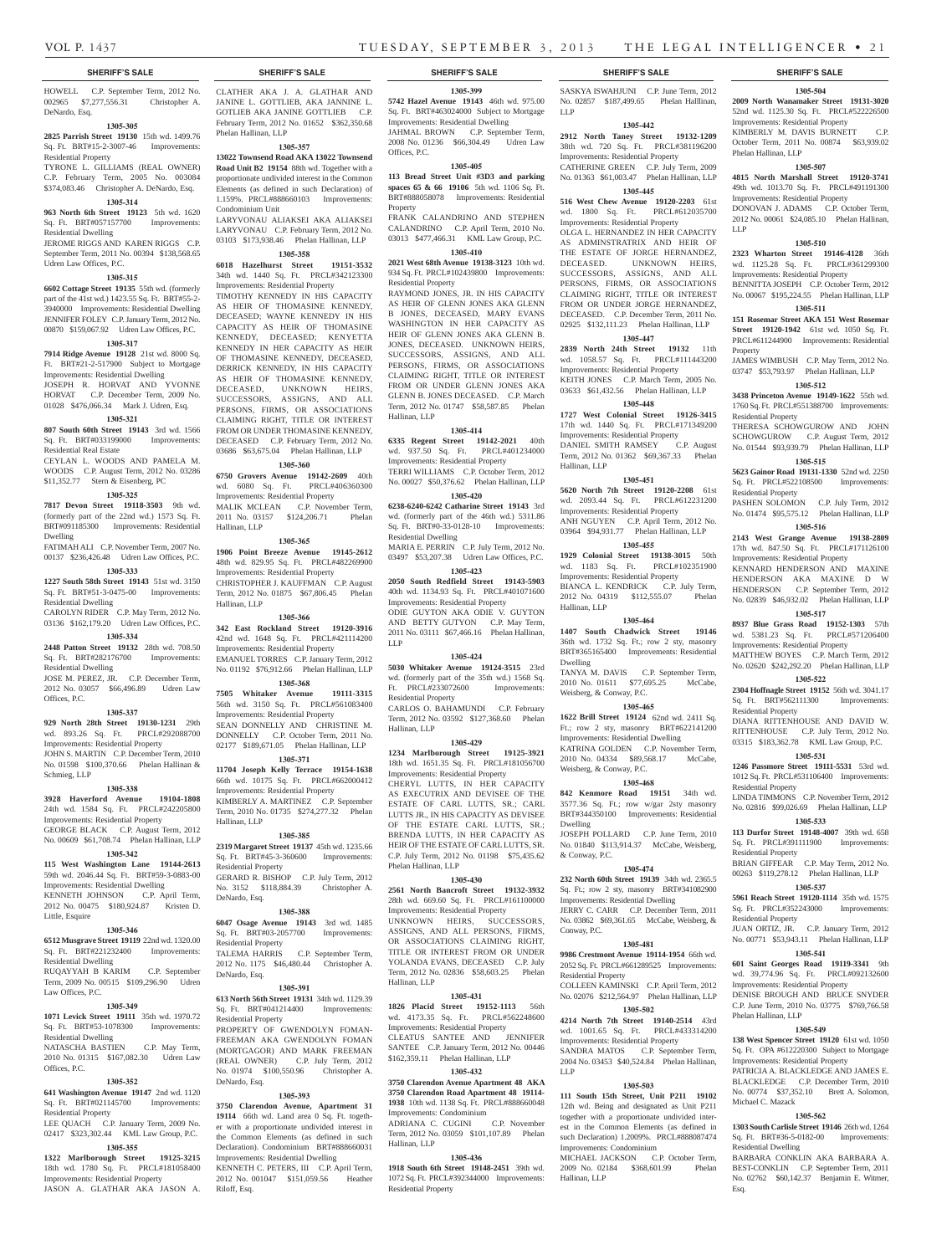HOWELL C.P. September Term, 2012 No. 002965 $7,277,556.31 Christopher A. DeNardo, Esq.

**1305-305**

**2825 Parrish Street 19130** 15th wd. 1499.76 Sq. Ft. BRT#15-2-3007-46 Improvements: Residential Property

TYRONE L. GILLIAMS (REAL OWNER) C.P. February Term, 2005 No. 003084 $374,083.46 Christopher A. DeNardo, Esq.

**1305-314**

**963 North 6th Street 19123** 5th wd. 1620 Sq. Ft. BRT#057157700 Improvements: Residential Dwelling

JEROME RIGGS AND KAREN RIGGS C.P. September Term, 2011 No. 00394 $138,568.65 Udren Law Offices, P.C.

**1305-315**

**6602 Cottage Street 19135** 55th wd. (formerly part of the 41st wd.) 1423.55 Sq. Ft. BRT#55-2-3940000 Improvements: Residential Dwelling

JENNIFER FOLEY C.P. January Term, 2012 No. 00870 $159,067.92 Udren Law Offices, P.C.

**1305-317**

**7914 Ridge Avenue 19128** 21st wd. 8000 Sq. Ft. BRT#21-2-517900 Subject to Mortgage Improvements: Residential Dwelling

JOSEPH R. HORVAT AND YVONNE HORVAT C.P. December Term, 2009 No. 01028 $476,066.34 Mark J. Udren, Esq.

**1305-321**

**807 South 60th Street 19143** 3rd wd. 1566 Sq. Ft. BRT#033199000 Improvements: Residential Real Estate

CEYLAN L. WOODS AND PAMELA M. WOODS C.P. August Term, 2012 No. 03286 $11,352.77 Stern & Eisenberg, PC

**1305-325**

**7817 Devon Street 19118-3503** 9th wd. (formerly part of the 22nd wd.) 1573 Sq. Ft. BRT#091185300 Improvements: Residential Dwelling

FATIMAH ALI C.P. November Term, 2007 No. 00137 $236,426.48 Udren Law Offices, P.C.

**1305-333**

**1227 South 58th Street 19143** 51st wd. 3150 Sq. Ft. BRT#51-3-0475-00 Improvements: Residential Dwelling

CAROLYN RIDER C.P. May Term, 2012 No. 03136 $162,179.20 Udren Law Offices, P.C.

**1305-334**

**2448 Patton Street 19132** 28th wd. 708.50 Sq. Ft. BRT#282176700 Improvements: Residential Dwelling

JOSE M. PEREZ, JR. C.P. December Term, 2012 No. 03057 $66,496.89 Udren Law Offices, P.C.

**1305-337**

**929 North 28th Street 19130-1231** 29th wd. 893.26 Sq. Ft. PRCL#292088700 Improvements: Residential Property

JOHN S. MARTIN C.P. December Term, 2010 No. 01598 $100,370.66 Phelan Hallinan & Schmieg, LLP

**1305-338**

**3928 Haverford Avenue 19104-1808** 24th wd. 1584 Sq. Ft. PRCL#242205800 Improvements: Residential Property

GEORGE BLACK C.P. August Term, 2012 No. 00609 $61,708.74 Phelan Hallinan, LLP

**1305-342**

**115 West Washington Lane 19144-2613** 59th wd. 2046.44 Sq. Ft. BRT#59-3-0883-00 Improvements: Residential Dwelling

KENNETH JOHNSON C.P. April Term, 2012 No. 00475 $180,924.87 Kristen D. Little, Esquire

**1305-346**

**6512 Musgrave Street 19119** 22nd wd. 1320.00 Sq. Ft. BRT#221232400 Improvements: Residential Dwelling

RUQAYYAH B KARIM C.P. September Term, 2009 No. 00515 $109,296.90 Udren Law Offices, P.C.

**1305-349**

**1071 Levick Street 19111** 35th wd. 1970.72 Sq. Ft. BRT#53-1078300 Improvements: Residential Dwelling

NATASCHA BASTIEN C.P. May Term, 2010 No. 01315 $167,082.30 Udren Law Offices, P.C.

**1305-352**

**641 Washington Avenue 19147** 2nd wd. 1120 Sq. Ft. BRT#021145700 Improvements: Residential Property

LEE QUACH C.P. January Term, 2009 No. 02417 $323,302.44 KML Law Group, P.C.

**1305-355**

**1322 Marlborough Street 19125-3215** 18th wd. 1780 Sq. Ft. PRCL#181058400 Improvements: Residential Property

JASON A. GLATHAR AKA JASON A. CLATHER AKA J. A. GLATHAR AND JANINE L. GOTTLIEB, AKA JANNINE L. GOTLIEB AKA JANINE GOTTLIEB C.P. February Term, 2012 No. 01652 $362,350.68 Phelan Hallinan, LLP

**1305-357**

**13022 Townsend Road AKA 13022 Townsend Road Unit B2 19154** 88th wd. Together with a proportionate undivided interest in the Common Elements (as defined in such Declaration) of 1.159%. PRCL#888660103 Improvements: Condominium Unit

LARYVONAU ALIAKSEI AKA ALIAKSEI LARYVONAU C.P. February Term, 2012 No. 03103 $173,938.46 Phelan Hallinan, LLP

**1305-358**

**6018 Hazelhurst Street 19151-3532** 34th wd. 1440 Sq. Ft. PRCL#342123300 Improvements: Residential Property

TIMOTHY KENNEDY IN HIS CAPACITY AS HEIR OF THOMASINE KENNEDY, DECEASED; WAYNE KENNEDY IN HIS CAPACITY AS HEIR OF THOMASINE KENNEDY, DECEASED; KENYETTA KENNEDY IN HER CAPACITY AS HEIR OF THOMASINE KENNEDY, DECEASED, DERRICK KENNEDY, IN HIS CAPACITY AS HEIR OF THOMASINE KENNEDY, DECEASED, UNKNOWN HEIRS, SUCCESSORS, ASSIGNS, AND ALL PERSONS, FIRMS, OR ASSOCIATIONS CLAIMING RIGHT, TITLE OR INTEREST FROM OR UNDER THOMASINE KENNEDY, DECEASED C.P. February Term, 2012 No. 03686 $63,675.04 Phelan Hallinan, LLP

**1305-360**

**6750 Grovers Avenue 19142-2609** 40th wd. 6080 Sq. Ft. PRCL#406360300 Improvements: Residential Property

MALIK MCLEAN C.P. November Term, 2011 No. 03157 $124,206.71 Phelan Hallinan, LLP

**1305-365**

**1906 Point Breeze Avenue 19145-2612** 48th wd. 829.95 Sq. Ft. PRCL#482269900 Improvements: Residential Property

CHRISTOPHER J. KAUFFMAN C.P. August Term, 2012 No. 01875 $67,806.45 Phelan Hallinan, LLP

**1305-366**

**342 East Rockland Street 19120-3916** 42nd wd. 1648 Sq. Ft. PRCL#421114200 Improvements: Residential Property

EMANUEL TORRES C.P. January Term, 2012 No. 01192 $76,912.66 Phelan Hallinan, LLP

**1305-368**

**7505 Whitaker Avenue 19111-3315** 56th wd. 3150 Sq. Ft. PRCL#561083400 Improvements: Residential Property

SEAN DONNELLY AND CHRISTINE M. DONNELLY C.P. October Term, 2011 No. 02177 $189,671.05 Phelan Hallinan, LLP

**1305-371**

**11704 Joseph Kelly Terrace 19154-1638** 66th wd. 10175 Sq. Ft. PRCL#662000412 Improvements: Residential Property

KIMBERLY A. MARTINEZ C.P. September Term, 2010 No. 01735 $274,277.32 Phelan Hallinan, LLP

**1305-385**

**2319 Margaret Street 19137** 45th wd. 1235.66 Sq. Ft. BRT#45-3-360600 Improvements: Residential Property

GERARD R. BISHOP C.P. July Term, 2012 No. 3152 $118,884.39 Christopher A. DeNardo, Esq.

**1305-388**

**6047 Osage Avenue 19143** 3rd wd. 1485 Sq. Ft. BRT#03-2057700 Improvements: Residential Property

TALEMA HARRIS C.P. September Term, 2012 No. 1175 $46,480.44 Christopher A. DeNardo, Esq.

**1305-391**

**613 North 56th Street 19131** 34th wd. 1129.39 Sq. Ft. BRT#041214400 Improvements: Residential Property

PROPERTY OF GWENDOLYN FOMAN-FREEMAN AKA GWENDOLYN FOMAN (MORTGAGOR) AND MARK FREEMAN (REAL OWNER) C.P. July Term, 2012 No. 01974 $100,550.96 Christopher A. DeNardo, Esq.

**1305-393**

**3750 Clarendon Avenue, Apartment 31 19114** 66th wd. Land area 0 Sq. Ft. together with a proportionate undivided interest in the Common Elements (as defined in such Declaration). Condominium BRT#888660031 Improvements: Residential Dwelling

KENNETH C. PETERS, III C.P. April Term, 2012 No. 001047 $151,059.56 Heather Riloff, Esq.

**1305-399**

**5742 Hazel Avenue 19143** 46th wd. 975.00 Sq. Ft. BRT#463024000 Subject to Mortgage Improvements: Residential Dwelling

JAHMAL BROWN C.P. September Term, 2008 No. 01236 $66,304.49 Udren Law Offices, P.C.

**1305-405**

**113 Bread Street Unit #3D3 and parking spaces 65 & 66 19106** 5th wd. 1106 Sq. Ft. BRT#888058078 Improvements: Residential Property

FRANK CALANDRINO AND STEPHEN CALANDRINO C.P. April Term, 2010 No. 03013 $477,466.31 KML Law Group, P.C.

**1305-410**

**2021 West 68th Avenue 19138-3123** 10th wd. 934 Sq. Ft. PRCL#102439800 Improvements: Residential Property

RAYMOND JONES, JR. IN HIS CAPACITY AS HEIR OF GLENN JONES AKA GLENN B JONES, DECEASED, MARY EVANS WASHINGTON IN HER CAPACITY AS HEIR OF GLENN JONES AKA GLENN B. JONES, DECEASED. UNKNOWN HEIRS, SUCCESSORS, ASSIGNS, AND ALL PERSONS, FIRMS, OR ASSOCIATIONS CLAIMING RIGHT, TITLE OR INTEREST FROM OR UNDER GLENN JONES AKA GLENN B. JONES DECEASED. C.P. March Term, 2012 No. 01747 $58,587.85 Phelan Hallinan, LLP

**1305-414**

**6335 Regent Street 19142-2021** 40th wd. 937.50 Sq. Ft. PRCL#401234000 Improvements: Residential Property

TERRI WILLIAMS C.P. October Term, 2012 No. 00027 $50,376.62 Phelan Hallinan, LLP

**1305-420**

**6238-6240-6242 Catharine Street 19143** 3rd wd. (formerly part of the 46th wd.) 5311.86 Sq. Ft. BRT#0-33-0128-10 Improvements: Residential Dwelling

MARIA E. PERRIN C.P. July Term, 2012 No. 03497 $53,207.38 Udren Law Offices, P.C.

**1305-423**

**2050 South Redfield Street 19143-5903** 40th wd. 1134.93 Sq. Ft. PRCL#401071600 Improvements: Residential Property

ODIE GUYTON AKA ODIE V. GUYTON AND BETTY GUTYON C.P. May Term, 2011 No. 03111 $67,466.16 Phelan Hallinan, LLP

**1305-424**

**5030 Whitaker Avenue 19124-3515** 23rd wd. (formerly part of the 35th wd.) 1568 Sq. Ft. PRCL#233072600 Improvements: Residential Property

CARLOS O. BAHAMUNDI C.P. February Term, 2012 No. 03592 $127,368.60 Phelan Hallinan, LLP

**1305-429**

**1234 Marlborough Street 19125-3921** 18th wd. 1651.35 Sq. Ft. PRCL#181056700 Improvements: Residential Property

CHERYL LUTTS, IN HER CAPACITY AS EXECUTRIX AND DEVISEE OF THE ESTATE OF CARL LUTTS, SR.; CARL LUTTS JR., IN HIS CAPACITY AS DEVISEE OF THE ESTATE CARL LUTTS, SR.; BRENDA LUTTS, IN HER CAPACITY AS HEIR OF THE ESTATE OF CARL LUTTS, SR. C.P. July Term, 2012 No. 01198 $75,435.62 Phelan Hallinan, LLP

**1305-430**

**2561 North Bancroft Street 19132-3932** 28th wd. 669.60 Sq. Ft. PRCL#161100000 Improvements: Residential Property

UNKNOWN HEIRS, SUCCESSORS, ASSIGNS, AND ALL PERSONS, FIRMS, OR ASSOCIATIONS CLAIMING RIGHT, TITLE OR INTEREST FROM OR UNDER YOLANDA EVANS, DECEASED C.P. July Term, 2012 No. 02836 $58,603.25 Phelan Hallinan, LLP

**1305-431**

**1826 Placid Street 19152-1113** 56th wd. 4173.35 Sq. Ft. PRCL#562248600 Improvements: Residential Property

CLEATUS SANTEE AND JENNIFER SANTEE C.P. January Term, 2012 No. 00446 $162,359.11 Phelan Hallinan, LLP

**1305-432**

**3750 Clarendon Avenue Apartment 48 AKA 3750 Clarendon Road Apartment 48 19114-1938** 10th wd. 1138 Sq. Ft. PRCL#888660048 Improvements: Condominium

ADRIANA C. CUGINI C.P. November Term, 2012 No. 03059 $101,107.89 Phelan Hallinan, LLP

**1305-436**

**1918 South 6th Street 19148-2451** 39th wd. 1072 Sq. Ft. PRCL#392344000 Improvements: Residential Property

SASKYA ISWAHJUNI C.P. June Term, 2012 No. 02857 $187,499.65 Phelan Halllinan, LLP

**1305-442**

**2912 North Taney Street 19132-1209** 38th wd. 720 Sq. Ft. PRCL#381196200 Improvements: Residential Property

CATHERINE GREEN C.P. July Term, 2009 No. 01363 $61,003.47 Phelan Hallinan, LLP

**1305-445**

**516 West Chew Avenue 19120-2203** 61st wd. 1800 Sq. Ft. PRCL#612035700 Improvements: Residential Property

OLGA L. HERNANDEZ IN HER CAPACITY AS ADMINSTRATRIX AND HEIR OF THE ESTATE OF JORGE HERNANDEZ, DECEASED. UNKNOWN HEIRS, SUCCESSORS, ASSIGNS, AND ALL PERSONS, FIRMS, OR ASSOCIATIONS CLAIMING RIGHT, TITLE OR INTEREST FROM OR UNDER JORGE HERNANDEZ, DECEASED. C.P. December Term, 2011 No. 02925 $132,111.23 Phelan Hallinan, LLP

**1305-447**

**2839 North 24th Street 19132** 11th wd. 1058.57 Sq. Ft. PRCL#111443200 Improvements: Residential Property

KEITH JONES C.P. March Term, 2005 No. 03633 $61,432.56 Phelan Hallinan, LLP

**1305-448**

**1727 West Colonial Street 19126-3415** 17th wd. 1440 Sq. Ft. PRCL#171349200 Improvements: Residential Property

DANIEL SMITH RAMSEY C.P. August Term, 2012 No. 01362 $69,367.33 Phelan Hallinan, LLP

**1305-451**

**5620 North 7th Street 19120-2208** 61st wd. 2093.44 Sq. Ft. PRCL#612231200 Improvements: Residential Property

ANH NGUYEN C.P. April Term, 2012 No. 03964 $94,931.77 Phelan Hallinan, LLP

**1305-455**

**1929 Colonial Street 19138-3015** 50th wd. 1183 Sq. Ft. PRCL#102351900 Improvements: Residential Property

BIANCA L. KENDRICK C.P. July Term, 2012 No. 04319 $112,555.07 Phelan Hallinan, LLP

**1305-464**

**1407 South Chadwick Street 19146** 36th wd. 1732 Sq. Ft.; row 2 sty, masonry BRT#365165400 Improvements: Residential Dwelling

TANYA M. DAVIS C.P. September Term, 2010 No. 01611 $77,695.25 McCabe, Weisberg, & Conway, P.C.

**1305-465**

**1622 Brill Street 19124** 62nd wd. 2411 Sq. Ft.; row 2 sty, masonry BRT#622141200 Improvements: Residential Dwelling

KATRINA GOLDEN C.P. November Term, 2010 No. 04334 $89,568.17 McCabe, Weisberg, & Conway, P.C.

**1305-468**

**842 Kenmore Road 19151** 34th wd. 3577.36 Sq. Ft.; row w/gar 2sty masonry BRT#344350100 Improvements: Residential Dwelling

JOSEPH POLLARD C.P. June Term, 2010 No. 01840 $113,914.37 McCabe, Weisberg, & Conway, P.C.

**1305-474**

**232 North 60th Street 19139** 34th wd. 2365.5 Sq. Ft.; row 2 sty, masonry BRT#341082900 Improvements: Residential Dwelling

JERRY C. CARR C.P. December Term, 2011 No. 03862 $69,361.65 McCabe, Weisberg, & Conway, P.C.

**1305-481**

**9986 Crestmont Avenue 19114-1954** 66th wd. 2052 Sq. Ft. PRCL#661289525 Improvements: Residential Property

COLLEEN KAMINSKI C.P. April Term, 2012 No. 02076 $212,564.97 Phelan Hallinan, LLP

**1305-502**

**4214 North 7th Street 19140-2514** 43rd wd. 1001.65 Sq. Ft. PRCL#433314200 Improvements: Residential Property

SANDRA MATOS C.P. September Term, 2004 No. 03453 $40,524.84 Phelan Hallinan, LLP

**1305-503**

**111 South 15th Street, Unit P211 19102** 12th wd. Being and designated as Unit P211 together with a proportionate undivided interest in the Common Elements (as defined in such Declaration) 1.2009%. PRCL#888087474 Improvements: Condominium

MICHAEL JACKSON C.P. October Term, 2009 No. 02184 $368,601.99 Phelan Hallinan, LLP

**1305-504**

**2009 North Wanamaker Street 19131-3020** 52nd wd. 1125.30 Sq. Ft. PRCL#522226500 Improvements: Residential Property

KIMBERLY M. DAVIS BURNETT C.P. October Term, 2011 No. 00874 $63,939.02 Phelan Hallinan, LLP

**1305-507**

**4815 North Marshall Street 19120-3741** 49th wd. 1013.70 Sq. Ft. PRCL#491191300 Improvements: Residential Property

DONOVAN J. ADAMS C.P. October Term, 2012 No. 00061 $24,085.10 Phelan Hallinan, LLP

**1305-510**

**2323 Wharton Street 19146-4128** 36th wd. 1125.28 Sq. Ft. PRCL#361299300 Improvements: Residential Property

BENNITTA JOSEPH C.P. October Term, 2012 No. 00067 $195,224.55 Phelan Hallinan, LLP

**1305-511**

**151 Rosemar Street AKA 151 West Rosemar Street 19120-1942** 61st wd. 1050 Sq. Ft. PRCL#611244900 Improvements: Residential Property

JAMES WIMBUSH C.P. May Term, 2012 No. 03747 $53,793.97 Phelan Hallinan, LLP

**1305-512**

**3438 Princeton Avenue 19149-1622** 55th wd. 1760 Sq. Ft. PRCL#551388700 Improvements: Residential Property

THERESA SCHOWGUROW AND JOHN SCHOWGUROW C.P. August Term, 2012 No. 01544 $93,939.79 Phelan Hallinan, LLP

**1305-515**

**5623 Gainor Road 19131-1330** 52nd wd. 2250 Sq. Ft. PRCL#522108500 Improvements: Residential Property

PASHEN SOLOMON C.P. July Term, 2012 No. 01474 $95,575.12 Phelan Hallinan, LLP

**1305-516**

**2143 West Grange Avenue 19138-2809** 17th wd. 847.50 Sq. Ft. PRCL#171126100 Improvements: Residential Property

KENNARD HENDERSON AND MAXINE HENDERSON AKA MAXINE D W HENDERSON C.P. September Term, 2012 No. 02839 $46,932.02 Phelan Hallinan, LLP

**1305-517**

**8937 Blue Grass Road 19152-1303** 57th wd. 5381.23 Sq. Ft. PRCL#571206400 Improvements: Residential Property

MATTHEW BOYES C.P. March Term, 2012 No. 02620 $242,292.20 Phelan Hallinan, LLP

**1305-522**

**2304 Hoffnagle Street 19152** 56th wd. 3041.17 Sq. Ft. BRT#562111300 Improvements: Residential Property

DIANA RITTENHOUSE AND DAVID W. RITTENHOUSE C.P. July Term, 2012 No. 03315 $183,362.78 KML Law Group, P.C.

**1305-531**

**1246 Passmore Street 19111-5531** 53rd wd. 1012 Sq. Ft. PRCL#531106400 Improvements: Residential Property

LINDA TIMMONS C.P. November Term, 2012 No. 02816 $99,026.69 Phelan Hallinan, LLP

**1305-533**

**113 Durfor Street 19148-4007** 39th wd. 658 Sq. Ft. PRCL#391111900 Improvements: Residential Property

BRIAN GIFFEAR C.P. May Term, 2012 No. 00263 $119,278.12 Phelan Hallinan, LLP

**1305-537**

**5961 Reach Street 19120-1114** 35th wd. 1575 Sq. Ft. PRCL#352243000 Improvements: Residential Property

JUAN ORTIZ, JR. C.P. January Term, 2012 No. 00771 $53,943.11 Phelan Hallinan, LLP

**1305-541**

**601 Saint Georges Road 19119-3341** 9th wd. 39,774.96 Sq. Ft. PRCL#092132600 Improvements: Residential Property

DENISE BROUGH AND BRUCE SNYDER C.P. June Term, 2010 No. 03775 $769,766.58 Phelan Hallinan, LLP

**1305-549**

**138 West Spencer Street 19120** 61st wd. 1050 Sq. Ft. PRCL OPA #612220300 Subject to Mortgage Improvements: Residential Property

PATRICIA A. BLACKLEDGE AND JAMES E. BLACKLEDGE C.P. December Term, 2010 No. 00774 $37,352.10 Brett A. Solomon, Michael C. Mazack

**1305-562**

**1303 South Carlisle Street 19146** 26th wd. 1264 Sq. Ft. BRT#36-5-0182-00 Improvements: Residential Dwelling

BARBARA CONKLIN AKA BARBARA A. BEST-CONKLIN C.P. September Term, 2011 No. 02762 $60,142.37 Benjamin E. Witmer, Esq.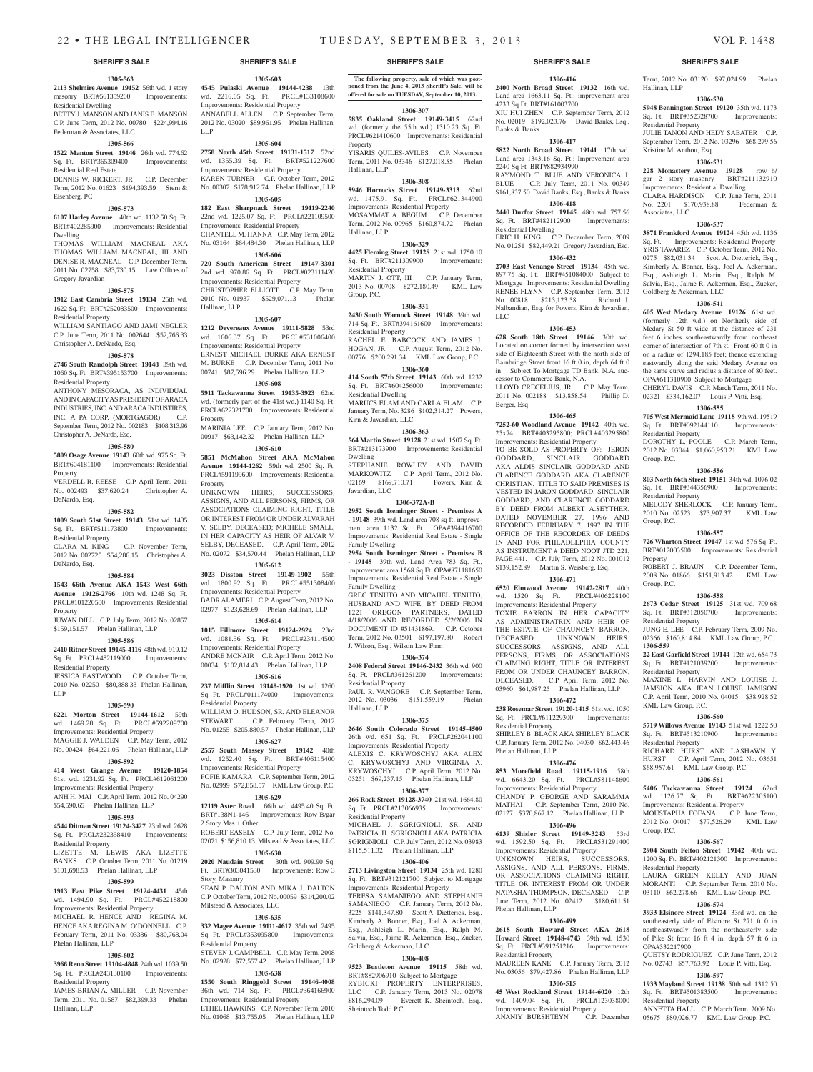## SHERIFF'S SALE

**1305-563**
**2113 Shelmire Avenue 19152** 56th wd. 1 story masonry BRT#561359200 Improvements: Residential Dwelling
BETTY J. MANSON AND JANIS E. MANSON C.P. June Term, 2012 No. 00780 $224,994.16 Federman & Associates, LLC

**1305-566**
**1522 Manton Street 19146** 26th wd. 774.62 Sq. Ft. BRT#365309400 Improvements: Residential Real Estate
DENNIS W. RICKERT, JR C.P. December Term, 2012 No. 01623 $194,393.59 Stern & Eisenberg, PC

**1305-573**
**6107 Harley Avenue** 40th wd. 1132.50 Sq. Ft. BRT#402285900 Improvements: Residential Dwelling
THOMAS WILLIAM MACNEAL AKA THOMAS WILLIAM MACNEAL, III AND DENISE R. MACNEAL C.P. December Term, 2011 No. 02758 $83,730.15 Law Offices of Gregory Javardian

**1305-575**
**1912 East Cambria Street 19134** 25th wd. 1622 Sq. Ft. BRT#252083500 Improvements: Residential Property
WILLIAM SANTIAGO AND JAMI NEGLER C.P. June Term, 2011 No. 002644 $52,766.33 Christopher A. DeNardo, Esq.

**1305-578**
**2746 South Randolph Street 19148** 39th wd. 1060 Sq. Ft. BRT#395153700 Improvements: Residential Property
ANTHONY MESORACA, AS INDIVIDUAL AND IN CAPACITY AS PRESIDENT OF ARACA INDUSTRIES, INC. AND ARACA INDUSTRIES, INC. A PA CORP. (MORTGAGOR) C.P. September Term, 2012 No. 002183 $108,313.96 Christopher A. DeNardo, Esq.

**1305-580**
**5809 Osage Avenue 19143** 60th wd. 975 Sq. Ft. BRT#604181100 Improvements: Residential Property
VERDELL R. REESE C.P. April Term, 2011 No. 002493 $37,620.24 Christopher A. DeNardo, Esq.

**1305-582**
**1009 South 51st Street 19143** 51st wd. 1435 Sq. Ft. BRT#511173800 Improvements: Residential Property
CLARA M. KING C.P. November Term, 2012 No. 002725 $54,286.15 Christopher A. DeNardo, Esq.

**1305-584**
**1543 66th Avenue AKA 1543 West 66th Avenue 19126-2766** 10th wd. 1248 Sq. Ft. PRCL#101220500 Improvements: Residential Property
JUWAN DILL C.P. July Term, 2012 No. 02857 $159,151.57 Phelan Hallinan, LLP

**1305-586**
**2410 Ritner Street 19145-4116** 48th wd. 919.12 Sq. Ft. PRCL#482119000 Improvements: Residential Property
JESSICA EASTWOOD C.P. October Term, 2010 No. 02250 $80,888.33 Phelan Hallinan, LLP

**1305-590**
**6221 Morton Street 19144-1612** 59th wd. 1469.28 Sq. Ft. PRCL#592209700 Improvements: Residential Property
MAGGIE J. WALDEN C.P. May Term, 2012 No. 00424 $64,221.06 Phelan Hallinan, LLP

**1305-592**
**414 West Grange Avenue 19120-1854** 61st wd. 1231.92 Sq. Ft. PRCL#612061200 Improvements: Residential Property
ANH H. MAI C.P. April Term, 2012 No. 04290 $54,590.65 Phelan Hallinan, LLP

**1305-593**
**4544 Ditman Street 19124-3427** 23rd wd. 2628 Sq. Ft. PRCL#232358410 Improvements: Residential Property
LIZETTE M. LEWIS AKA LIZETTE BANKS C.P. October Term, 2011 No. 01219 $101,698.53 Phelan Hallinan, LLP

**1305-599**
**1913 East Pike Street 19124-4431** 45th wd. 1494.90 Sq. Ft. PRCL#452218800 Improvements: Residential Property
MICHAEL R. HENCE AND REGINA M. HENCE AKA REGINA M. O'DONNELL C.P. February Term, 2011 No. 03386 $80,768.04 Phelan Hallinan, LLP

**1305-602**
**3966 Reno Street 19104-4848** 24th wd. 1039.50 Sq. Ft. PRCL#243130100 Improvements: Residential Property
JAMES-BRIAN A. MILLER C.P. November Term, 2011 No. 01587 $82,399.33 Phelan Hallinan, LLP

**1305-603**
**4545 Pulaski Avenue 19144-4238** 13th wd. 2216.05 Sq. Ft. PRCL#133108600 Improvements: Residential Property
ANNABELL ALLEN C.P. September Term, 2012 No. 03020 $89,961.95 Phelan Hallinan, LLP

**1305-604**
**2758 North 45th Street 19131-1517** 52nd wd. 1355.39 Sq. Ft. BRT#521227600 Improvements: Residential Property
KAREN TURNER C.P. October Term, 2012 No. 00307 $178,912.74 Phelan Hallinan, LLP

**1305-605**
**182 East Sharpnack Street 19119-2240** 22nd wd. 1225.07 Sq. Ft. PRCL#221109500 Improvements: Residential Property
CHANTELL M. HANNA C.P. May Term, 2012 No. 03164 $64,484.30 Phelan Hallinan, LLP

**1305-606**
**720 South American Street 19147-3301** 2nd wd. 970.86 Sq. Ft. PRCL#023111420 Improvements: Residential Property
CHRISTOPHER ELLIOTT C.P. May Term, 2010 No. 01937 $529,071.13 Phelan Hallinan, LLP

**1305-607**
**1212 Devereaux Avenue 19111-5828** 53rd wd. 1606.37 Sq. Ft. PRCL#531006400 Improvements: Residential Property
ERNEST MICHAEL BURKE AKA ERNEST M. BURKE C.P. December Term, 2011 No. 00741 $87,596.29 Phelan Hallinan, LLP

**1305-608**
**5911 Tackawanna Street 19135-3923** 62nd wd. (formerly part of the 41st wd.) 1140 Sq. Ft. PRCL#622321700 Improvements: Residential Property
MARINIA LEE C.P. January Term, 2012 No. 00917 $63,142.32 Phelan Hallinan, LLP

**1305-610**
**5851 McMahon Street AKA McMahon Avenue 19144-1262** 59th wd. 2500 Sq. Ft. PRCL#591199600 Improvements: Residential Property
UNKNOWN HEIRS, SUCCESSORS, ASSIGNS, AND ALL PERSONS, FIRMS, OR ASSOCIATIONS CLAIMING RIGHT, TITLE OR INTEREST FROM OR UNDER ALVARAH V. SELBY, DECEASED; MICHELE SMALL, IN HER CAPACITY AS HEIR OF ALVAR V. SELBY, DECEASED. C.P. April Term, 2012 No. 02072 $34,570.44 Phelan Hallinan, LLP

**1305-612**
**3023 Disston Street 19149-1902** 55th wd. 1800.92 Sq. Ft. PRCL#551308400 Improvements: Residential Property
BADR ALAMERI C.P. August Term, 2012 No. 02977 $123,628.69 Phelan Hallinan, LLP

**1305-614**
**1015 Fillmore Street 19124-2924** 23rd wd. 1081.56 Sq. Ft. PRCL#234114500 Improvements: Residential Property
ANDRE MCNAIR C.P. April Term, 2012 No. 00034 $102,814.43 Phelan Hallinan, LLP

**1305-616**
**237 Mifflin Street 19148-1920** 1st wd. 1260 Sq. Ft. PRCL#011174000 Improvements: Residential Property
WILLIAM O. HUDSON, SR. AND ELEANOR STEWART C.P. February Term, 2012 No. 01255 $205,880.57 Phelan Hallinan, LLP

**1305-627**
**2557 South Massey Street 19142** 40th wd. 1252.40 Sq. Ft. BRT#406115400 Improvements: Residential Property
FOFIE KAMARA C.P. September Term, 2012 No. 02999 $72,858.57 KML Law Group, P.C.

**1305-629**
**12119 Aster Road** 66th wd. 4495.40 Sq. Ft. BRT#138N1-146 Improvements: Row B/gar 2 Story Mas + Other
ROBERT EASELY C.P. July Term, 2012 No. 02071 $156,810.13 Milstead & Associates, LLC

**1305-630**
**2020 Naudain Street** 30th wd. 909.90 Sq. Ft. BRT#303041530 Improvements: Row 3 Story, Masonry
SEAN P. DALTON AND MIKA J. DALTON C.P. October Term, 2012 No. 00059 $314,200.02 Milstead & Associates, LLC

**1305-635**
**332 Magee Avenue 19111-4617** 35th wd. 2495 Sq. Ft. PRCL#353095800 Improvements: Residential Property
STEVEN J. CAMPBELL C.P. May Term, 2008 No. 02928 $72,557.42 Phelan Hallinan, LLP

**1305-638**
**1550 South Ringgold Street 19146-4008** 36th wd. 714 Sq. Ft. PRCL#364166900 Improvements: Residential Property
ETHEL HAWKINS C.P. November Term, 2010 No. 01068 $13,755.05 Phelan Hallinan, LLP

**The following property, sale of which was postponed from the June 4, 2013 Sheriff's Sale, will be offered for sale on TUESDAY, September 10, 2013.**

**1306-307**
**5835 Oakland Street 19149-3415** 62nd wd. (formerly the 55th wd.) 1310.23 Sq. Ft. PRCL#621410600 Improvements: Residential Property
YISARIS QUILES-AVILES C.P. November Term, 2011 No. 03346 $127,018.55 Phelan Hallinan, LLP

**1306-308**
**5946 Horrocks Street 19149-3313** 62nd wd. 1475.91 Sq. Ft. PRCL#621344900 Improvements: Residential Property
MOSAMMAT A. BEGUM C.P. December Term, 2012 No. 00965 $160,874.72 Phelan Hallinan, LLP

**1306-329**
**4425 Fleming Street 19128** 21st wd. 1750.10 Sq. Ft. BRT#211309900 Improvements: Residential Property
MARTIN J. OTT, III C.P. January Term, 2013 No. 00708 $272,180.49 KML Law Group, P.C.

**1306-331**
**2430 South Warnock Street 19148** 39th wd. 714 Sq. Ft. BRT#394161600 Improvements: Residential Property
RACHEL E. BABCOCK AND JAMES J. HOGAN, JR. C.P. August Term, 2012 No. 00776 $200,291.34 KML Law Group, P.C.

**1306-360**
**414 South 57th Street 19143** 60th wd. 1232 Sq. Ft. BRT#604256000 Improvements: Residential Dwelling
MARUCS ELAM AND CARLA ELAM C.P. January Term, No. 3286 $102,314.27 Powers, Kirn & Javardian, LLC

**1306-363**
**564 Martin Street 19128** 21st wd. 1507 Sq. Ft. BRT#213173900 Improvements: Residential Dwelling
STEPHANIE ROWLEY AND DAVID MARKOWITZ C.P. April Term, 2012 No. 02169 $169,710.71 Powers, Kirn & Javardian, LLC

**1306-372A-B**
**2952 South Iseminger Street - Premises A - 19148** 39th wd. Land area 708 sq ft; improvement area 1132 Sq. Ft. OPA#394416700 Improvements: Residential Real Estate - Single Family Dwelling
**2954 South Iseminger Street - Premises B - 19148** 39th wd. Land Area 783 Sq. Ft., improvement area 1568 Sq Ft OPA#871181650 Improvements: Residential Real Estate - Single Family Dwelling
GREG TENUTO AND MICAHEL TENUTO, HUSBAND AND WIFE, BY DEED FROM 1221 OREGON PARTNERS, DATED 4/18/2006 AND RECORDED 5/2/2006 IN DOCUMENT ID #51431869. C.P. October Term, 2012 No. 03501 $197,197.80 Robert J. Wilson, Esq., Wilson Law Firm

**1306-374**
**2408 Federal Street 19146-2432** 36th wd. 900 Sq. Ft. PRCL#361261200 Improvements: Residential Property
PAUL R. VANGORE C.P. September Term, 2012 No. 03036 $151,559.19 Phelan Hallinan, LLP

**1306-375**
**2646 South Colorado Street 19145-4509** 26th wd. 651 Sq. Ft. PRCL#262041100 Improvements: Residential Property
ALEXIS C. KRYWOSCHYJ AKA ALEX C. KRYWOSCHYJ AND VIRGINIA A. KRYWOSCHYJ C.P. April Term, 2012 No. 03251 $69,237.15 Phelan Hallinan, LLP

**1306-377**
**266 Rock Street 19128-3740** 21st wd. 1664.80 Sq. Ft. PRCL#213066935 Improvements: Residential Property
MICHAEL J. SGRIGNIOLI, SR. AND PATRICIA H. SGRIGNIOLI AKA PATRICIA SGRIGNIOLI C.P. July Term, 2012 No. 03983 $115,511.32 Phelan Hallinan, LLP

**1306-406**
**2713 Livingston Street 19134** 25th wd. 1280 Sq. Ft. BRT#312121700 Subject to Mortgage Improvements: Residential Property
TERESA SAMANIEGO AND STEPHANIE SAMANIEGO C.P. January Term, 2012 No. 3225 $141,347.80 Scott A. Dietterick, Esq., Kimberly A. Bonner, Esq., Joel A. Ackerman, Esq., Ashleigh L. Marin, Esq., Ralph M. Salvia, Esq., Jaime R. Ackerman, Esq., Zucker, Goldberg & Ackerman, LLC

**1306-408**
**9523 Bustleton Avenue 19115** 58th wd. BRT#882906910 Subject to Mortgage
RYBICKI PROPERTY ENTERPRISES, LLC C.P. January Term, 2013 No. 02078 $816,294.09 Everett K. Sheintoch, Esq., Sheintoch Todd P.C.

**1306-416**
**2400 North Broad Street 19132** 16th wd. Land area 1663.11 Sq. Ft.; improvement area 4233 Sq Ft BRT#161003700
XIU HUI ZHEN C.P. September Term, 2012 No. 02019 $192,023.76 David Banks, Esq., Banks & Banks

**1306-417**
**5822 North Broad Street 19141** 17th wd. Land area 1343.16 Sq. Ft.; Improvement area 2240 Sq Ft BRT#882934990
RAYMOND T. BLUE AND VERONICA I. BLUE C.P. July Term, 2011 No. 00349 $161,837.50 David Banks, Esq., Banks & Banks

**1306-418**
**2440 Durfor Street 19145** 48th wd. 757.56 Sq. Ft. BRT#482112900 Improvements: Residential Dwelling
ERIC H. KING C.P. December Term, 2009 No. 01251 $82,449.21 Gregory Javardian, Esq.

**1306-432**
**2703 East Venango Street 19134** 45th wd. 897.75 Sq. Ft. BRT#451084000 Subject to Mortgage Improvements: Residential Dwelling
RENEE FLYNN C.P. September Term, 2012 No. 00818 $213,123.58 Richard J. Nalbandian, Esq. for Powers, Kim & Javardian, LLC

**1306-453**
**628 South 18th Street 19146** 30th wd. Located on corner formed by intersection west side of Eighteenth Street with the north side of Bainbridge Street front 16 ft 0 in, depth 64 ft 0 in Subject To Mortgage TD Bank, N.A. successor to Commerce Bank, N.A.
LLOYD CRECELIUS, JR. C.P. May Term, 2011 No. 002188 $13,858.54 Phillip D. Berger, Esq.

**1306-465**
**7252-60 Woodland Avenue 19142** 40th wd. 25x74 BRT#403295800; PRCL#403295800 Improvements: Residential Property
TO BE SOLD AS PROPERTY OF: JERON GODDARD, SINCLAIR GODDARD AKA ALDIS SINCLAIR GODDARD AND CLARENCE GODDARD AKA CLARENCE CHRISTIAN. TITLE TO SAID PREMISES IS VESTED IN JARON GODDARD, SINCLAIR GODDARD, AND CLARENCE GODDARD BY DEED FROM ALBERT A.SEYTHER, DATED NOVEMBER 27, 1996 AND RECORDED FEBRUARY 7, 1997 IN THE OFFICE OF THE RECORDER OF DEEDS IN AND FOR PHILADELPHIA COUNTY AS INSTRUMENT # DEED NOOT JTD 221, PAGE 441. C.P. July Term, 2012 No. 001012 $139,152.89 Martin S. Weisberg, Esq.

**1306-471**
**6520 Elmwood Avenue 19142-2817** 40th wd. 1520 Sq. Ft. PRCL#406228100 Improvements: Residential Property
TOXIE BARRON IN HER CAPACITY AS ADMINISTRATRIX AND HEIR OF THE ESTATE OF CHAUNCEY BARRON, DECEASED. UNKNOWN HEIRS, SUCCESSORS, ASSIGNS, AND ALL PERSONS, FIRMS, OR ASSOCIATIONS CLAIMING RIGHT, TITLE OR INTEREST FROM OR UNDER CHAUNCEY BARRON, DECEASED. C.P. April Term, 2012 No. 03960 $61,987.25 Phelan Hallinan, LLP

**1306-472**
**238 Rosemar Street 19120-1415** 61st wd. 1050 Sq. Ft. PRCL#611229300 Improvements: Residential Property
SHIRLEY B. BLACK AKA SHIRLEY BLACK C.P. January Term, 2012 No. 04030 $62,443.46 Phelan Hallinan, LLP

**1306-476**
**853 Morefield Road 19115-1916** 58th wd. 6643.20 Sq. Ft. PRCL#581148600 Improvements: Residential Property
CHANDY P. GEORGE AND SARAMMA MATHAI C.P. September Term, 2010 No. 02127 $370,867.12 Phelan Hallinan, LLP

**1306-496**
**6139 Shisler Street 19149-3243** 53rd wd. 1592.50 Sq. Ft. PRCL#531291400 Improvements: Residential Property
UNKNOWN HEIRS, SUCCESSORS, ASSIGNS, AND ALL PERSONS, FIRMS, OR ASSOCIATIONS CLAIMING RIGHT, TITLE OR INTEREST FROM OR UNDER NATASHA THOMPSON, DECEASED C.P. June Term, 2012 No. 02412 $180,611.51 Phelan Hallinan, LLP

**1306-499**
**2618 South Howard Street AKA 2618 Howard Street 19148-4743** 39th wd. 1530 Sq. Ft. PRCL#391251216 Improvements: Residential Property
MAUREEN KANE C.P. January Term, 2012 No. 03056 $79,427.86 Phelan Hallinan, LLP

**1306-515**
**45 West Rockland Street 19144-6020** 12th wd. 1409.04 Sq. Ft. PRCL#123038000 Improvements: Residential Property
ANANIY BURSHTEYN C.P. December Term, 2012 No. 03120 $97,024.99 Phelan Hallinan, LLP

**1306-530**
**5948 Bennington Street 19120** 35th wd. 1173 Sq. Ft. BRT#352328700 Improvements: Residential Property
JULIE TANON AND HEDY SABATER C.P. September Term, 2012 No. 03296 $68,279.56 Kristine M. Anthou, Esq.

**1306-531**
**228 Monastery Avenue 19128** row b/gar 2 story masonry BRT#211132910 Improvements: Residential Dwelling
CLARA HARDISON C.P. June Term, 2011 No. 2201 $170,938.88 Federman & Associates, LLC

**1306-537**
**3871 Frankford Avenue 19124** 45th wd. 1136 Sq. Ft. Improvements: Residential Property
YRIS TAVAREZ C.P. October Term, 2012 No. 0275 $82,031.34 Scott A. Dietterick, Esq., Kimberly A. Bonner, Esq., Joel A. Ackerman, Esq., Ashleigh L. Marin, Esq., Ralph M. Salvia, Esq., Jaime R. Ackerman, Esq., Zucker, Goldberg & Ackerman, LLC

**1306-541**
**605 West Medary Avenue 19126** 61st wd. (formerly 12th wd.) on Northerly side of Medary St 50 ft wide at the distance of 231 feet 6 inches southeastwardly from northeast corner of intersection of 7th st. Front 60 ft 0 in on a radius of 1294.185 feet; thence extending eastwardly along the said Medary Avenue on the same curve and radius a distance of 80 feet. OPA#611310900 Subject to Mortgage
CHERYL DAVIS C.P. March Term, 2011 No. 02321 $334,162.07 Louis P. Vitti, Esq.

**1306-555**
**705 West Mermaid Lane 19118** 9th wd. 19519 Sq. Ft. BRT#092144110 Improvements: Residential Property
DOROTHY L. POOLE C.P. March Term, 2012 No. 03044 $1,060,950.21 KML Law Group, P.C.

**1306-556**
**803 North 66th Street 19151** 34th wd. 1076.02 Sq. Ft. BRT#344356900 Improvements: Residential Property
MELODY SHERLOCK C.P. January Term, 2010 No. 02523 $73,907.37 KML Law Group, P.C.

**1306-557**
**726 Wharton Street 19147** 1st wd. 576 Sq. Ft. BRT#012003500 Improvements: Residential Property
ROBERT J. BRAUN C.P. December Term, 2008 No. 01866 $151,913.42 KML Law Group, P.C.

**1306-558**
**2673 Cedar Street 19125** 31st wd. 709.68 Sq. Ft. BRT#312050700 Improvements: Residential Property
JUNG E. LEE C.P. February Term, 2009 No. 02366 $160,814.84 KML Law Group, P.C.

**1306-559**
**22 East Garfield Street 19144** 12th wd. 654.73 Sq. Ft. BRT#121039200 Improvements: Residential Property
MAXINE L. HARVIN AND LOUISE J. JAMSION AKA JEAN LOUISE JAMISON C.P. April Term, 2010 No. 04015 $38,928.52 KML Law Group, P.C.

**1306-560**
**5719 Willows Avenue 19143** 51st wd. 1222.50 Sq. Ft. BRT#513210900 Improvements: Residential Property
RICHARD HURST AND LASHAWN Y. HURST C.P. April Term, 2012 No. 03651 $68,957.61 KML Law Group, P.C.

**1306-561**
**5406 Tackawanna Street 19124** 62nd wd. 1126.77 Sq. Ft. BRT#622305100 Improvements: Residential Property
MOUSTAPHA FOFANA C.P. June Term, 2012 No. 04017 $77,526.29 KML Law Group, P.C.

**1306-567**
**2904 South Felton Street 19142** 40th wd. 1200 Sq. Ft. BRT#402121300 Improvements: Residential Property
LAURA GREEN KELLY AND JUAN MORANTI C.P. September Term, 2010 No. 03110 $62,278.66 KML Law Group, P.C.

**1306-574**
**3933 Elsinore Street 19124** 33rd wd. on the southeasterly side of Elsinore St 271 ft 0 in northeastwardly from the northeasterly side of Pike St front 16 ft 4 in, depth 57 ft 6 in OPA#332217900
QUETSY RODRIGUEZ C.P. June Term, 2012 No. 02743 $57,763.92 Louis P. Vitti, Esq.

**1306-597**
**1933 Mayland Street 19138** 50th wd. 1312.50 Sq. Ft. BRT#501383500 Improvements: Residential Property
ANNETTA HALL C.P. March Term, 2009 No. 05675 $80,026.77 KML Law Group, P.C.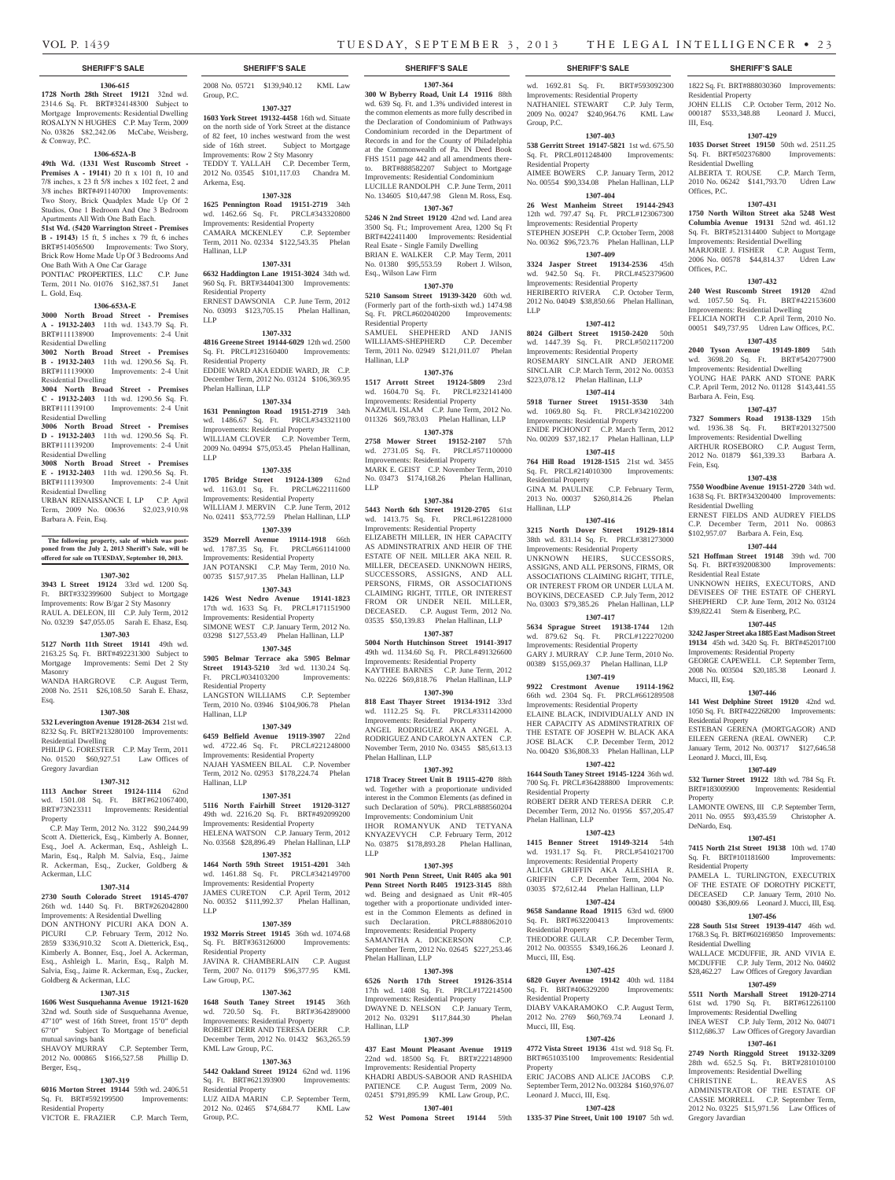**SHERIFF'S SALE**

**1306-615**

**1728 North 28th Street 19121** 32nd wd. 2314.6 Sq. Ft. BRT#324148300 Subject to Mortgage Improvements: Residential Dwelling ROSALYN N HUGHES C.P. May Term, 2009 No. 03826 $82,242.06 McCabe, Weisberg, & Conway, P.C.

**1306-652A-B**

**49th Wd. (1331 West Ruscomb Street - Premises A - 19141)** 20 ft x 101 ft, 10 and 7/8 inches, x 23 ft 5/8 inches x 102 feet, 2 and 3/8 inches BRT#491140700 Improvements: Two Story, Brick Quadplex Made Up Of 2 Studios, One 1 Bedroom And One 3 Bedroom Apartments All With One Bath Each.

**51st Wd. (5420 Warrington Street - Premises B - 19143)** 15 ft, 5 inches x 79 ft, 6 inches BRT#514056500 Improvements: Two Story, Brick Row Home Made Up Of 3 Bedrooms And One Bath With A One Car Garage

PONTIAC PROPERTIES, LLC C.P. June Term, 2011 No. 01076 $162,387.51 Janet L. Gold, Esq.

**1306-653A-E**

**3000 North Broad Street - Premises A - 19132-2403** 11th wd. 1343.79 Sq. Ft. BRT#111138900 Improvements: 2-4 Unit Residential Dwelling

**3002 North Broad Street - Premises B - 19132-2403** 11th wd. 1290.56 Sq. Ft. BRT#111139000 Improvements: 2-4 Unit Residential Dwelling

**3004 North Broad Street - Premises C - 19132-2403** 11th wd. 1290.56 Sq. Ft. BRT#111139100 Improvements: 2-4 Unit Residential Dwelling

**3006 North Broad Street - Premises D - 19132-2403** 11th wd. 1290.56 Sq. Ft. BRT#111139200 Improvements: 2-4 Unit Residential Dwelling

**3008 North Broad Street - Premises E - 19132-2403** 11th wd. 1290.56 Sq. Ft. BRT#111139300 Improvements: 2-4 Unit Residential Dwelling

URBAN RENAISSANCE I, LP C.P. April Term, 2009 No. 00636 $2,023,910.98 Barbara A. Fein, Esq.

**The following property, sale of which was postponed from the July 2, 2013 Sheriff's Sale, will be offered for sale on TUESDAY, September 10, 2013.**

**1307-302**

**3943 L Street 19124** 33rd wd. 1200 Sq. Ft. BRT#332399600 Subject to Mortgage Improvements: Row B/gar 2 Sty Masonry

RAUL A. DELEON, III C.P. July Term, 2012 No. 03239 $47,055.05 Sarah E. Ehasz, Esq.

**1307-303**

**5127 North 11th Street 19141** 49th wd. 2163.25 Sq. Ft. BRT#492231300 Subject to Mortgage Improvements: Semi Det 2 Sty Masonry

WANDA HARGROVE C.P. August Term, 2008 No. 2511 $26,108.50 Sarah E. Ehasz, Esq.

**1307-308**

**532 Leverington Avenue 19128-2634** 21st wd. 8232 Sq. Ft. BRT#213280100 Improvements: Residential Dwelling

PHILIP G. FORESTER C.P. May Term, 2011 No. 01520 $60,927.51 Law Offices of Gregory Javardian

**1307-312**

**1113 Anchor Street 19124-1114** 62nd wd. 1501.08 Sq. Ft. BRT#621067400, BRT#73N23311 Improvements: Residential Property

C.P. May Term, 2012 No. 3122 $90,244.99 Scott A. Dietterick, Esq., Kimberly A. Bonner, Esq., Joel A. Ackerman, Esq., Ashleigh L. Marin, Esq., Ralph M. Salvia, Esq., Jaime R. Ackerman, Esq., Zucker, Goldberg & Ackerman, LLC

**1307-314**

**2730 South Colorado Street 19145-4707** 26th wd. 1440 Sq. Ft. BRT#262042800 Improvements: A Residential Dwelling

DON ANTHONY PICURI AKA DON A. PICURI C.P. February Term, 2012 No. 2859 $336,910.32 Scott A. Dietterick, Esq., Kimberly A. Bonner, Esq., Joel A. Ackerman, Esq., Ashleigh L. Marin, Esq., Ralph M. Salvia, Esq., Jaime R. Ackerman, Esq., Zucker, Goldberg & Ackerman, LLC

**1307-315**

**1606 West Susquehanna Avenue 19121-1620** 32nd wd. South side of Susquehanna Avenue, 47'10" west of 16th Street, front 15'0" depth 67'0" Subject To Mortgage of beneficial mutual savings bank

SHAVOY MURRAY C.P. September Term, 2012 No. 000865 $166,527.58 Phillip D. Berger, Esq.,

**1307-319**

**6016 Morton Street 19144** 59th wd. 2406.51 Sq. Ft. BRT#592199500 Improvements: Residential Property

VICTOR E. FRAZIER C.P. March Term, 2008 No. 05721 $139,940.12 KML Law Group, P.C.

**1307-327**

**1603 York Street 19132-4458** 16th wd. Situate on the north side of York Street at the distance of 82 feet, 10 inches westward from the west side of 16th street. Subject to Mortgage Improvements: Row 2 Sty Masonry

TEDDY T. YALLAH C.P. December Term, 2012 No. 03545 $101,117.03 Chandra M. Arkema, Esq.

**1307-328**

**1625 Pennington Road 19151-2719** 34th wd. 1462.66 Sq. Ft. PRCL#343320800 Improvements: Residential Property

CAMARA MCKENLEY C.P. September Term, 2011 No. 02334 $122,543.35 Phelan Hallinan, LLP

**1307-331**

**6632 Haddington Lane 19151-3024** 34th wd. 960 Sq. Ft. BRT#344041300 Improvements: Residential Property

ERNEST DAWSONIA C.P. June Term, 2012 No. 03093 $123,705.15 Phelan Hallinan, LLP

**1307-332**

**4816 Greene Street 19144-6029** 12th wd. 2500 Sq. Ft. PRCL#123160400 Improvements: Residential Property

EDDIE WARD AKA EDDIE WARD, JR C.P. December Term, 2012 No. 03124 $106,369.95 Phelan Hallinan, LLP

**1307-334**

**1631 Pennington Road 19151-2719** 34th wd. 1486.67 Sq. Ft. PRCL#343321100 Improvements: Residential Property

WILLIAM CLOVER C.P. November Term, 2009 No. 04994 $75,053.45 Phelan Hallinan, LLP

**1307-335**

**1705 Bridge Street 19124-1309** 62nd wd. 1163.01 Sq. Ft. PRCL#622111600 Improvements: Residential Property

WILLIAM J. MERVIN C.P. June Term, 2012 No. 02411 $53,772.59 Phelan Hallinan, LLP

**1307-339**

**3529 Morrell Avenue 19114-1918** 66th wd. 1787.35 Sq. Ft. PRCL#661141000 Improvements: Residential Property

JAN POTANSKI C.P. May Term, 2010 No. 00735 $157,917.35 Phelan Hallinan, LLP

**1307-343**

**1426 West Nedro Avenue 19141-1823** 17th wd. 1633 Sq. Ft. PRCL#171151900 Improvements: Residential Property

SIMONE WEST C.P. January Term, 2012 No. 03298 $127,553.49 Phelan Hallinan, LLP

**1307-345**

**5905 Belmar Terrace aka 5905 Belmar Street 19143-5210** 3rd wd. 1130.24 Sq. Ft. PRCL#034103200 Improvements: Residential Property

LANGSTON WILLIAMS C.P. September Term, 2010 No. 03946 $104,906.78 Phelan Hallinan, LLP

**1307-349**

**6459 Belfield Avenue 19119-3907** 22nd wd. 4722.46 Sq. Ft. PRCL#221248000 Improvements: Residential Property

NAJAH YASMEEN BILAL C.P. November Term, 2012 No. 02953 $178,224.74 Phelan Hallinan, LLP

**1307-351**

**5116 North Fairhill Street 19120-3127** 49th wd. 2216.20 Sq. Ft. PRCL#492099200 Improvements: Residential Property

HELENA WATSON C.P. January Term, 2012 No. 03568 $28,896.49 Phelan Hallinan, LLP

**1307-352**

**1464 North 59th Street 19151-4201** 34th wd. 1461.88 Sq. Ft. PRCL#342149700 Improvements: Residential Property

JAMES CURETON C.P. April Term, 2012 No. 00352 $111,992.37 Phelan Hallinan, LLP

**1307-359**

**1932 Morris Street 19145** 36th wd. 1074.68 Sq. Ft. BRT#363126000 Improvements: Residential Property

JAVINA R. CHAMBERLAIN C.P. August Term, 2007 No. 01179 $96,377.95 KML Law Group, P.C.

**1307-362**

**1648 South Taney Street 19145** 36th wd. 720.50 Sq. Ft. BRT#364289000 Improvements: Residential Property

ROBERT DERR AND TERESA DERR C.P. December Term, 2012 No. 01432 $63,265.59 KML Law Group, P.C.

**1307-363**

**5442 Oakland Street 19124** 62nd wd. 1196 Sq. Ft. BRT#621393900 Improvements: Residential Property

LUZ AIDA MARIN C.P. September Term, 2012 No. 02465 $74,684.77 KML Law Group, P.C.

**1307-364**

**300 W Byberry Road, Unit L4 19116** 88th wd. 639 Sq. Ft. and 1.3% undivided interest in the common elements as more fully described in the Declaration of Condominium of Pathways Condominium recorded in the Department of Records in and for the County of Philadelphia at the Commonwealth of Pa. IN Deed Book FHS 1511 page 442 and all amendments thereto. BRT#888582207 Subject to Mortgage Improvements: Residential Condominium

LUCILLE RANDOLPH C.P. June Term, 2011 No. 134605 $10,447.98 Glenn M. Ross, Esq.

**1307-367**

**5246 N 2nd Street 19120** 42nd wd. Land area 3500 Sq. Ft.; Improvement Area, 1200 Sq Ft BRT#422411400 Improvements: Residential Real Estate - Single Family Dwelling

BRIAN E. WALKER C.P. May Term, 2011 No. 01380 $95,553.59 Robert J. Wilson, Esq., Wilson Law Firm

**1307-370**

**5210 Sansom Street 19139-3420** 60th wd. (Formerly part of the forth-sixth wd.) 1474.98 Sq. Ft. PRCL#602040200 Improvements: Residential Property

SAMUEL SHEPHERD AND JANIS WILLIAMS-SHEPHERD C.P. December Term, 2011 No. 02949 $121,011.07 Phelan Hallinan, LLP

**1307-376**

**1517 Arrott Street 19124-5809** 23rd wd. 1604.70 Sq. Ft. PRCL#232141400 Improvements: Residential Property

NAZMUL ISLAM C.P. June Term, 2012 No. 011326 $69,783.03 Phelan Hallinan, LLP

**1307-378**

**2758 Mower Street 19152-2107** 57th wd. 2731.05 Sq. Ft. PRCL#571100000 Improvements: Residential Property

MARK E. GEIST C.P. November Term, 2010 No. 03473 $174,168.26 Phelan Hallinan, LLP

**1307-384**

**5443 North 6th Street 19120-2705** 61st wd. 1413.75 Sq. Ft. PRCL#612281000 Improvements: Residential Property

ELIZABETH MILLER, IN HER CAPACITY AS ADMINSTRATRIX AND HEIR OF THE ESTATE OF NEIL MILLER AKA NEIL R. MILLER, DECEASED. UNKNOWN HEIRS, SUCCESSORS, ASSIGNS, AND ALL PERSONS, FIRMS, OR ASSOCIATIONS CLAIMING RIGHT, TITLE, OR INTEREST FROM OR UNDER NEIL MILLER, DECEASED. C.P. August Term, 2012 No. 03535 $50,139.83 Phelan Hallinan, LLP

**1307-387**

**5004 North Hutchinson Street 19141-3917** 49th wd. 1134.60 Sq. Ft. PRCL#491326600 Improvements: Residential Property

KAYTHEE BARNES C.P. June Term, 2012 No. 02226 $69,818.76 Phelan Hallinan, LLP

**1307-390**

**818 East Thayer Street 19134-1912** 33rd wd. 1112.25 Sq. Ft. PRCL#331142000 Improvements: Residential Property

ANGEL RODRIGUEZ AKA ANGEL A. RODRIGUEZ AND CAROLYN AXTEN C.P. November Term, 2010 No. 03455 $85,613.13 Phelan Hallinan, LLP

**1307-392**

**1718 Tracey Street Unit B 19115-4270** 88th wd. Together with a proportionate undivided interest in the Common Elements (as defined in such Declaration of 50%). PRCL#888560204 Improvements: Condominium Unit

IHOR ROMANYUK AND TETYANA KNYAZEVYCH C.P. February Term, 2012 No. 03875 $178,893.28 Phelan Hallinan, LLP

**1307-395**

**901 North Penn Street, Unit R405 aka 901 Penn Street North R405 19123-3145** 88th wd. Being and designaed as Unit #R-405 together with a proportionate undivided interest in the Common Elements as defined in such Declaration. PRCL#888062010 Improvements: Residential Property

SAMANTHA A. DICKERSON C.P. September Term, 2012 No. 02645 $227,253.46 Phelan Hallinan, LLP

**1307-398**

**6526 North 17th Street 19126-3514** 17th wd. 1408 Sq. Ft. PRCL#172214500 Improvements: Residential Property

DWAYNE D. NELSON C.P. January Term, 2012 No. 03291 $117,844.30 Phelan Hallinan, LLP

**1307-399**

**437 East Mount Pleasant Avenue 19119** 22nd wd. 18500 Sq. Ft. BRT#222148900 Improvements: Residential Property

KHADRI ABDUS-SABOOR AND RASHIDA PATIENCE C.P. August Term, 2009 No. 02451 $791,895.99 KML Law Group, P.C.

**1307-401**

**52 West Pomona Street 19144** 59th wd. 1692.81 Sq. Ft. BRT#593092300 Improvements: Residential Property

NATHANIEL STEWART C.P. July Term, 2009 No. 00247 $240,964.76 KML Law Group, P.C.

**1307-403**

**538 Gerritt Street 19147-5821** 1st wd. 675.50 Sq. Ft. PRCL#011248400 Improvements: Residential Property

AIMEE BOWERS C.P. January Term, 2012 No. 00554 $90,334.08 Phelan Hallinan, LLP

**1307-404**

**26 West Manheim Street 19144-2943** 12th wd. 797.47 Sq. Ft. PRCL#123067300 Improvements: Residential Property

STEPHEN JOSEPH C.P. October Term, 2008 No. 00362 $96,723.76 Phelan Hallinan, LLP

**1307-409**

**3324 Jasper Street 19134-2536** 45th wd. 942.50 Sq. Ft. PRCL#452379600 Improvements: Residential Property

HERIBERTO RIVERA C.P. October Term, 2012 No. 04049 $38,850.66 Phelan Hallinan, LLP

**1307-412**

**8024 Gilbert Street 19150-2420** 50th wd. 1447.39 Sq. Ft. PRCL#502117200 Improvements: Residential Property

ROSEMARY SINCLAIR AND JEROME SINCLAIR C.P. March Term, 2012 No. 00353 $223,078.12 Phelan Hallinan, LLP

**1307-414**

**5918 Turner Street 19151-3530** 34th wd. 1069.80 Sq. Ft. PRCL#342102200 Improvements: Residential Property

ENIDE PICHONOT C.P. March Term, 2012 No. 00209 $37,182.17 Phelan Hallinan, LLP

**1307-415**

**764 Hill Road 19128-1515** 21st wd. 3455 Sq. Ft. PRCL#214010300 Improvements: Residential Property

GINA M. PAULINE C.P. February Term, 2013 No. 00037 $260,814.26 Phelan Hallinan, LLP

**1307-416**

**3215 North Dover Street 19129-1814** 38th wd. 831.14 Sq. Ft. PRCL#381273000 Improvements: Residential Property

UNKNOWN HEIRS, SUCCESSORS, ASSIGNS, AND ALL PERSONS, FIRMS, OR ASSOCIATIONS CLAIMING RIGHT, TITLE, OR INTEREST FROM OR UNDER LULA M. BOYKINS, DECEASED C.P. July Term, 2012 No. 03003 $79,385.26 Phelan Hallinan, LLP

**1307-417**

**5634 Sprague Street 19138-1744** 12th wd. 879.62 Sq. Ft. PRCL#122270200 Improvements: Residential Property

GARY J. MURRAY C.P. June Term, 2010 No. 00389 $155,069.37 Phelan Hallinan, LLP

**1307-419**

**9922 Crestmont Avenue 19114-1962** 66th wd. 2304 Sq. Ft. PRCL#661289508 Improvements: Residential Property

ELAINE BLACK, INDIVIDUALLY AND IN HER CAPACITY AS ADMINSTRATRIX OF THE ESTATE OF JOSEPH W. BLACK AKA JOSE BLACK C.P. December Term, 2012 No. 00420 $36,808.33 Phelan Hallinan, LLP

**1307-422**

**1644 South Taney Street 19145-1224** 36th wd. 700 Sq. Ft. PRCL#364288800 Improvements: Residential Property

ROBERT DERR AND TERESA DERR C.P. December Term, 2012 No. 01956 $57,205.47 Phelan Hallinan, LLP

**1307-423**

**1415 Benner Street 19149-3214** 54th wd. 1931.17 Sq. Ft. PRCL#541021700 Improvements: Residential Property

ALICIA GRIFFIN AKA ALESHIA R. GRIFFIN C.P. December Term, 2004 No. 03035 $72,612.44 Phelan Hallinan, LLP

**1307-424**

**9658 Sandanne Road 19115** 63rd wd. 6900 Sq. Ft. BRT#632200413 Improvements: Residential Property

THEODORE GULAR C.P. December Term, 2012 No. 003555 $349,166.26 Leonard J. Mucci, III, Esq.

**1307-425**

**6820 Guyer Avenue 19142** 40th wd. 1184 Sq. Ft. BRT#406329200 Improvements: Residential Property

DIABY VAKARAMOKO C.P. August Term, 2012 No. 2769 $60,769.74 Leonard J. Mucci, III, Esq.

**1307-426**

**4772 Vista Street 19136** 41st wd. 918 Sq. Ft. BRT#651035100 Improvements: Residential Property

ERIC JACOBS AND ALICE JACOBS C.P. September Term, 2012 No. 003284 $160,976.07 Leonard J. Mucci, III, Esq.

**1307-428**

**1335-37 Pine Street, Unit 100 19107** 5th wd. 1822 Sq. Ft. BRT#888030360 Improvements: Residential Property

JOHN ELLIS C.P. October Term, 2012 No. 000187 $533,348.88 Leonard J. Mucci, III, Esq.

**1307-429**

**1035 Dorset Street 19150** 50th wd. 2511.25 Sq. Ft. BRT#502376800 Improvements: Residential Dwelling

ALBERTA T. ROUSE C.P. March Term, 2010 No. 06242 $141,793.70 Udren Law Offices, P.C.

**1307-431**

**1750 North Wilton Street aka 5248 West Columbia Avenue 19131** 52nd wd. 461.12 Sq. Ft. BRT#521314400 Subject to Mortgage Improvements: Residential Dwelling

MARJORIE J. FISHER C.P. August Term, 2006 No. 00578 $44,814.37 Udren Law Offices, P.C.

**1307-432**

**240 West Ruscomb Street 19120** 42nd wd. 1057.50 Sq. Ft. BRT#422153600 Improvements: Residential Dwelling

FELICIA NORTH C.P. April Term, 2010 No. 00051 $49,737.95 Udren Law Offices, P.C.

**1307-435**

**2040 Tyson Avenue 19149-1809** 54th wd. 3698.20 Sq. Ft. BRT#542077900 Improvements: Residential Dwelling

YOUNG HAE PARK AND STONE PARK C.P. April Term, 2012 No. 01128 $143,441.55 Barbara A. Fein, Esq.

**1307-437**

**7327 Sommers Road 19138-1329** 15th wd. 1936.38 Sq. Ft. BRT#201327500 Improvements: Residential Dwelling

ARTHUR ROSEBORO C.P. August Term, 2012 No. 01879 $61,339.33 Barbara A. Fein, Esq.

**1307-438**

**7550 Woodbine Avenue 19151-2720** 34th wd. 1638 Sq. Ft. BRT#343200400 Improvements: Residential Dwelling

ERNEST FIELDS AND AUDREY FIELDS C.P. December Term, 2011 No. 00863 $102,957.07 Barbara A. Fein, Esq.

**1307-444**

**521 Hoffman Street 19148** 39th wd. 700 Sq. Ft. BRT#392008300 Improvements: Residential Real Estate

UNKNOWN HEIRS, EXECUTORS, AND DEVISEES OF THE ESTATE OF CHERYL SHEPHERD C.P. June Term, 2012 No. 03124 $39,822.41 Stern & Eisenberg, P.C.

**1307-445**

**3242 Jasper Street aka 1885 East Madison Street 19134** 45th wd. 3420 Sq. Ft. BRT#452017100 Improvements: Residential Property

GEORGE CAPEWELL C.P. September Term, 2008 No. 003504 $20,185.38 Leonard J. Mucci, III, Esq.

**1307-446**

**141 West Delphine Street 19120** 42nd wd. 1050 Sq. Ft. BRT#422268200 Improvements: Residential Property

ESTEBAN GERENA (MORTGAGOR) AND EILEEN GERENA (REAL OWNER) C.P. January Term, 2012 No. 003717 $127,646.58 Leonard J. Mucci, III, Esq.

**1307-449**

**532 Turner Street 19122** 18th wd. 784 Sq. Ft. BRT#183009900 Improvements: Residential Property

LAMONTE OWENS, III C.P. September Term, 2011 No. 0955 $93,435.59 Christopher A. DeNardo, Esq.

**1307-451**

**7415 North 21st Street 19138** 10th wd. 1740 Sq. Ft. BRT#101181600 Improvements: Residential Property

PAMELA L. TURLINGTON, EXECUTRIX OF THE ESTATE OF DOROTHY PICKETT, DECEASED C.P. January Term, 2010 No. 000480 $36,809.66 Leonard J. Mucci, III, Esq.

**1307-456**

**228 South 51st Street 19139-4147** 46th wd. 1768.3 Sq. Ft. BRT#602169850 Improvements: Residential Dwelling

WALLACE MCDUFFIE, JR. AND VIVIA E. MCDUFFIE C.P. July Term, 2012 No. 04602 $28,462.27 Law Offices of Gregory Javardian

**1307-459**

**5511 North Marshall Street 19120-2714** 61st wd. 1790 Sq. Ft. BRT#612261100 Improvements: Residential Dwelling

INEA WEST C.P. July Term, 2012 No. 04071 $112,686.37 Law Offices of Gregory Javardian

**1307-461**

**2749 North Ringgold Street 19132-3209** 28th wd. 652.5 Sq. Ft. BRT#281010100 Improvements: Residential Dwelling

CHRISTINE L. REAVES AS ADMINISTRATOR OF THE ESTATE OF CASSIE MORRELL C.P. September Term, 2012 No. 03225 $15,971.56 Law Offices of Gregory Javardian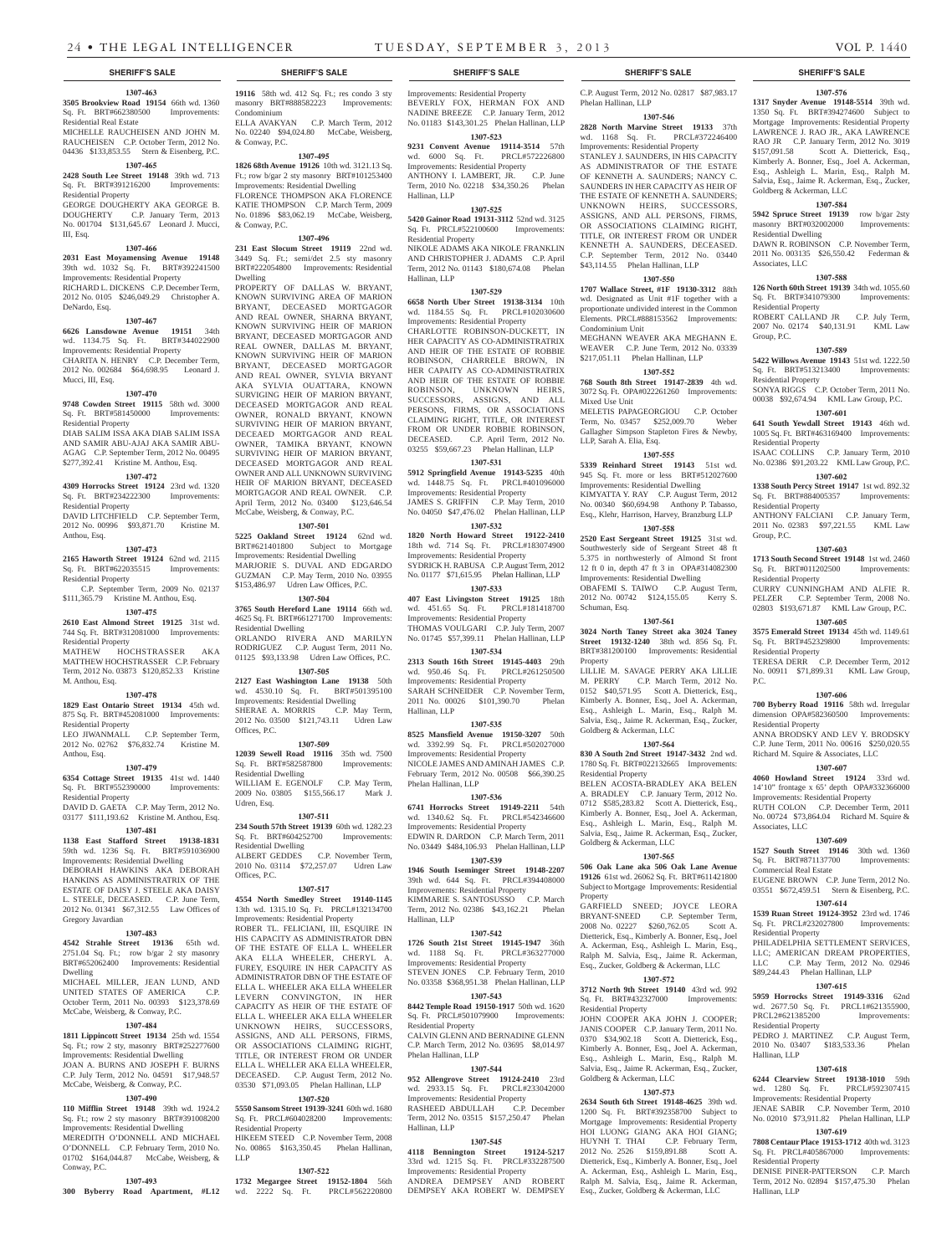## SHERIFF'S SALE

**1307-463**

**3505 Brookview Road 19154** 66th wd. 1360 Sq. Ft. BRT#662380500 Improvements: Residential Real Estate

MICHELLE RAUCHEISEN AND JOHN M. RAUCHEISEN C.P. October Term, 2012 No. 04436 $133,853.55 Stern & Eisenberg, P.C.

**1307-465**

**2428 South Lee Street 19148** 39th wd. 713 Sq. Ft. BRT#391216200 Improvements: Residential Property

GEORGE DOUGHERTY AKA GEORGE B. DOUGHERTY C.P. January Term, 2013 No. 001704 $131,645.67 Leonard J. Mucci, III, Esq.

**1307-466**

**2031 East Moyamensing Avenue 19148** 39th wd. 1032 Sq. Ft. BRT#392241500 Improvements: Residential Property

RICHARD L. DICKENS C.P. December Term, 2012 No. 0105 $246,049.29 Christopher A. DeNardo, Esq.

**1307-467**

**6626 Lansdowne Avenue 19151** 34th wd. 1134.75 Sq. Ft. BRT#344022900 Improvements: Residential Property

CHARITA N. HENRY C.P. December Term, 2012 No. 002684 $64,698.95 Leonard J. Mucci, III, Esq.

**1307-470**

**9748 Cowden Street 19115** 58th wd. 3000 Sq. Ft. BRT#581450000 Improvements: Residential Property

DIAB SALIM ISSA AKA DIAB SALIM ISSA AND SAMIR ABU-AJAJ AKA SAMIR ABU-AGAG C.P. September Term, 2012 No. 00495 $277,392.41 Kristine M. Anthou, Esq.

**1307-472**

**4309 Horrocks Street 19124** 23rd wd. 1320 Sq. Ft. BRT#234222300 Improvements: Residential Property

DAVID LITCHFIELD C.P. September Term, 2012 No. 00996 $93,871.70 Kristine M. Anthou, Esq.

**1307-473**

**2165 Haworth Street 19124** 62nd wd. 2115 Sq. Ft. BRT#622035515 Improvements: Residential Property

C.P. September Term, 2009 No. 02137 $111,365.79 Kristine M. Anthou, Esq.

**1307-475**

**2610 East Almond Street 19125** 31st wd. 744 Sq. Ft. BRT#312081000 Improvements: Residential Property

MATHEW HOCHSTRASSER AKA MATTHEW HOCHSTRASSER C.P. February Term, 2012 No. 03873 $120,852.33 Kristine M. Anthou, Esq.

**1307-478**

**1829 East Ontario Street 19134** 45th wd. 875 Sq. Ft. BRT#452081000 Improvements: Residential Property

LEO JIWANMALL C.P. September Term, 2012 No. 02762 $76,832.74 Kristine M. Anthou, Esq.

**1307-479**

**6354 Cottage Street 19135** 41st wd. 1440 Sq. Ft. BRT#552390000 Improvements: Residential Property

DAVID D. GAETA C.P. May Term, 2012 No. 03177 $111,193.62 Kristine M. Anthou, Esq.

**1307-481**

**1138 East Stafford Street 19138-1831** 59th wd. 1236 Sq. Ft. BRT#591036900 Improvements: Residential Dwelling

DEBORAH HAWKINS AKA DEBORAH HANKINS AS ADMINISTRATRIX OF THE ESTATE OF DAISY J. STEELE AKA DAISY L. STEELE, DECEASED. C.P. June Term, 2012 No. 01341 $67,312.55 Law Offices of Gregory Javardian

**1307-483**

**4542 Strahle Street 19136** 65th wd. 2751.04 Sq. Ft.; row b/gar 2 sty masonry BRT#652062400 Improvements: Residential Dwelling

MICHAEL MILLER, JEAN LUND, AND UNITED STATES OF AMERICA C.P. October Term, 2011 No. 00393 $123,378.69 McCabe, Weisberg, & Conway, P.C.

**1307-484**

**1811 Lippincott Street 19134** 25th wd. 1554 Sq. Ft.; row 2 sty, masonry BRT#252277600 Improvements: Residential Dwelling

JOAN A. BURNS AND JOSEPH F. BURNS C.P. July Term, 2012 No. 04591 $17,948.57 McCabe, Weisberg, & Conway, P.C.

**1307-490**

**110 Mifflin Street 19148** 39th wd. 1924.2 Sq. Ft.; row 2 sty masonry BRT#391008200 Improvements: Residential Dwelling

MEREDITH O'DONNELL AND MICHAEL O'DONNELL C.P. February Term, 2010 No. 01702 $164,044.87 McCabe, Weisberg, & Conway, P.C.

**1307-493**

**300 Byberry Road Apartment, #L12 19116** 58th wd. 412 Sq. Ft.; res condo 3 sty masonry BRT#888582223 Improvements: Condominium

ELLA AVAKYAN C.P. March Term, 2012 No. 02240 $94,024.80 McCabe, Weisberg, & Conway, P.C.

**1307-495**

**1826 68th Avenue 19126** 10th wd. 3121.13 Sq. Ft.; row b/gar 2 sty masonry BRT#101253400 Improvements: Residential Dwelling

FLORENCE THOMPSON AKA FLORENCE KATIE THOMPSON C.P. March Term, 2009 No. 01896 $83,062.19 McCabe, Weisberg, & Conway, P.C.

**1307-496**

**231 East Slocum Street 19119** 22nd wd. 3449 Sq. Ft.; semi/det 2.5 sty masonry BRT#222054800 Improvements: Residential Dwelling

PROPERTY OF DALLAS W. BRYANT, KNOWN SURVIVING AREA OF MARION BRYANT, DECEASED MORTGAGOR AND REAL OWNER, SHARNA BRYANT, KNOWN SURVIVING HEIR OF MARION BRYANT, DECEASED MORTGAGOR AND REAL OWNER, DALLAS M. BRYANT, KNOWN SURVIVING HEIR OF MARION BRYANT, DECEASED MORTGAGOR AND REAL OWNER, SYLVIA BRYANT AKA SYLVIA OUATTARA, KNOWN SURVIGING HEIR OF MARION BRYANT, DECEASED MORTGAGOR AND REAL OWNER, RONALD BRYANT, KNOWN SURVIVING HEIR OF MARION BRYANT, DECEAED MORTGAGOR AND REAL OWNER, TAMIKA BRYANT, KNOWN SURVIVING HEIR OF MARION BRYANT, DECEASED MORTGAGOR AND REAL OWNER AND ALL UNKNOWN SURVIVING HEIR OF MARION BRYANT, DECEASED MORTGAGOR AND REAL OWNER. C.P. April Term, 2012 No. 03400 $123,646.54 McCabe, Weisberg, & Conway, P.C.

**1307-501**

**5225 Oakland Street 19124** 62nd wd. BRT#621401800 Subject to Mortgage Improvements: Residential Dwelling

MARJORIE S. DUVAL AND EDGARDO GUZMAN C.P. May Term, 2010 No. 03955 $153,486.97 Udren Law Offices, P.C.

**1307-504**

**3765 South Hereford Lane 19114** 66th wd. 4625 Sq. Ft. BRT#661271700 Improvements: Residential Dwelling

ORLANDO RIVERA AND MARILYN RODRIGUEZ C.P. August Term, 2011 No. 01125 $93,133.98 Udren Law Offices, P.C.

**1307-505**

**2127 East Washington Lane 19138** 50th wd. 4530.10 Sq. Ft. BRT#501395100 Improvements: Residential Dwelling

SHERAE A. MORRIS C.P. May Term, 2012 No. 03500 $121,743.11 Udren Law Offices, P.C.

**1307-509**

**12039 Sewell Road 19116** 35th wd. 7500 Sq. Ft. BRT#582587800 Improvements: Residential Dwelling

WILLIAM E. EGENOLF C.P. May Term, 2009 No. 03805 $155,566.17 Mark J. Udren, Esq.

**1307-511**

**234 South 57th Street 19139** 60th wd. 1282.23 Sq. Ft. BRT#604252700 Improvements: Residential Dwelling

ALBERT GEDDES C.P. November Term, 2010 No. 03114 $72,257.07 Udren Law Offices, P.C.

**1307-517**

**4554 North Smedley Street 19140-1145** 13th wd. 1315.10 Sq. Ft. PRCL#132134700 Improvements: Residential Property

ROBER TL. FELICIANI, III, ESQUIRE IN HIS CAPACITY AS ADMINISTRATOR DBN OF THE ESTATE OF ELLA L. WHEELER AKA ELLA WHEELER, CHERYL A. FUREY, ESQUIRE IN HER CAPACITY AS ADMINISTRATOR DBN OF THE ESTATE OF ELLA L. WHEELER AKA ELLA WHEELER LEVERN CONVINGTON, IN HER CAPACITY AS HEIR OF THE ESTATE OF ELLA L. WHEELER AKA ELLA WHEELER UNKNOWN HEIRS, SUCCESSORS, ASSIGNS, AND ALL PERSONS, FIRMS, OR ASSOCIATIONS CLAIMING RIGHT, TITLE, OR INTEREST FROM OR UNDER ELLA L. WHELLER AKA ELLA WHEELER, DECEASED. C.P. August Term, 2012 No. 03530 $71,093.05 Phelan Hallinan, LLP

**1307-520**

**5550 Sansom Street 19139-3241** 60th wd. 1680 Sq. Ft. PRCL#604028200 Improvements: Residential Property

HIKEEM STEED C.P. November Term, 2008 No. 00865 $163,350.45 Phelan Hallinan, LLP

**1307-522**

**1732 Megargee Street 19152-1804** 56th wd. 2222 Sq. Ft. PRCL#562220800 Improvements: Residential Property

BEVERLY FOX, HERMAN FOX AND NADINE BREEZE C.P. January Term, 2012 No. 01183 $143,301.25 Phelan Hallinan, LLP

**1307-523**

**9231 Convent Avenue 19114-3514** 57th wd. 6000 Sq. Ft. PRCL#572226800 Improvements: Residential Property

ANTHONY I. LAMBERT, JR. C.P. June Term, 2010 No. 02218 $34,350.26 Phelan Hallinan, LLP

**1307-525**

**5420 Gainor Road 19131-3112** 52nd wd. 3125 Sq. Ft. PRCL#522100600 Improvements: Residential Property

NIKOLE ADAMS AKA NIKOLE FRANKLIN AND CHRISTOPHER J. ADAMS C.P. April Term, 2012 No. 01143 $180,674.08 Phelan Hallinan, LLP

**1307-529**

**6658 North Uber Street 19138-3134** 10th wd. 1184.55 Sq. Ft. PRCL#102030600 Improvements: Residential Property

CHARLOTTE ROBINSON-DUCKETT, IN HER CAPACITY AS CO-ADMINISTRATRIX AND HEIR OF THE ESTATE OF ROBBIE ROBINSON, CHARRELE BROWN, IN HER CAPAITY AS CO-ADMINISTRATRIX AND HEIR OF THE ESTATE OF ROBBIE ROBINSON, UNKNOWN HEIRS, SUCCESSORS, ASSIGNS, AND ALL PERSONS, FIRMS, OR ASSOCIATIONS CLAIMING RIGHT, TITLE, OR INTEREST FROM OR UNDER ROBBIE ROBINSON, DECEASED. C.P. April Term, 2012 No. 03255 $59,667.23 Phelan Hallinan, LLP

**1307-531**

**5912 Springfield Avenue 19143-5235** 40th wd. 1448.75 Sq. Ft. PRCL#401096000 Improvements: Residential Property

JAMES S. GRIFFIN C.P. May Term, 2010 No. 04050 $47,476.02 Phelan Hallinan, LLP

**1307-532**

**1820 North Howard Street 19122-2410** 18th wd. 714 Sq. Ft. PRCL#183074900 Improvements: Residential Property

SYDRICK H. RABUSA C.P. August Term, 2012 No. 01177 $71,615.95 Phelan Hallinan, LLP

**1307-533**

**407 East Livingston Street 19125** 18th wd. 451.65 Sq. Ft. PRCL#181418700 Improvements: Residential Property

THOMAS VOULGARI C.P. July Term, 2007 No. 01745 $57,399.11 Phelan Hallinan, LLP

**1307-534**

**2313 South 16th Street 19145-4403** 29th wd. 950.46 Sq. Ft. PRCL#261250500 Improvements: Residential Property

SARAH SCHNEIDER C.P. November Term, 2011 No. 00026 $101,390.70 Phelan Hallinan, LLP

**1307-535**

**8525 Mansfield Avenue 19150-3207** 50th wd. 3392.99 Sq. Ft. PRCL#502027000 Improvements: Residential Property

NICOLE JAMES AND AMINAH JAMES C.P. February Term, 2012 No. 00508 $66,390.25 Phelan Hallinan, LLP

**1307-536**

**6741 Horrocks Street 19149-2211** 54th wd. 1340.62 Sq. Ft. PRCL#542346600 Improvements: Residential Property

EDWIN R. DARDON C.P. March Term, 2011 No. 03449 $484,106.93 Phelan Hallinan, LLP

**1307-539**

**1946 South Iseminger Street 19148-2207** 39th wd. 644 Sq. Ft. PRCL#394408000 Improvements: Residential Property

KIMMARIE S. SANTOSUSSO C.P. March Term, 2012 No. 02386 $43,162.21 Phelan Hallinan, LLP

**1307-542**

**1726 South 21st Street 19145-1947** 36th wd. 1188 Sq. Ft. PRCL#363277000 Improvements: Residential Property

STEVEN JONES C.P. February Term, 2010 No. 03358 $368,951.38 Phelan Hallinan, LLP

**1307-543**

**8442 Temple Road 19150-1917** 50th wd. 1620 Sq. Ft. PRCL#501079900 Improvements: Residential Property

CALVIN GLENN AND BERNADINE GLENN C.P. March Term, 2012 No. 03695 $8,014.97 Phelan Hallinan, LLP

**1307-544**

**952 Allengrove Street 19124-2410** 23rd wd. 2933.15 Sq. Ft. PRCL#233042000 Improvements: Residential Property

RASHEED ABDULLAH C.P. December Term, 2012 No. 03515 $157,250.47 Phelan Hallinan, LLP

**1307-545**

**4118 Bennington Street 19124-5217** 33rd wd. 1215 Sq. Ft. PRCL#332287500 Improvements: Residential Property

ANDREA DEMPSEY AND ROBERT DEMPSEY AKA ROBERT W. DEMPSEY C.P. August Term, 2012 No. 02817 $87,983.17 Phelan Hallinan, LLP

**1307-546**

**2828 North Marvine Street 19133** 37th wd. 1168 Sq. Ft. PRCL#372246400 Improvements: Residential Property

STANLEY J. SAUNDERS, IN HIS CAPACITY AS ADMINISTRATOR OF THE ESTATE OF KENNETH A. SAUNDERS; NANCY C. SAUNDERS IN HER CAPACITY AS HEIR OF THE ESTATE OF KENNETH A. SAUNDERS; UNKNOWN HEIRS, SUCCESSORS, ASSIGNS, AND ALL PERSONS, FIRMS, OR ASSOCIATIONS CLAIMING RIGHT, TITLE, OR INTEREST FROM OR UNDER KENNETH A. SAUNDERS, DECEASED. C.P. September Term, 2012 No. 03440 $43,114.55 Phelan Hallinan, LLP

**1307-550**

**1707 Wallace Street, #1F 19130-3312** 88th wd. Designated as Unit #1F together with a proportionate undivided interest in the Common Elements. PRCL#888153562 Improvements: Condominium Unit

MEGHANN WEAVER AKA MEGHANN E. WEAVER C.P. June Term, 2012 No. 03339 $217,051.11 Phelan Hallinan, LLP

**1307-552**

**768 South 8th Street 19147-2839** 4th wd. 3072 Sq. Ft. OPA#022261260 Improvements: Mixed Use Unit

MELETIS PAPAGEORGIOU C.P. October Term, No. 03457 $252,009.70 Weber Gallagher Simpson Stapleton Fires & Newby, LLP, Sarah A. Elia, Esq.

**1307-555**

**5339 Reinhard Street 19143** 51st wd. 945 Sq. Ft. more or less BRT#512027600 Improvements: Residential Dwelling

KIMYATTA Y. RAY C.P. August Term, 2012 No. 00340 $60,694.98 Anthony P. Tabasso, Esq., Klehr, Harrison, Harvey, Branzburg LLP

**1307-558**

**2520 East Sergeant Street 19125** 31st wd. Southwesterly side of Sergeant Street 48 ft 5.375 in northwesterly of Almond St front 12 ft 0 in, depth 47 ft 3 in OPA#314082300 Improvements: Residential Dwelling

OBAFEMI S. TAIWO C.P. August Term, 2012 No. 00742 $124,155.05 Kerry S. Schuman, Esq.

**1307-561**

**3024 North Taney Street aka 3024 Taney Street 19132-1240** 38th wd. 856 Sq. Ft. BRT#381200100 Improvements: Residential Property

LILLIE M. SAVAGE PERRY AKA LILLIE M. PERRY C.P. March Term, 2012 No. 0152 $40,571.95 Scott A. Dietterick, Esq., Kimberly A. Bonner, Esq., Joel A. Ackerman, Esq., Ashleigh L. Marin, Esq., Ralph M. Salvia, Esq., Jaime R. Ackerman, Esq., Zucker, Goldberg & Ackerman, LLC

**1307-564**

**830 A South 2nd Street 19147-3432** 2nd wd. 1780 Sq. Ft. BRT#022132665 Improvements: Residential Property

BELEN ACOSTA-BRADLEY AKA BELEN A. BRADLEY C.P. January Term, 2012 No. 0712 $585,283.82 Scott A. Dietterick, Esq., Kimberly A. Bonner, Esq., Joel A. Ackerman, Esq., Ashleigh L. Marin, Esq., Ralph M. Salvia, Esq., Jaime R. Ackerman, Esq., Zucker, Goldberg & Ackerman, LLC

**1307-565**

**506 Oak Lane aka 506 Oak Lane Avenue 19126** 61st wd. 26062 Sq. Ft. BRT#611421800 Subject to Mortgage Improvements: Residential Property

GARFIELD SNEED; JOYCE LEORA BRYANT-SNEED C.P. September Term, 2008 No. 02227 $260,762.05 Scott A. Dietterick, Esq., Kimberly A. Bonner, Esq., Joel A. Ackerman, Esq., Ashleigh L. Marin, Esq., Ralph M. Salvia, Esq., Jaime R. Ackerman, Esq., Zucker, Goldberg & Ackerman, LLC

**1307-572**

**3712 North 9th Street 19140** 43rd wd. 992 Sq. Ft. BRT#432327000 Improvements: Residential Property

JOHN COOPER AKA JOHN J. COOPER; JANIS COOPER C.P. January Term, 2011 No. 0370 $34,902.18 Scott A. Dietterick, Esq., Kimberly A. Bonner, Esq., Joel A. Ackerman, Esq., Ashleigh L. Marin, Esq., Ralph M. Salvia, Esq., Jaime R. Ackerman, Esq., Zucker, Goldberg & Ackerman, LLC

**1307-573**

**2634 South 6th Street 19148-4625** 39th wd. 1200 Sq. Ft. BRT#392358700 Subject to Mortgage Improvements: Residential Property

HOI LUONG GIANG AKA HOI GIANG; HUYNH T. THAI C.P. February Term, 2012 No. 2526 $159,891.88 Scott A. Dietterick, Esq., Kimberly A. Bonner, Esq., Joel A. Ackerman, Esq., Ashleigh L. Marin, Esq., Ralph M. Salvia, Esq., Jaime R. Ackerman, Esq., Zucker, Goldberg & Ackerman, LLC

**1307-576**

**1317 Snyder Avenue 19148-5514** 39th wd. 1350 Sq. Ft. BRT#394274600 Subject to Mortgage Improvements: Residential Property

LAWRENCE J. RAO JR., AKA LAWRENCE RAO JR C.P. January Term, 2012 No. 3019 $157,091.58 Scott A. Dietterick, Esq., Kimberly A. Bonner, Esq., Joel A. Ackerman, Esq., Ashleigh L. Marin, Esq., Ralph M. Salvia, Esq., Jaime R. Ackerman, Esq., Zucker, Goldberg & Ackerman, LLC

**1307-584**

**5942 Spruce Street 19139** row b/gar 2sty masonry BRT#032002000 Improvements: Residential Dwelling

DAWN R. ROBINSON C.P. November Term, 2011 No. 003135 $26,550.42 Federman & Associates, LLC

**1307-588**

**126 North 60th Street 19139** 34th wd. 1055.60 Sq. Ft. BRT#341079300 Improvements: Residential Property

ROBERT CALLAND JR C.P. July Term, 2007 No. 02174 $40,131.91 KML Law Group, P.C.

**1307-589**

**5422 Willows Avenue 19143** 51st wd. 1222.50 Sq. Ft. BRT#513213400 Improvements: Residential Property

SONYA RIGGS C.P. October Term, 2011 No. 00038 $92,674.94 KML Law Group, P.C.

**1307-601**

**641 South Yewdall Street 19143** 46th wd. 1005 Sq. Ft. BRT#463169400 Improvements: Residential Property

ISAAC COLLINS C.P. January Term, 2010 No. 02386 $91,203.22 KML Law Group, P.C.

**1307-602**

**1338 South Percy Street 19147** 1st wd. 892.32 Sq. Ft. BRT#884005357 Improvements: Residential Property

ANTHONY FALCIANI C.P. January Term, 2011 No. 02383 $97,221.55 KML Law Group, P.C.

**1307-603**

**1713 South Second Street 19148** 1st wd. 2460 Sq. Ft. BRT#011202500 Improvements: Residential Property

CURRY CUNNINGHAM AND ALFIE R. PELZER C.P. September Term, 2008 No. 02803 $193,671.87 KML Law Group, P.C.

**1307-605**

**3575 Emerald Street 19134** 45th wd. 1149.61 Sq. Ft. BRT#452329800 Improvements: Residential Property

TERESA DERR C.P. December Term, 2012 No. 00911 $71,899.31 KML Law Group, P.C.

**1307-606**

**700 Byberry Road 19116** 58th wd. Irregular dimension OPA#582360500 Improvements: Residential Property

ANNA BRODSKY AND LEV Y. BRODSKY C.P. June Term, 2011 No. 00616 $250,020.55 Richard M. Squire & Associates, LLC

**1307-607**

**4060 Howland Street 19124** 33rd wd. 14'10" frontage x 65' depth OPA#332366000 Improvements: Residential Property

RUTH COLON C.P. December Term, 2011 No. 00724 $73,864.04 Richard M. Squire & Associates, LLC

**1307-609**

**1527 South Street 19146** 30th wd. 1360 Sq. Ft. BRT#871137700 Improvements: Commercial Real Estate

EUGENE BROWN C.P. June Term, 2012 No. 03551 $672,459.51 Stern & Eisenberg, P.C.

**1307-614**

**1539 Ruan Street 19124-3952** 23rd wd. 1746 Sq. Ft. PRCL#232027800 Improvements: Residential Property

PHILADELPHIA SETTLEMENT SERVICES, LLC; AMERICAN DREAM PROPERTIES, LLC C.P. May Term, 2012 No. 02946 $89,244.43 Phelan Hallinan, LLP

**1307-615**

**5959 Horrocks Street 19149-3316** 62nd wd. 2677.50 Sq. Ft. PRCL#621355900, PRCL2#621385200 Improvements: Residential Property

PEDRO J. MARTINEZ C.P. August Term, 2010 No. 03407 $183,533.36 Phelan Hallinan, LLP

**1307-618**

**6244 Clearview Street 19138-1010** 59th wd. 1280 Sq. Ft. PRCL#592307415 Improvements: Residential Property

JENAE SABIR C.P. November Term, 2010 No. 02010 $73,911.82 Phelan Hallinan, LLP

**1307-619**

**7808 Centaur Place 19153-1712** 40th wd. 3123 Sq. Ft. PRCL#405867000 Improvements: Residential Property

DENISE PINER-PATTERSON C.P. March Term, 2012 No. 02894 $157,475.30 Phelan Hallinan, LLP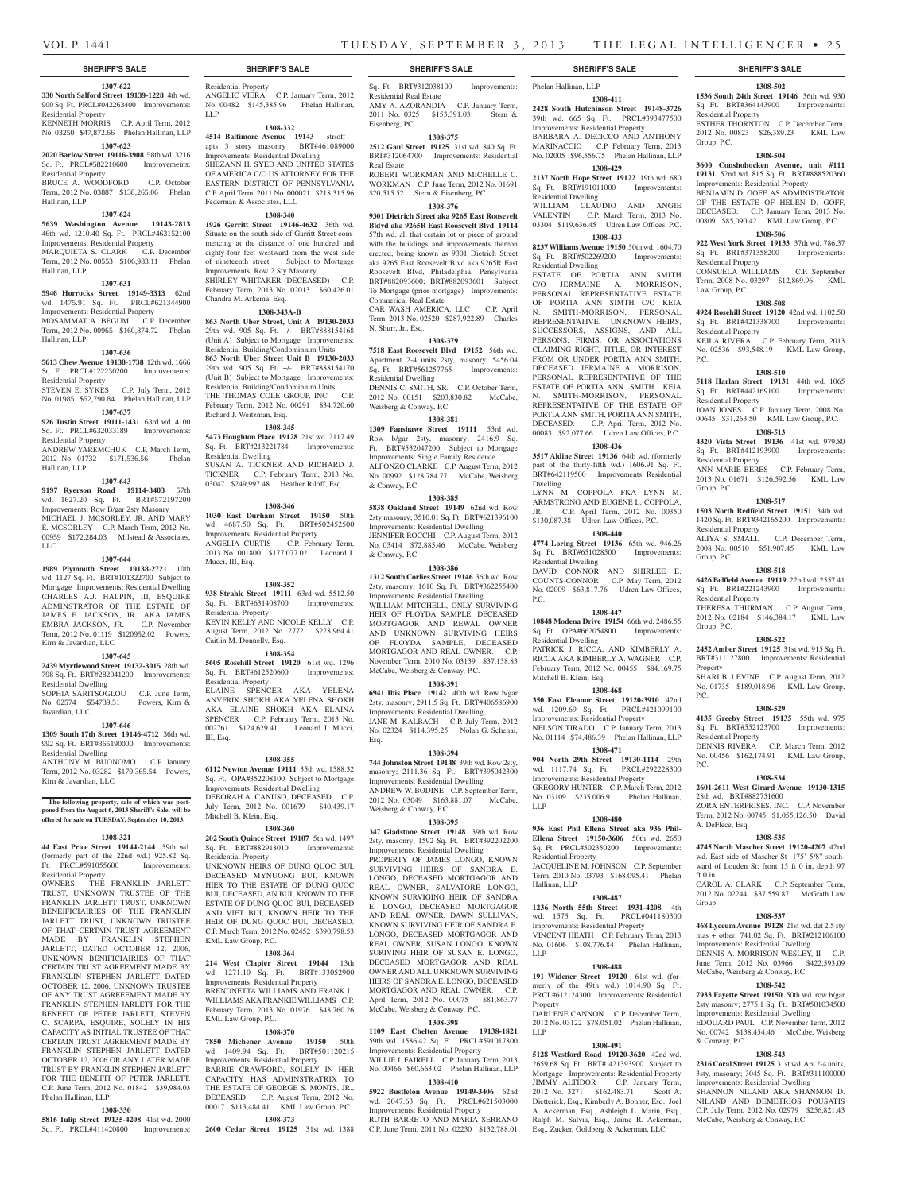## SHERIFF'S SALE

**1307-622**

**330 North Salford Street 19139-1228** 4th wd. 900 Sq. Ft. PRCL#042263400 Improvements: Residential Property
KENNETH MORRIS C.P. April Term, 2012 No. 03250 $47,872.66 Phelan Hallinan, LLP

**1307-623**

**2020 Barlow Street 19116-3908** 58th wd. 3216 Sq. Ft. PRCL#582210600 Improvements: Residential Property
BRUCE A. WOODFORD C.P. October Term, 2012 No. 03887 $138,265.06 Phelan Hallinan, LLP

**1307-624**

**5639 Washington Avenue 19143-2813** 46th wd. 1210.40 Sq. Ft. PRCL#463152100 Improvements: Residential Property
MARQUIETA S. CLARK C.P. December Term, 2012 No. 00553 $106,983.11 Phelan Hallinan, LLP

**1307-631**

**5946 Horrocks Street 19149-3313** 62nd wd. 1475.91 Sq. Ft. PRCL#621344900 Improvements: Residential Property
MOSAMMAT A. BEGUM C.P. December Term, 2012 No. 00965 $160,874.72 Phelan Hallinan, LLP

**1307-636**

**5613 Chew Avenue 19138-1738** 12th wd. 1666 Sq. Ft. PRCL#122230200 Improvements: Residential Property
STEVEN E. SYKES C.P. July Term, 2012 No. 01985 $52,790.84 Phelan Hallinan, LLP

**1307-637**

**926 Tustin Street 19111-1431** 63rd wd. 4100 Sq. Ft. PRCL#632033189 Improvements: Residential Property
ANDREW YAREMCHUK C.P. March Term, 2012 No. 01732 $171,536.56 Phelan Hallinan, LLP

**1307-643**

**9197 Ryerson Road 19114-3403** 57th wd. 1627.20 Sq. Ft. BRT#572197200 Improvements: Row B/gar 2sty Masonry
MICHAEL J. MCSORLEY, JR. AND MARY E. MCSORLEY C.P. March Term, 2012 No. 00959 $172,284.03 Milstead & Associates, LLC

**1307-644**

**1989 Plymouth Street 19138-2721** 10th wd. 1127 Sq. Ft. BRT#101322700 Subject to Mortgage Improvements: Residential Dwelling
CHARLES A.J. HALPIN, III, ESQUIRE ADMINSTRATOR OF THE ESTATE OF JAMES E. JACKSON, JR., AKA JAMES EMBRA JACKSON, JR. C.P. November Term, 2012 No. 01119 $120952.02 Powers, Kirn & Javardian, LLC

**1307-645**

**2439 Myrtlewood Street 19132-3015** 28th wd. 798 Sq. Ft. BRT#282041200 Improvements: Residential Dwelling
SOPHIA SARITSOGLOU C.P. June Term, No. 02574 $54739.51 Powers, Kirn & Javardian, LLC

**1307-646**

**1309 South 17th Street 19146-4712** 36th wd. 992 Sq. Ft. BRT#365190000 Improvements: Residential Dwelling
ANTHONY M. BUONOMO C.P. January Term, 2012 No. 03282 $170,365.54 Powers, Kirn & Javardian, LLC

---

**The following property, sale of which was postponed from the August 6, 2013 Sheriff's Sale, will be offered for sale on TUESDAY, September 10, 2013.**

---

**1308-321**

**44 East Price Street 19144-2144** 59th wd. (formerly part of the 22nd wd.) 925.82 Sq. Ft. PRCL#591055600 Improvements: Residential Property
OWNERS: THE FRANKLIN JARLETT TRUST, UNKNOWN TRUSTEE OF THE FRANKLIN JARLETT TRUST, UNKNOWN BENEIFICIAIRIES OF THE FRANKLIN JARLETT TRUST, UNKNOWN TRUSTEE OF THAT CERTAIN TRUST AGREEMENT MADE BY FRANKLIN STEPHEN JARLETT, DATED OCTOBER 12, 2006, UNKNOWN BENIFICIAIRIES OF THAT CERTAIN TRUST AGREEMENT MADE BY FRANKLIN STEPHEN JARLETT DATED OCTOBER 12, 2006, UNKNOWN TRUSTEE OF ANY TRUST AGREEEMENT MADE BY FRANKLIN STEPHEN JARLETT FOR THE BENEFIT OF PETER JARLETT, STEVEN C. SCARPA, ESQUIRE, SOLELY IN HIS CAPACITY AS INITIAL TRUSTEE OF THAT CERTAIN TRUST AGREEMENT MADE BY FRANKLIN STEPHEN JARLETT DATED OCTOBER 12, 2006 OR ANY LATER MADE TRUST BY FRANKLIN STEPHEN JARLETT FOR THE BENEFIT OF PETER JARLETT. C.P. June Term, 2012 No. 01842 $39,984.03 Phelan Hallinan, LLP

**1308-330**

**5816 Tulip Street 19135-4208** 41st wd. 2000 Sq. Ft. PRCL#411420800 Improvements: Residential Property
ANGELIC VIERA C.P. January Term, 2012 No. 00482 $145,385.96 Phelan Hallinan, LLP

**1308-332**

**4514 Baltimore Avenue 19143** str/off + apts 3 story masonry BRT#461089000 Improvements: Residential Dwelling
SHEZANN H. SYED AND UNITED STATES OF AMERICA C/O US ATTORNEY FOR THE EASTERN DISTRICT OF PENNSYLVANIA C.P. April Term, 2011 No. 000021 $218,315.96 Federman & Associates, LLC

**1308-340**

**1926 Gerritt Street 19146-4632** 36th wd. Situate on the south side of Garritt Street commencing at the distance of one hundred and eighty-four feet westward from the west side of nineteenth street Subject to Mortgage Improvements: Row 2 Sty Masonry
SHIRLEY WHITAKER (DECEASED) C.P. February Term, 2013 No. 02013 $60,426.01 Chandra M. Arkema, Esq.

**1308-343A-B**

**863 North Uber Street, Unit A 19130-2033** 29th wd. 905 Sq. Ft. +/- BRT#888154168 (Unit A) Subject to Mortgage Improvements: Residential Building/Condominium Units
**863 North Uber Street Unit B 19130-2033** 29th wd. 905 Sq. Ft. +/- BRT#888154170 (Unit B) Subject to Mortgage Improvements: Residential Building/Condominium Units
THE THOMAS COLE GROUP, INC C.P. February Term, 2012 No. 00291 $34,720.60 Richard J. Weitzman, Esq.

**1308-345**

**5473 Houghton Place 19128** 21st wd. 2117.49 Sq. Ft. BRT#213221784 Improvements: Residential Dwelling
SUSAN A. TICKNER AND RICHARD J. TICKNER C.P. February Term, 2013 No. 03047 $249,997.48 Heather Riloff, Esq.

**1308-346**

**1030 East Durham Street 19150** 50th wd. 4687.50 Sq. Ft. BRT#502452500 Improvements: Residential Property
ANGELIA CURTIS C.P. February Term, 2013 No. 001800 $177,077.02 Leonard J. Mucci, III, Esq.

**1308-352**

**938 Strahle Street 19111** 63rd wd. 5512.50 Sq. Ft. BRT#631408700 Improvements: Residential Property
KEVIN KELLY AND NICOLE KELLY C.P. August Term, 2012 No. 2772 $228,964.41 Caitlin M. Donnelly, Esq.

**1308-354**

**5605 Rosehill Street 19120** 61st wd. 1296 Sq. Ft. BRT#612520600 Improvements: Residential Property
ELAINE SPENCER AKA YELENA ANVFRIK SHOKH AKA YELENA SHOKH AKA ELAINE SHOKH AKA ELAINA SPENCER C.P. February Term, 2013 No. 002761 $124,629.41 Leonard J. Mucci, III, Esq.

**1308-355**

**6112 Newton Avenue 19111** 35th wd. 1588.32 Sq. Ft. OPA#352208100 Subject to Mortgage Improvements: Residential Dwelling
DEBORAH A. CANUSO, DECEASED C.P. July Term, 2012 No. 001679 $40,439.17 Mitchell B. Klein, Esq.

**1308-360**

**202 South Quince Street 19107** 5th wd. 1497 Sq. Ft. BRT#882918010 Improvements: Residential Property
UNKNOWN HEIRS OF DUNG QUOC BUI, DECEASED MYNUONG BUI, KNOWN HIER TO THE ESTATE OF DUNG QUOC BUI, DECEASED, AN BUI, KNOWN TO THE ESTATE OF DUNG QUOC BUI, DECEASED AND VIET BUI, KNOWN HEIR TO THE HEIR OF DUNG QUOC BUI, DECEASED. C.P. March Term, 2012 No. 02452 $390,798.53 KML Law Group, P.C.

**1308-364**

**214 West Clapier Street 19144** 13th wd. 1271.10 Sq. Ft. BRT#133052900 Improvements: Residential Property
BRENDNETTA WILLIAMS AND FRANK L. WILLIAMS AKA FRANKIE WILLIAMS C.P. February Term, 2013 No. 01976 $48,760.26 KML Law Group, P.C.

**1308-370**

**7850 Michener Avenue 19150** 50th wd. 1409.94 Sq. Ft. BRT#501120215 Improvements: Residential Property
BARRIE CRAWFORD, SOLELY IN HER CAPACITY AS ADMINSTRATRIX TO THE ESTATE OF GEORGE S. MONTS, JR., DECEASED. C.P. August Term, 2012 No. 00017 $113,484.41 KML Law Group, P.C.

**1308-373**

**2600 Cedar Street 19125** 31st wd. 1388 Sq. Ft. BRT#312038100 Improvements: Residential Real Estate
AMY A. AZORANDIA C.P. January Term, 2011 No. 0325 $153,391.03 Stern & Eisenberg, PC

**1308-375**

**2512 Gaul Street 19125** 31st wd. 840 Sq. Ft. BRT#312064700 Improvements: Residential Real Estate
ROBERT WORKMAN AND MICHELLE C. WORKMAN C.P. June Term, 2012 No. 01691 $20,515.52 Stern & Eisenberg, PC

**1308-376**

**9301 Dietrich Street aka 9265 East Roosevelt Bldvd aka 9265R East Roosevelt Blvd 19114** 57th wd. all that certain lot or piece of ground with the buildings and improvements thereon erected, being known as 9301 Dietrich Street aka 9265 East Roosevelt Blvd aka 9265R East Roosevelt Blvd, Philadelphia, Pensylvania BRT#882093600; BRT#882093601 Subject To Mortgage (prior mortgage) Improvements: Commerical Real Estate
CAR WASH AMERICA, LLC C.P. April Term, 2013 No. 02520 $287,922.89 Charles N. Shurr, Jr., Esq.

**1308-379**

**7518 East Roosevelt Blvd 19152** 56th wd. Apartment 2-4 units 2sty, masonry; 5456.04 Sq. Ft. BRT#561257765 Improvements: Residential Dwelling
DENNIS C. SMITH, SR. C.P. October Term, 2012 No. 00151 $203,830.82 McCabe, Weisberg & Conway, P.C.

**1308-381**

**1309 Fanshawe Street 19111** 53rd wd. Row b/gar 2sty, masonry; 2416.9 Sq. Ft. BRT#532047200 Subject to Mortgage Improvements: Single Family Residence
ALFONZO CLARKE C.P. August Term, 2012 No. 00992 $128,784.77 McCabe, Weisberg & Conway, P.C.

**1308-385**

**5838 Oakland Street 19149** 62nd wd. Row 2sty masonry; 3510.01 Sq. Ft. BRT#621396100 Improvements: Residential Dwelling
JENNIFER ROCCHI C.P. August Term, 2012 No. 03414 $72,885.46 McCabe, Weisberg & Conway, P.C.

**1308-386**

**1312 South Corlies Street 19146** 36th wd. Row 2sty, masonry; 1610 Sq. Ft. BRT#362255400 Improvements: Residential Dwelling
WILLIAM MITCHELL, ONLY SURVIVING HEIR OF FLOYDA SAMPLE, DECEASED MORTGAGOR AND REWAL OWNER AND UNKNOWN SURVIVING HEIRS OF FLOYDA SAMPLE, DECEASED MORTGAGOR AND REAL OWNER. C.P. November Term, 2010 No. 03139 $37,138.83 McCabe, Weisberg & Conway, P.C.

**1308-391**

**6941 Ibis Place 19142** 40th wd. Row b/gar 2sty, masonry; 2911.5 Sq. Ft. BRT#406586900 Improvements: Residential Dwelling
JANE M. KALBACH C.P. July Term, 2012 No. 02324 $114,395.25 Nolan G. Schenai, Esq.

**1308-394**

**744 Johnston Street 19148** 39th wd. Row 2sty, masonry; 2111.36 Sq. Ft. BRT#395042300 Improvements: Residential Dwelling
ANDREW W. BODINE C.P. September Term, 2012 No. 03049 $163,881.07 McCabe, Weisberg & Conway, P.C.

**1308-395**

**347 Gladstone Street 19148** 39th wd. Row 2sty, masonry; 1592 Sq. Ft. BRT#392202200 Improvements: Residential Dwelling
PROPERTY OF JAMES LONGO, KNOWN SURVIVING HEIRS OF SANDRA E. LONGO, DECEASED MORTGAGOR AND REAL OWNER, SALVATORE LONGO, KNOWN SURVIGING HEIR OF SANDRA E. LONGO, DECEASED MORTGAGOR AND REAL OWNER, DAWN SULLIVAN, KNOWN SURVIVING HEIR OF SANDRA E. LONGO, DECEASED MORTGAGOR AND REAL OWNER, SUSAN LONGO, KNOWN SURIVING HEIR OF SUSAN E. LONGO, DECEASED MORTGAGOR AND REAL OWNER AND ALL UNKNOWN SURVIVING HEIRS OF SANDRA E. LONGO, DECEASED MORTGAGOR AND REAL OWNER. C.P. April Term, 2012 No. 00075 $81,863.77 McCabe, Weisberg & Conway, P.C.

**1308-398**

**1109 East Chelten Avenue 19138-1821** 59th wd. 1586.42 Sq. Ft. PRCL#591017800 Improvements: Residential Property
WILLIE J. FAIRELL C.P. January Term, 2013 No. 00466 $60,663.02 Phelan Hallinan, LLP

**1308-410**

**5922 Bustleton Avenue 19149-3406** 62nd wd. 2047.63 Sq. Ft. PRCL#621503000 Improvements: Residential Property
RUTH BARRETO AND MARIA SERRANO C.P. June Term, 2011 No. 02230 $132,788.01 Phelan Hallinan, LLP

**1308-411**

**2428 South Hutchinson Street 19148-3726** 39th wd. 665 Sq. Ft. PRCL#393477500 Improvements: Residential Property
BARBARA A. DECICCO AND ANTHONY MARINACCIO C.P. February Term, 2013 No. 02005 $96,556.75 Phelan Hallinan, LLP

**1308-429**

**2137 North Hope Street 19122** 19th wd. 680 Sq. Ft. BRT#191011000 Improvements: Residential Dwelling
WILLIAM CLAUDIO AND ANGIE VALENTIN C.P. March Term, 2013 No. 03304 $119,636.45 Udren Law Offices, P.C.

**1308-433**

**8237 Williams Avenue 19150** 50th wd. 1604.70 Sq. Ft. BRT#502269200 Improvements: Residential Dwelling
ESTATE OF PORTIA ANN SMITH C/O JERMAINE A. MORRISON, PERSONAL REPRESENTATIVE ESTATE OF PORTIA ANN SIMTH C/O KEIA N. SMITH-MORRISON, PERSONAL REPRESENTATIVE, UNKNOWN HEIRS, SUCCESSORS, ASSIGNS, AND ALL PERSONS, FIRMS, OR ASSOCIATIONS CLAIMING RIGHT, TITLE, OR INTEREST FROM OR UNDER PORTIA ANN SMITH, DECEASED. JERMAINE A. MORRISON, PERSONAL REPRESENTATIVE OF THE ESTATE OF PORTIA ANN SMITH. KEIA N. SMITH-MORRISON, PERSONAL REPRESENTATIVE OF THE ESTATE OF PORTIA ANN SMITH, PORTIA ANN SMITH, DECEASED. C.P. April Term, 2012 No. 00083 $92,077.66 Udren Law Offices, P.C.

**1308-436**

**3517 Aldine Street 19136** 64th wd. (formerly part of the thirty-fifth wd.) 1606.91 Sq. Ft. BRT#642119500 Improvements: Residential Dwelling
LYNN M. COPPOLA FKA LYNN M. ARMSTRONG AND EUGENE L. COPPOLA, JR. C.P. April Term, 2012 No. 00350 $130,087.38 Udren Law Offices, P.C.

**1308-440**

**4774 Loring Street 19136** 65th wd. 946.26 Sq. Ft. BRT#651028500 Improvements: Residential Dwelling
DAVID CONNOR AND SHIRLEE E. COUNTS-CONNOR C.P. May Term, 2012 No. 02009 $63,817.76 Udren Law Offices, P.C.

**1308-447**

**10848 Modena Drive 19154** 66th wd. 2486.55 Sq. Ft. OPA#662054800 Improvements: Residential Dwelling
PATRICK J. RICCA, AND KIMBERLY A. RICCA AKA KIMBERLY A. WAGNER C.P. February Term, 2012 No. 00455 $84,169.75 Mitchell B. Klein, Esq.

**1308-468**

**350 East Eleanor Street 19120-3910** 42nd wd. 1209.69 Sq. Ft. PRCL#421099100 Improvements: Residential Property
NELSON TIRADO C.P. January Term, 2013 No. 01114 $74,486.39 Phelan Hallinan, LLP

**1308-471**

**904 North 29th Street 19130-1114** 29th wd. 1117.74 Sq. Ft. PRCL#292228300 Improvements: Residential Property
GREGORY HUNTER C.P. March Term, 2012 No. 03109 $235,006.91 Phelan Hallinan, LLP

**1308-480**

**936 East Phil Ellena Street aka 936 Phil-Ellena Street 19150-3606** 50th wd. 2650 Sq. Ft. PRCL#502350200 Improvements: Residential Property
JACQUELINE M. JOHNSON C.P. September Term, 2010 No. 03793 $168,095.41 Phelan Hallinan, LLP

**1308-487**

**1236 North 55th Street 1931-4208** 4th wd. 1575 Sq. Ft. PRCL#041180300 Improvements: Residential Property
VINCENT HEATH C.P. February Term, 2013 No. 01606 $108,776.84 Phelan Hallinan, LLP

**1308-488**

**191 Widener Street 19120** 61st wd. (formerly of the 49th wd.) 1014.90 Sq. Ft. PRCL#612124300 Improvements: Residential Property
DARLENE CANNON C.P. December Term, 2012 No. 03122 $78,051.02 Phelan Hallinan, LLP

**1308-491**

**5128 Westford Road 19120-3620** 42nd wd. 2659.68 Sq. Ft. BRT# 421393900 Subject to Mortgage Improvements: Residential Property
JIMMY ALTIDOR C.P. January Term, 2012 No. 3271 $162,483.71 Scott A. Dietterick, Esq., Kimberly A. Bonner, Esq., Joel A. Ackerman, Esq., Ashleigh L. Marin, Esq., Ralph M. Salvia, Esq., Jaime R. Ackerman, Esq., Zucker, Goldberg & Ackerman, LLC

**1308-502**

**1536 South 24th Street 19146** 36th wd. 930 Sq. Ft. BRT#364143900 Improvements: Residential Property
ESTHER THORNTON C.P. December Term, 2012 No. 00823 $26,389.23 KML Law Group, P.C.

**1308-504**

**3600 Conshohocken Avenue, unit #111 19131** 52nd wd. 815 Sq. Ft. BRT#888520360 Improvements: Residential Property
BENJAMIN D. GOFF, AS ADMINISTRATOR OF THE ESTATE OF HELEN D. GOFF, DECEASED. C.P. January Term, 2013 No. 00809 $85,090.42 KML Law Group, P.C.

**1308-506**

**922 West York Street 19133** 37th wd. 786.37 Sq. Ft. BRT#371358200 Improvements: Residential Property
CONSUELA WILLIAMS C.P. September Term, 2008 No. 03297 $12,869.96 KML Law Group, P.C.

**1308-508**

**4924 Rosehill Street 19120** 42nd wd. 1102.50 Sq. Ft. BRT#421338700 Improvements: Residential Property
KEILA RIVERA C.P. February Term, 2013 No. 02536 $93,548.19 KML Law Group, P.C.

**1308-510**

**5118 Harlan Street 19131** 44th wd. 1065 Sq. Ft. BRT#442169100 Improvements: Residential Property
JOAN JONES C.P. January Term, 2008 No. 00645 $31,263.50 KML Law Group, P.C.

**1308-513**

**4320 Vista Street 19136** 41st wd. 979.80 Sq. Ft. BRT#412193900 Improvements: Residential Property
ANN MARIE BERES C.P. February Term, 2013 No. 01671 $126,592.56 KML Law Group, P.C.

**1308-517**

**1503 North Redfield Street 19151** 34th wd. 1420 Sq. Ft. BRT#342165200 Improvements: Residential Property
ALIYA S. SMALL C.P. December Term, 2008 No. 00510 $51,907.45 KML Law Group, P.C.

**1308-518**

**6426 Belfield Avenue 19119** 22nd wd. 2557.41 Sq. Ft. BRT#221243900 Improvements: Residential Property
THERESA THURMAN C.P. August Term, 2012 No. 02184 $146,384.17 KML Law Group, P.C.

**1308-522**

**2452 Amber Street 19125** 31st wd. 915 Sq. Ft. BRT#311127800 Improvements: Residential Property
SHARI B. LEVINE C.P. August Term, 2012 No. 01735 $189,018.96 KML Law Group, P.C.

**1308-529**

**4135 Greeby Street 19135** 55th wd. 975 Sq. Ft. BRT#552123700 Improvements: Residential Property
DENNIS RIVERA C.P. March Term, 2012 No. 00456 $162,174.91 KML Law Group, P.C.

**1308-534**

**2601-2611 West Girard Avenue 19130-1315** 28th wd. BRT#882751600
ZORA ENTERPRISES, INC. C.P. November Term, 2012 No. 00745 $1,055,126.50 David A. DeFlece, Esq.

**1308-535**

**4745 North Mascher Street 19120-4207** 42nd wd. East side of Mascher St 175' 5/8" southward of Louden St; front 15 ft 0 in, depth 97 ft 0 in
CAROL A. CLARK C.P. September Term, 2012 No. 02244 $37,559.87 McGrath Law Group

**1308-537**

**468 Lyceum Avenue 19128** 21st wd. det 2.5 sty mas + other; 741.02 Sq. Ft. BRT#212106100 Improvements: Residential Dwelling
DENNIS A. MORRISON WESLEY, II C.P. June Term, 2012 No. 03966 $422,593.09 McCabe, Weisberg & Conway, P.C.

**1308-542**

**7933 Fayette Street 19150** 50th wd. row b/gar 2sty masonry; 2775.1 Sq. Ft. BRT#501034500 Improvements: Residential Dwelling
EDOUARD PAUL C.P. November Term, 2012 No. 00742 $138,454.46 McCabe, Weisberg & Conway, P.C.

**1308-543**

**2316 Coral Street 19125** 31st wd. Apt 2-4 units, 3sty, masonry; 3045 Sq. Ft. BRT#311100000 Improvements: Residential Dwelling
SHANNON NILAND AKA SHANNON D. NILAND AND DEMETRIOS POUSATIS C.P. July Term, 2012 No. 02979 $256,821.43 McCabe, Weisberg & Conway, P.C.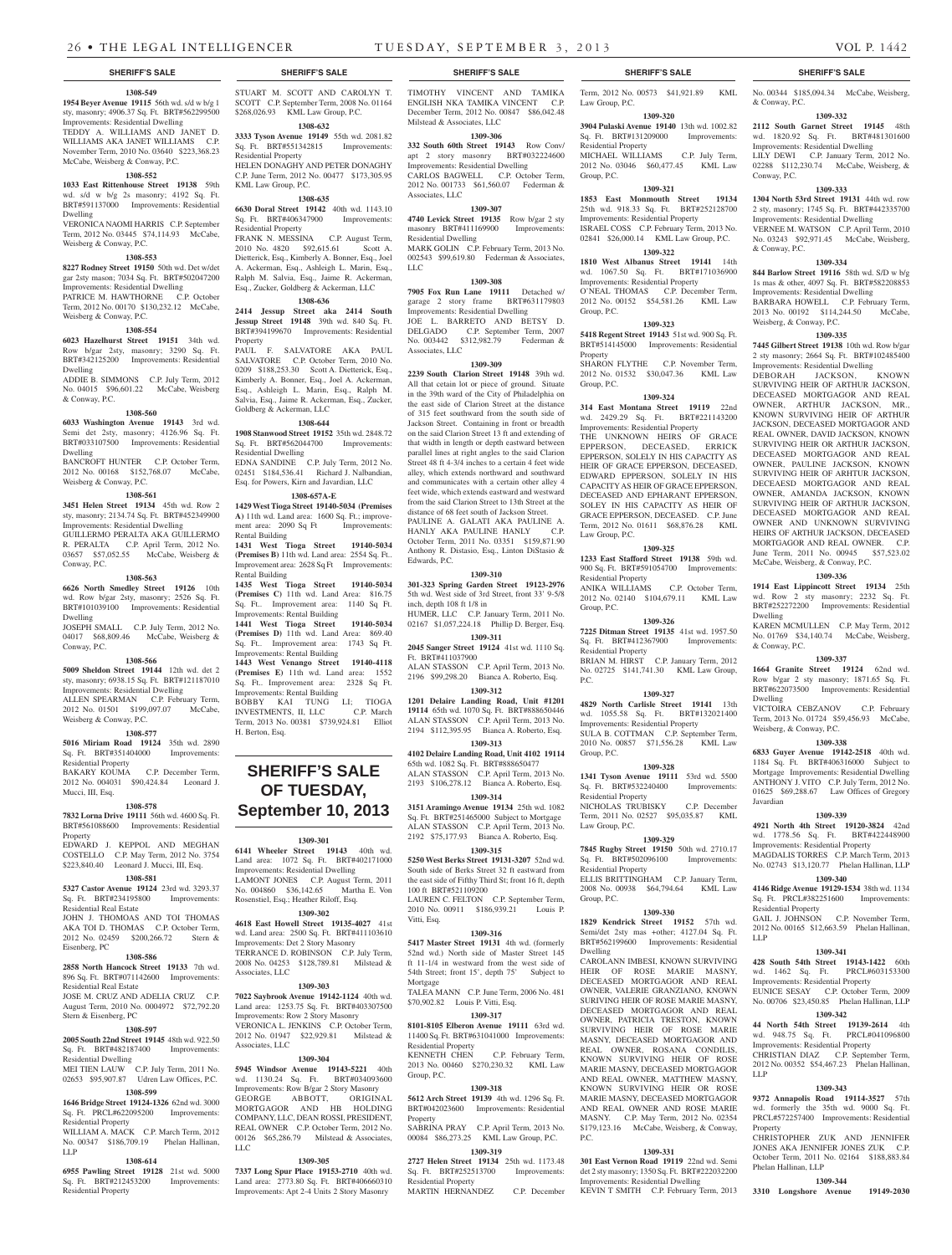**SHERIFF'S SALE**

**1308-549**

**1954 Beyer Avenue 19115** 56th wd. s/d w b/g 1 sty, masonry; 4906.37 Sq. Ft. BRT#562299500 Improvements: Residential Dwelling
TEDDY A. WILLIAMS AND JANET D. WILLIAMS AKA JANET WILLIAMS C.P. November Term, 2010 No. 03640 $223,368.23 McCabe, Weisberg & Conway, P.C.

**1308-552**

**1033 East Rittenhouse Street 19138** 59th wd. s/d w b/g 2s masonry; 4192 Sq. Ft. BRT#591137000 Improvements: Residential Dwelling
VERONICA NAOMI HARRIS C.P. September Term, 2012 No. 03445 $74,114.93 McCabe, Weisberg & Conway, P.C.

**1308-553**

**8227 Rodney Street 19150** 50th wd. Det w/det gar 2sty mason; 7034 Sq. Ft. BRT#502047200 Improvements: Residential Dwelling
PATRICE M. HAWTHORNE C.P. October Term, 2012 No. 00170 $130,232.12 McCabe, Weisberg & Conway, P.C.

**1308-554**

**6023 Hazelhurst Street 19151** 34th wd. Row b/gar 2sty, masonry; 3290 Sq. Ft. BRT#342125200 Improvements: Residential Dwelling
ADDIE B. SIMMONS C.P. July Term, 2012 No. 04015 $96,601.22 McCabe, Weisberg & Conway, P.C.

**1308-560**

**6033 Washington Avenue 19143** 3rd wd. Semi det 2sty, masonry; 4126.96 Sq. Ft. BRT#033107500 Improvements: Residential Dwelling
BANCROFT HUNTER C.P. October Term, 2012 No. 00168 $152,768.07 McCabe, Weisberg & Conway, P.C.

**1308-561**

**3451 Helen Street 19134** 45th wd. Row 2 sty, masonry; 2134.74 Sq. Ft. BRT#452349900 Improvements: Residential Dwelling
GUILLERMO PERALTA AKA GUILLERMO R. PERALTA C.P. April Term, 2012 No. 03657 $57,052.55 McCabe, Weisberg & Conway, P.C.

**1308-563**

**6626 North Smedley Street 19126** 10th wd. Row b/gar 2sty, masonry; 2526 Sq. Ft. BRT#101039100 Improvements: Residential Dwelling
JOSEPH SMALL C.P. July Term, 2012 No. 04017 $68,809.46 McCabe, Weisberg & Conway, P.C.

**1308-566**

**5009 Sheldon Street 19144** 12th wd. det 2 sty, masonry; 6938.15 Sq. Ft. BRT#121187010 Improvements: Residential Dwelling
ALLEN SPEARMAN C.P. February Term, 2012 No. 01501 $199,097.07 McCabe, Weisberg & Conway, P.C.

**1308-577**

**5016 Miriam Road 19124** 35th wd. 2890 Sq. Ft. BRT#351404000 Improvements: Residential Property
BAKARY KOUMA C.P. December Term, 2012 No. 004031 $90,424.84 Leonard J. Mucci, III, Esq.

**1308-578**

**7832 Lorna Drive 19111** 56th wd. 4600 Sq. Ft. BRT#561088600 Improvements: Residential Property
EDWARD J. KEPPOL AND MEGHAN COSTELLO C.P. May Term, 2012 No. 3754 $223,840.40 Leonard J. Mucci, III, Esq.

**1308-581**

**5327 Castor Avenue 19124** 23rd wd. 3293.37 Sq. Ft. BRT#234195800 Improvements: Residential Real Estate
JOHN J. THOMOAS AND TOI THOMAS AKA TOI D. THOMAS C.P. October Term, 2012 No. 02459 $200,266.72 Stern & Eisenberg, PC

**1308-586**

**2858 North Hancock Street 19133** 7th wd. 896 Sq. Ft. BRT#071142600 Improvements: Residential Real Estate
JOSE M. CRUZ AND ADELIA CRUZ C.P. August Term, 2010 No. 0004972 $72,792.20 Stern & Eisenberg, PC

**1308-597**

**2005 South 22nd Street 19145** 48th wd. 922.50 Sq. Ft. BRT#482187400 Improvements: Residential Dwelling
MEI TIEN LAUW C.P. July Term, 2011 No. 02653 $95,907.87 Udren Law Offices, P.C.

**1308-599**

**1646 Bridge Street 19124-1326** 62nd wd. 3000 Sq. Ft. PRCL#622095200 Improvements: Residential Property
WILLIAM A. MACK C.P. March Term, 2012 No. 00347 $186,709.19 Phelan Hallinan, LLP

**1308-614**

**6955 Pawling Street 19128** 21st wd. 5000 Sq. Ft. BRT#212453200 Improvements: Residential Property
STUART M. SCOTT AND CAROLYN T. SCOTT C.P. September Term, 2008 No. 01164 $268,026.93 KML Law Group, P.C.

**1308-632**

**3333 Tyson Avenue 19149** 55th wd. 2081.82 Sq. Ft. BRT#551342815 Improvements: Residential Property
HELEN DONAGHY AND PETER DONAGHY C.P. June Term, 2012 No. 00477 $173,305.95 KML Law Group, P.C.

**1308-635**

**6630 Doral Street 19142** 40th wd. 1143.10 Sq. Ft. BRT#406347900 Improvements: Residential Property
FRANK N. MESSINA C.P. August Term, 2010 No. 4820 $92,615.61 Scott A. Dietterick, Esq., Kimberly A. Bonner, Esq., Joel A. Ackerman, Esq., Ashleigh L. Marin, Esq., Ralph M. Salvia, Esq., Jaime R. Ackerman, Esq., Zucker, Goldberg & Ackerman, LLC

**1308-636**

**2414 Jessup Street aka 2414 South Jessup Street 19148** 39th wd. 840 Sq. Ft. BRT#394199670 Improvements: Residential Property
PAUL F. SALVATORE AKA PAUL SALVATORE C.P. October Term, 2010 No. 0209 $188,253.30 Scott A. Dietterick, Esq., Kimberly A. Bonner, Esq., Joel A. Ackerman, Esq., Ashleigh L. Marin, Esq., Ralph M. Salvia, Esq., Jaime R. Ackerman, Esq., Zucker, Goldberg & Ackerman, LLC

**1308-644**

**1908 Stanwood Street 19152** 35th wd. 2848.72 Sq. Ft. BRT#562044700 Improvements: Residential Dwelling
EDNA SANDINE C.P. July Term, 2012 No. 02451 $184,536.41 Richard J. Nalbandian, Esq. for Powers, Kirn and Javardian, LLC

**1308-657A-E**

**1429 West Tioga Street 19140-5034 (Premises A)** 11th wd. Land area: 1600 Sq. Ft.; improvement area: 2090 Sq Ft Improvements: Rental Building
**1431 West Tioga Street 19140-5034 (Premises B)** 11th wd. Land area: 2554 Sq. Ft.. Improvement area: 2628 Sq Ft Improvements: Rental Building
**1435 West Tioga Street 19140-5034 (Premises C)** 11th wd. Land Area: 816.75 Sq. Ft.. Improvement area: 1140 Sq. Ft. Improvements: Rental Building
**1441 West Tioga Street 19140-5034 (Premises D)** 11th wd. Land Area: 869.40 Sq. Ft.. Improvement area: 1743 Sq. Ft. Improvements: Rental Building
**1443 West Venango Street 19140-4118 (Premises E)** 11th wd. Land area: 1552 Sq. Ft.. Improvement area: 2328 Sq. Ft. Improvements: Rental Building
BOBBY KAI TUNG LI; TIOGA INVESTMENTS, II, LLC C.P. March Term, 2013 No. 00381 $739,924.81 Elliot H. Berton, Esq.

# SHERIFF'S SALE OF TUESDAY, September 10, 2013

**1309-301**

**6141 Wheeler Street 19143** 40th wd. Land area: 1072 Sq. Ft. BRT#402171000 Improvements: Residential Dwelling
LAMONT JONES C.P. August Term, 2011 No. 004860 $36,142.65 Martha E. Von Rosenstiel, Esq.; Heather Riloff, Esq.

**1309-302**

**4618 East Howell Street 19135-4027** 41st wd. Land area: 2500 Sq. Ft. BRT#411103610 Improvements: Det 2 Story Masonry
TERRANCE D. ROBINSON C.P. July Term, 2008 No. 04253 $128,789.81 Milstead & Associates, LLC

**1309-303**

**7022 Saybrook Avenue 19142-1124** 40th wd. Land area: 1253.75 Sq. Ft. BRT#403307500 Improvements: Row 2 Story Masonry
VERONICA L. JENKINS C.P. October Term, 2012 No. 01947 $22,929.81 Milstead & Associates, LLC

**1309-304**

**5945 Windsor Avenue 19143-5221** 40th wd. 1130.24 Sq. Ft. BRT#034093600 Improvements: Row B/gar 2 Story Masonry
GEORGE ABBOTT, ORIGINAL MORTGAGOR AND HB HOLDING COMPANY, LLC, DEAN ROSSI, PRESIDENT, REAL OWNER C.P. October Term, 2012 No. 00126 $65,286.79 Milstead & Associates, LLC

**1309-305**

**7337 Long Spur Place 19153-2710** 40th wd. Land area: 2773.80 Sq. Ft. BRT#406660310 Improvements: Apt 2-4 Units 2 Story Masonry
TIMOTHY VINCENT AND TAMIKA ENGLISH NKA TAMIKA VINCENT C.P. December Term, 2012 No. 00847 $86,042.48 Milstead & Associates, LLC

**1309-306**

**332 South 60th Street 19143** Row Conv/apt 2 story masonry BRT#032224600 Improvements: Residential Dwelling
CARLOS BAGWELL C.P. October Term, 2012 No. 001733 $61,560.07 Federman & Associates, LLC

**1309-307**

**4740 Levick Street 19135** Row b/gar 2 sty masonry BRT#411169900 Improvements: Residential Dwelling
MARK GOLIN C.P. February Term, 2013 No. 002543 $99,619.80 Federman & Associates, LLC

**1309-308**

**7905 Fox Run Lane 19111** Detached w/garage 2 story frame BRT#631179803 Improvements: Residential Dwelling
JOE L. BARRETO AND BETSY D. DELGADO C.P. September Term, 2007 No. 003442 $312,982.79 Federman & Associates, LLC

**1309-309**

**2239 South Clarion Street 19148** 39th wd. All that certain lot or piece of ground. Situate in the 39th ward of the City of Philadelphia on the east side of Clarion Street at the distance of 315 feet southward from the south side of Jackson Street. Containing in front or breadth on the said Clarion Street 13 ft and extending of that width in length or depth eastward between parallel lines at right angles to the said Clarion Street 48 ft 4-3/4 inches to a certain 4 feet wide alley, which extends northward and southward and communicates with a certain other alley 4 feet wide, which extends eastward and westward from the said Clarion Street to 13th Street at the distance of 68 feet south of Jackson Street.
PAULINE A. GALATI AKA PAULINE A. HANLY AKA PAULINE HANLY C.P. October Term, 2011 No. 03351 $159,871.90 Anthony R. Distasio, Esq., Linton DiStasio & Edwards, P.C.

**1309-310**

**301-323 Spring Garden Street 19123-2976** 5th wd. West side of 3rd Street, front 33' 9-5/8 inch, depth 108 ft 1/8 in
HUMER, LLC C.P. January Term, 2011 No. 02167 $1,057,224.18 Phillip D. Berger, Esq.

**1309-311**

**2045 Sanger Street 19124** 41st wd. 1110 Sq. Ft. BRT#411037900
ALAN STASSON C.P. April Term, 2013 No. 2196 $99,298.20 Bianca A. Roberto, Esq.

**1309-312**

**1201 Delaire Landing Road, Unit #1201 19114** 65th wd. 1070 Sq. Ft. BRT#888650446
ALAN STASSON C.P. April Term, 2013 No. 2194 $112,395.95 Bianca A. Roberto, Esq.

**1309-313**

**4102 Delaire Landing Road, Unit 4102 19114** 65th wd. 1082 Sq. Ft. BRT#888650477
ALAN STASSON C.P. April Term, 2013 No. 2193 $106,278.12 Bianca A. Roberto, Esq.

**1309-314**

**3151 Aramingo Avenue 19134** 25th wd. 1082 Sq. Ft. BRT#251465000 Subject to Mortgage
ALAN STASSON C.P. April Term, 2013 No. 2192 $75,177.93 Bianca A. Roberto, Esq.

**1309-315**

**5250 West Berks Street 19131-3207** 52nd wd. South side of Berks Street 32 ft eastward from the east side of Fifthy Third St; front 16 ft, depth 100 ft BRT#521109200
LAUREN C. FELTON C.P. September Term, 2010 No. 00911 $186,939.21 Louis P. Vitti, Esq.

**1309-316**

**5417 Master Street 19131** 4th wd. (formerly 52nd wd.) North side of Master Street 145 ft 11-1/4 in westward from the west side of 54th Street; front 15', depth 75' Subject to Mortgage
TALEA MANN C.P. June Term, 2006 No. 481 $70,902.82 Louis P. Vitti, Esq.

**1309-317**

**8101-8105 Elberon Avenue 19111** 63rd wd. 11400 Sq. Ft. BRT#631041000 Improvements: Residential Property
KENNETH CHEN C.P. February Term, 2013 No. 00460 $270,230.32 KML Law Group, P.C.

**1309-318**

**5612 Arch Street 19139** 4th wd. 1296 Sq. Ft. BRT#042023600 Improvements: Residential Property
SABRINA PRAY C.P. April Term, 2013 No. 00084 $86,273.25 KML Law Group, P.C.

**1309-319**

**2727 Helen Street 19134** 25th wd. 1173.48 Sq. Ft. BRT#252513700 Improvements: Residential Property
MARTIN HERNANDEZ C.P. December Term, 2012 No. 00573 $41,921.89 KML Law Group, P.C.

**1309-320**

**3904 Pulaski Avenue 19140** 13th wd. 1002.82 Sq. Ft. BRT#131209000 Improvements: Residential Property
MICHAEL WILLIAMS C.P. July Term, 2012 No. 03046 $60,477.45 KML Law Group, P.C.

**1309-321**

**1853 East Monmouth Street 19134** 25th wd. 918.33 Sq. Ft. BRT#252128700 Improvements: Residential Property
ISRAEL COSS C.P. February Term, 2013 No. 02841 $26,000.14 KML Law Group, P.C.

**1309-322**

**1810 West Albanus Street 19141** 14th wd. 1067.50 Sq. Ft. BRT#171036900 Improvements: Residential Property
O'NEAL THOMAS C.P. December Term, 2012 No. 00152 $54,581.26 KML Law Group, P.C.

**1309-323**

**5418 Regent Street 19143** 51st wd. 900 Sq. Ft. BRT#514145000 Improvements: Residential Property
SHARON FLYTHE C.P. November Term, 2012 No. 01532 $30,047.36 KML Law Group, P.C.

**1309-324**

**314 East Montana Street 19119** 22nd wd. 2429.29 Sq. Ft. BRT#221143200 Improvements: Residential Property
THE UNKNOWN HEIRS OF GRACE EPPERSON, DECEASED, ERRICK EPPERSON, SOLELY IN HIS CAPACITY AS HEIR OF GRACE EPPERSON, DECEASED, EDWARD EPPERSON, SOLELY IN HIS CAPACITY AS HEIR OF GRACE EPPERSON, DECEASED AND EPHARANT EPPERSON, SOLEY IN HIS CAPACITY AS HEIR OF GRACE EPPERSON, DECEASED. C.P. June Term, 2012 No. 01611 $68,876.28 KML Law Group, P.C.

**1309-325**

**1233 East Stafford Street 19138** 59th wd. 900 Sq. Ft. BRT#591054700 Improvements: Residential Property
ANIKA WILLIAMS C.P. October Term, 2012 No. 02140 $104,679.11 KML Law Group, P.C.

**1309-326**

**7225 Ditman Street 19135** 41st wd. 1957.50 Sq. Ft. BRT#412367900 Improvements: Residential Property
BRIAN M. HIRST C.P. January Term, 2012 No. 02725 $141,741.30 KML Law Group, P.C.

**1309-327**

**4829 North Carlisle Street 19141** 13th wd. 1055.58 Sq. Ft. BRT#132021400 Improvements: Residential Property
SULA B. COTTMAN C.P. September Term, 2010 No. 00857 $71,556.28 KML Law Group, P.C.

**1309-328**

**1341 Tyson Avenue 19111** 53rd wd. 5500 Sq. Ft. BRT#532240400 Improvements: Residential Property
NICHOLAS TRUBISKY C.P. December Term, 2011 No. 02527 $95,035.87 KML Law Group, P.C.

**1309-329**

**7845 Rugby Street 19150** 50th wd. 2710.17 Sq. Ft. BRT#502096100 Improvements: Residential Property
ELLIS BRITTINGHAM C.P. January Term, 2008 No. 00938 $64,794.64 KML Law Group, P.C.

**1309-330**

**1829 Kendrick Street 19152** 57th wd. Semi/det 2sty mas +other; 4127.04 Sq. Ft. BRT#562199600 Improvements: Residential Dwelling
CAROLANN IMBESI, KNOWN SURVIVING HEIR OF ROSE MARIE MASNY, DECEASED MORTGAGOR AND REAL OWNER, VALERIE GRANZIANO, KNOWN SURIVING HEIR OF ROSE MARIE MASNY, DECEASED MORTGAGOR AND REAL OWNER, PATRICIA TRESTON, KNOWN SURVIVING HEIR OF ROSE MARIE MASNY, DECEASED MORTGAGOR AND REAL OWNER, ROSANA CONDILIS, KNOWN SURVIVING HEIR OF ROSE MARIE MASNY, DECEASED MORTGAGOR AND REAL OWNER, MATTHEW MASNY, KNOWN SURVIVING HEIR OF ROSE MARIE MASNY, DECEASED MORTGAGOR AND REAL OWNER AND ROSE MARIE MASNY. C.P. May Term, 2012 No. 02354 $179,123.16 McCabe, Weisberg, & Conway, P.C.

**1309-331**

**301 East Vernon Road 19119** 22nd wd. Semi det 2 sty masonry; 1350 Sq. Ft. BRT#222032200 Improvements: Residential Dwelling
KEVIN T SMITH C.P. February Term, 2013 No. 00344 $185,094.34 McCabe, Weisberg, & Conway, P.C.

**1309-332**

**2112 South Garnet Street 19145** 48th wd. 1820.92 Sq. Ft. BRT#481301600 Improvements: Residential Dwelling
LILY DEWI C.P. January Term, 2012 No. 02288 $112,230.74 McCabe, Weisberg, & Conway, P.C.

**1309-333**

**1304 North 53rd Street 19131** 44th wd. row 2 sty, masonry; 1745 Sq. Ft. BRT#442335700 Improvements: Residential Dwelling
VERNEE M. WATSON C.P. April Term, 2010 No. 03243 $92,971.45 McCabe, Weisberg, & Conway, P.C.

**1309-334**

**844 Barlow Street 19116** 58th wd. S/D w b/g 1s mas & other, 4097 Sq. Ft. BRT#582208853 Improvements: Residential Dwelling
BARBARA HOWELL C.P. February Term, 2013 No. 00192 $114,244.50 McCabe, Weisberg, & Conway, P.C.

**1309-335**

**7445 Gilbert Street 19138** 10th wd. Row b/gar 2 sty masonry; 2664 Sq. Ft. BRT#102485400 Improvements: Residential Dwelling
DEBORAH JACKSON, KNOWN SURVIVING HEIR OF ARTHUR JACKSON, DECEASED MORTGAGOR AND REAL OWNER, ARTHUR JACKSON, MR., KNOWN SURVIVING HEIR OF ARTHUR JACKSON, DECEASED MORTGAGOR AND REAL OWNER, DAVID JACKSON, KNOWN SURVIVING HEIR OR ARTHUR JACKSON, DECEASED MORTGAGOR AND REAL OWNER, PAULINE JACKSON, KNOWN SURVIVING HEIR OF ARHTUR JACKSON, DECEAESD MORTGAGOR AND REAL OWNER, AMANDA JACKSON, KNOWN SURVIVING HEIR OF ARTHUR JACKSON, DECEASED MORTGAGOR AND REAL OWNER AND UNKNOWN SURVIVING HEIRS OF ARTHUR JACKSON, DECEASED MORTGAGOR AND REAL OWNER. C.P. June Term, 2011 No. 00945 $57,523.02 McCabe, Weisberg, & Conway, P.C.

**1309-336**

**1914 East Lippincott Street 19134** 25th wd. Row 2 sty masonry; 2232 Sq. Ft. BRT#252272200 Improvements: Residential Dwelling
KAREN MCMULLEN C.P. May Term, 2012 No. 01769 $34,140.74 McCabe, Weisberg, & Conway, P.C.

**1309-337**

**1664 Granite Street 19124** 62nd wd. Row b/gar 2 sty masonry; 1871.65 Sq. Ft. BRT#622073500 Improvements: Residential Dwelling
VICTOIRA CEBZANOV C.P. February Term, 2013 No. 01724 $59,456.93 McCabe, Weisberg, & Conway, P.C.

**1309-338**

**6833 Guyer Avenue 19142-2518** 40th wd. 1184 Sq. Ft. BRT#406316000 Subject to Mortgage Improvements: Residential Dwelling
ANTHONY J. VITO C.P. July Term, 2012 No. 01625 $69,288.67 Law Offices of Gregory Javardian

**1309-339**

**4921 North 4th Street 19120-3824** 42nd wd. 1778.56 Sq. Ft. BRT#422448900 Improvements: Residential Property
MAGDALIS TORRES C.P. March Term, 2013 No. 02743 $13,120.77 Phelan Hallinan, LLP

**1309-340**

**4146 Ridge Avenue 19129-1534** 38th wd. 1134 Sq. Ft. PRCL#382251600 Improvements: Residential Property
GAIL J. JOHNSON C.P. November Term, 2012 No. 00165 $12,663.59 Phelan Hallinan, LLP

**1309-341**

**428 South 54th Street 19143-1422** 60th wd. 1462 Sq. Ft. PRCL#603153300 Improvements: Residential Property
EUNICE SESAY C.P. October Term, 2009 No. 00706 $23,450.85 Phelan Hallinan, LLP

**1309-342**

**44 North 54th Street 19139-2614** 4th wd. 948.75 Sq. Ft. PRCL#041096800 Improvements: Residential Property
CHRISTIAN DIAZ C.P. September Term, 2012 No. 00352 $54,467.23 Phelan Hallinan, LLP

**1309-343**

**9372 Annapolis Road 19114-3527** 57th wd. formerly the 35th wd. 9000 Sq. Ft. PRCL#572257400 Improvements: Residential Property
CHRISTOPHER ZUK AND JENNIFER JONES AKA JENNIFER JONES ZUK C.P. October Term, 2011 No. 02164 $188,883.84 Phelan Hallinan, LLP

**1309-344**

**3310 Longshore Avenue 19149-2030**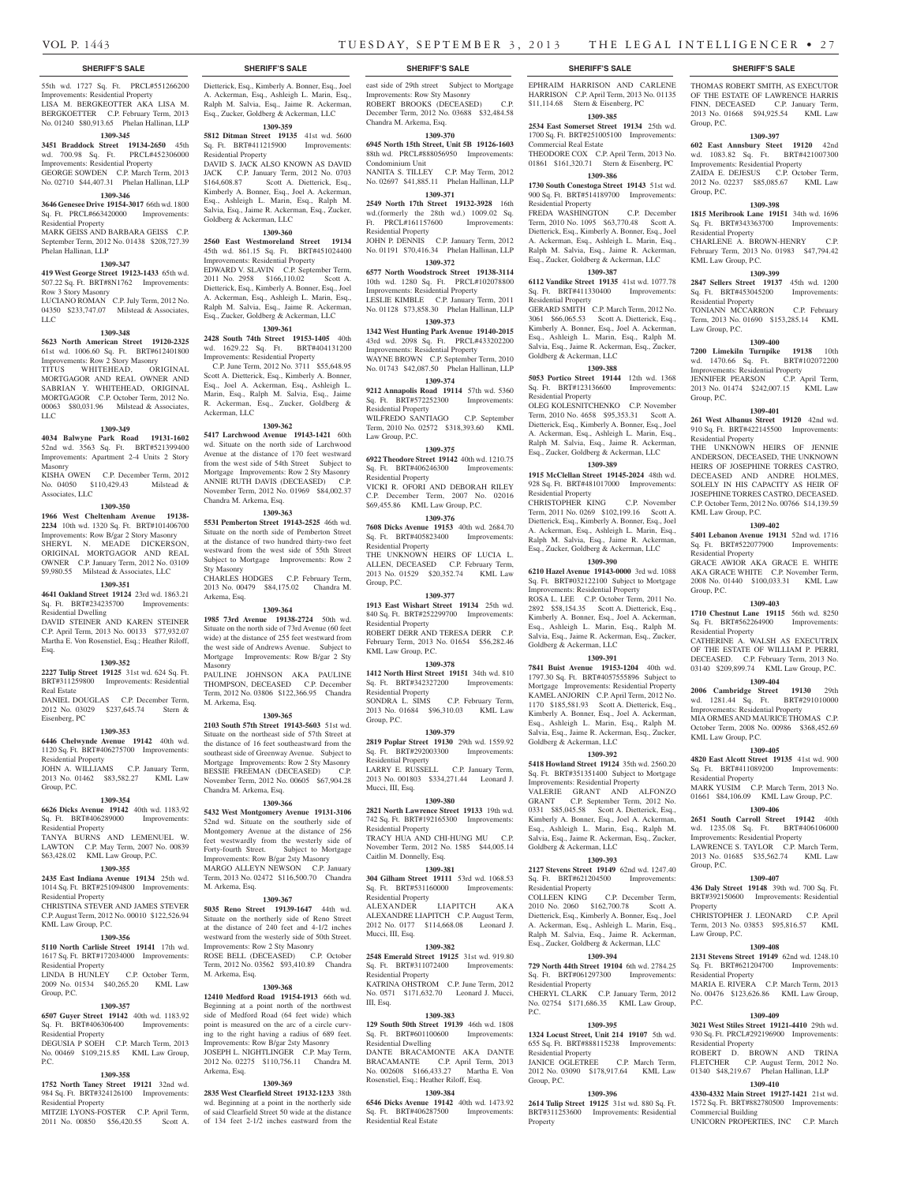## SHERIFF'S SALE

55th wd. 1727 Sq. Ft. PRCL#551266200 Improvements: Residential Property
LISA M. BERGKEOTTER AKA LISA M. BERGKOETTER C.P. February Term, 2013 No. 01240 $80,913.65 Phelan Hallinan, LLP

**1309-345**

**3451 Braddock Street 19134-2650** 45th wd. 700.98 Sq. Ft. PRCL#452306000 Improvements: Residential Property
GEORGE SOWDEN C.P. March Term, 2013 No. 02710 $44,407.31 Phelan Hallinan, LLP

**1309-346**

**3646 Genesee Drive 19154-3017** 66th wd. 1800 Sq. Ft. PRCL#663420000 Improvements: Residential Property
MARK GEISS AND BARBARA GEISS C.P. September Term, 2012 No. 01438 $208,727.39 Phelan Hallinan, LLP

**1309-347**

**419 West George Street 19123-1433** 65th wd. 507.22 Sq. Ft. BRT#8N1762 Improvements: Row 3 Story Masonry
LUCIANO ROMAN C.P. July Term, 2012 No. 04350 $233,747.07 Milstead & Associates, LLC

**1309-348**

**5623 North American Street 19120-2325** 61st wd. 1006.60 Sq. Ft. BRT#612401800 Improvements: Row 2 Story Masonry
TITUS WHITEHEAD, ORIGINAL MORTGAGOR AND REAL OWNER AND SABRIAN Y. WHITEHEAD, ORIGINAL MORTGAGOR C.P. October Term, 2012 No. 00063 $80,031.96 Milstead & Associates, LLC

**1309-349**

**4034 Balwyne Park Road 19131-1602** 52nd wd. 3563 Sq. Ft. BRT#521399400 Improvements: Apartment 2-4 Units 2 Story Masonry
KISHA OWEN C.P. December Term, 2012 No. 04050 $110,429.43 Milstead & Associates, LLC

**1309-350**

**1966 West Cheltenham Avenue 19138-2234** 10th wd. 1320 Sq. Ft. BRT#101406700 Improvements: Row B/gar 2 Story Masonry
SHERYL N. MEADE DICKERSON, ORIGINAL MORTGAGOR AND REAL OWNER C.P. January Term, 2012 No. 03109 $9,980.55 Milstead & Associates, LLC

**1309-351**

**4641 Oakland Street 19124** 23rd wd. 1863.21 Sq. Ft. BRT#234235700 Improvements: Residential Dwelling
DAVID STEINER AND KAREN STEINER C.P. April Term, 2013 No. 00133 $77,932.07 Martha E. Von Rosenstiel, Esq.; Heather Riloff, Esq.

**1309-352**

**2227 Tulip Street 19125** 31st wd. 624 Sq. Ft. BRT#311259800 Improvements: Residential Real Estate
DANIEL DOUGLAS C.P. December Term, 2012 No. 03029 $237,645.74 Stern & Eisenberg, PC

**1309-353**

**6446 Chelwynde Avenue 19142** 40th wd. 1120 Sq. Ft. BRT#406275700 Improvements: Residential Property
JOHN A. WILLIAMS C.P. January Term, 2013 No. 01462 $83,582.27 KML Law Group, P.C.

**1309-354**

**6626 Dicks Avenue 19142** 40th wd. 1183.92 Sq. Ft. BRT#406289000 Improvements: Residential Property
TANYA BURNS AND LEMENUEL W. LAWTON C.P. May Term, 2007 No. 00839 $63,428.02 KML Law Group, P.C.

**1309-355**

**2435 East Indiana Avenue 19134** 25th wd. 1014 Sq. Ft. BRT#251094800 Improvements: Residential Property
CHRISTINA STEVER AND JAMES STEVER C.P. August Term, 2012 No. 00010 $122,526.94 KML Law Group, P.C.

**1309-356**

**5110 North Carlisle Street 19141** 17th wd. 1617 Sq. Ft. BRT#172034000 Improvements: Residential Property
LINDA B HUNLEY C.P. October Term, 2009 No. 01534 $40,265.20 KML Law Group, P.C.

**1309-357**

**6507 Guyer Street 19142** 40th wd. 1183.92 Sq. Ft. BRT#406306400 Improvements: Residential Property
DEGUSIA P SOEH C.P. March Term, 2013 No. 00469 $109,215.85 KML Law Group, P.C.

**1309-358**

**1752 North Taney Street 19121** 32nd wd. 984 Sq. Ft. BRT#324126100 Improvements: Residential Property
MITZIE LYONS-FOSTER C.P. April Term, 2011 No. 00850 $56,420.55 Scott A. Dietterick, Esq., Kimberly A. Bonner, Esq., Joel A. Ackerman, Esq., Ashleigh L. Marin, Esq., Ralph M. Salvia, Esq., Jaime R. Ackerman, Esq., Zucker, Goldberg & Ackerman, LLC

**1309-359**

**5812 Ditman Street 19135** 41st wd. 5600 Sq. Ft. BRT#411215900 Improvements: Residential Property
DAVID S. JACK ALSO KNOWN AS DAVID JACK C.P. January Term, 2012 No. 0703 $164,608.87 Scott A. Dietterick, Esq., Kimberly A. Bonner, Esq., Joel A. Ackerman, Esq., Ashleigh L. Marin, Esq., Ralph M. Salvia, Esq., Jaime R. Ackerman, Esq., Zucker, Goldberg & Ackerman, LLC

**1309-360**

**2560 East Westmoreland Street 19134** 45th wd. 861.15 Sq. Ft. BRT#451024400 Improvements: Residential Property
EDWARD V. SLAVIN C.P. September Term, 2011 No. 2958 $166,110.02 Scott A. Dietterick, Esq., Kimberly A. Bonner, Esq., Joel A. Ackerman, Esq., Ashleigh L. Marin, Esq., Ralph M. Salvia, Esq., Jaime R. Ackerman, Esq., Zucker, Goldberg & Ackerman, LLC

**1309-361**

**2428 South 74th Street 19153-1405** 40th wd. 1629.22 Sq. Ft. BRT#404131200 Improvements: Residential Property
C.P. June Term, 2012 No. 3711 $55,648.95 Scott A. Dietterick, Esq., Kimberly A. Bonner, Esq., Joel A. Ackerman, Esq., Ashleigh L. Marin, Esq., Ralph M. Salvia, Esq., Jaime R. Ackerman, Esq., Zucker, Goldberg & Ackerman, LLC

**1309-362**

**5417 Larchwood Avenue 19143-1421** 60th wd. Situate on the north side of Larchwood Avenue at the distance of 170 feet westward from the west side of 54th Street Subject to Mortgage Improvements: Row 2 Sty Masonry
ANNIE RUTH DAVIS (DECEASED) C.P. November Term, 2012 No. 01969 $84,002.37 Chandra M. Arkema, Esq.

**1309-363**

**5531 Pemberton Street 19143-2525** 46th wd. Situate on the north side of Pemberton Street at the distance of two hundred thirty-two feet westward from the west side of 55th Street Subject to Mortgage Improvements: Row 2 Sty Masonry
CHARLES HODGES C.P. February Term, 2013 No. 00479 $84,175.02 Chandra M. Arkema, Esq.

**1309-364**

**1985 73rd Avenue 19138-2724** 50th wd. Situate on the north side of 73rd Avenue (60 feet wide) at the distance of 255 feet westward from the west side of Andrews Avenue. Subject to Mortgage Improvements: Row B/gar 2 Sty Masonry
PAULINE JOHNSON AKA PAULINE THOMPSON, DECEASED C.P. December Term, 2012 No. 03806 $122,366.95 Chandra M. Arkema, Esq.

**1309-365**

**2103 South 57th Street 19143-5603** 51st wd. Situate on the northeast side of 57th Street at the distance of 16 feet southeastward from the southeast side of Greenway Avenue. Subject to Mortgage Improvements: Row 2 Sty Masonry
BESSIE FREEMAN (DECEASED) C.P. November Term, 2012 No. 00605 $67,904.28 Chandra M. Arkema, Esq.

**1309-366**

**5432 West Montgomery Avenue 19131-3106** 52nd wd. Situate on the southerly side of Montgomery Avenue at the distance of 256 feet westwardly from the westerly side of Forty-fourth Street. Subject to Mortgage Improvements: Row B/gar 2sty Masonry
MARGO ALLEYN NEWSON C.P. January Term, 2013 No. 02472 $116,500.70 Chandra M. Arkema, Esq.

**1309-367**

**5035 Reno Street 19139-1647** 44th wd. Situate on the northerly side of Reno Street at the distance of 240 feet and 4-1/2 inches westward from the westerly side of 50th Street. Improvements: Row 2 Sty Masonry
ROSE BELL (DECEASED) C.P. October Term, 2012 No. 03562 $93,410.89 Chandra M. Arkema, Esq.

**1309-368**

**12410 Medford Road 19154-1913** 66th wd. Beginning at a point on the northwest side of Medford Road (64 feet wide) which point is measured on the arc of a circle curving to the right having a radius of 689 feet. Improvements: Row B/gar 2sty Masonry
JOSEPH L. NIGHTLINGER C.P. May Term, 2012 No. 02275 $110,756.11 Chandra M. Arkema, Esq.

**1309-369**

**2835 West Clearfield Street 19132-1233** 38th wd. Beginning at a point in the northerly side of said Clearfield Street 50 wide at the distance of 134 feet 2-1/2 inches eastward from the east side of 29th street Subject to Mortgage Improvements: Row Sty Masonry
ROBERT BROOKS (DECEASED) C.P. December Term, 2012 No. 03688 $32,484.58 Chandra M. Arkema, Esq.

**1309-370**

**6945 North 15th Street, Unit 5B 19126-1603** 88th wd. PRCL#888056950 Improvements: Condominium Unit
NANITA S. TILLEY C.P. May Term, 2012 No. 02697 $41,885.11 Phelan Hallinan, LLP

**1309-371**

**2549 North 17th Street 19132-3928** 16th wd.(formerly the 28th wd.) 1009.02 Sq. Ft. PRCL#161157600 Improvements: Residential Property
JOHN P. DENNIS C.P. January Term, 2012 No. 01191 $70,416.34 Phelan Hallinan, LLP

**1309-372**

**6577 North Woodstrock Street 19138-3114** 10th wd. 1280 Sq. Ft. PRCL#102078800 Improvements: Residential Property
LESLIE KIMBLE C.P. January Term, 2011 No. 01128 $73,858.30 Phelan Hallinan, LLP

**1309-373**

**1342 West Hunting Park Avenue 19140-2015** 43rd wd. 2098 Sq. Ft. PRCL#433202200 Improvements: Residential Property
WAYNE BROWN C.P. September Term, 2010 No. 01743 $42,087.50 Phelan Hallinan, LLP

**1309-374**

**9212 Annapolis Road 19114** 57th wd. 5360 Sq. Ft. BRT#572252300 Improvements: Residential Property
WILFREDO SANTIAGO C.P. September Term, 2010 No. 02572 $318,393.60 KML Law Group, P.C.

**1309-375**

**6922 Theodore Street 19142** 40th wd. 1210.75 Sq. Ft. BRT#406246300 Improvements: Residential Property
VICKI R. OFORI AND DEBORAH RILEY C.P. December Term, 2007 No. 02016 $69,455.86 KML Law Group, P.C.

**1309-376**

**7608 Dicks Avenue 19153** 40th wd. 2684.70 Sq. Ft. BRT#405823400 Improvements: Residential Property
THE UNKNOWN HEIRS OF LUCIA L. ALLEN, DECEASED C.P. February Term, 2013 No. 01529 $20,352.74 KML Law Group, P.C.

**1309-377**

**1913 East Wishart Street 19134** 25th wd. 840 Sq. Ft. BRT#252299700 Improvements: Residential Property
ROBERT DERR AND TERESA DERR C.P. February Term, 2013 No. 01654 $56,282.46 KML Law Group, P.C.

**1309-378**

**1412 North Hirst Street 19151** 34th wd. 810 Sq. Ft. BRT#342327200 Improvements: Residential Property
SONDRA L. SIMS C.P. February Term, 2013 No. 01684 $96,310.03 KML Law Group, P.C.

**1309-379**

**2819 Poplar Street 19130** 29th wd. 1559.92 Sq. Ft. BRT#292003300 Improvements: Residential Property
LARRY E. RUSSELL C.P. January Term, 2013 No. 001803 $334,271.44 Leonard J. Mucci, III, Esq.

**1309-380**

**2821 North Lawrence Street 19133** 19th wd. 742 Sq. Ft. BRT#192165300 Improvements: Residential Property
TRACY HUA AND CHI-HUNG MU C.P. November Term, 2012 No. 1585 $44,005.14 Caitlin M. Donnelly, Esq.

**1309-381**

**304 Gilham Street 19111** 53rd wd. 1068.53 Sq. Ft. BRT#531160000 Improvements: Residential Property
ALEXANDRE LIAPITCH AKA ALEXANDRE LIAPITCH C.P. August Term, 2012 No. 0177 $114,668.08 Leonard J. Mucci, III, Esq.

**1309-382**

**2548 Emerald Street 19125** 31st wd. 919.80 Sq. Ft. BRT#311072400 Improvements: Residential Property
KATRINA OHSTROM C.P. June Term, 2012 No. 0571 $171,632.70 Leonard J. Mucci, III, Esq.

**1309-383**

**129 South 50th Street 19139** 46th wd. 1808 Sq. Ft. BRT#601100600 Improvements: Residential Dwelling
DANTE BRACAMONTE AKA DANTE BRACAMANTE C.P. April Term, 2013 No. 002608 $166,433.27 Martha E. Von Rosenstiel, Esq.; Heather Riloff, Esq.

**1309-384**

**6546 Dicks Avenue 19142** 40th wd. 1473.92 Sq. Ft. BRT#406287500 Improvements: Residential Real Estate
EPHRAIM HARRISON AND CARLENE HARRISON C.P. April Term, 2013 No. 01135 $11,114.68 Stern & Eisenberg, PC

**1309-385**

**2534 East Somerset Street 19134** 25th wd. 1700 Sq. Ft. BRT#251005100 Improvements: Commercial Real Estate
THEODORE COX C.P. April Term, 2013 No. 01861 $161,320.71 Stern & Eisenberg, PC

**1309-386**

**1730 South Conestoga Street 19143** 51st wd. 900 Sq. Ft. BRT#514189700 Improvements: Residential Property
FREDA WASHINGTON C.P. December Term, 2010 No. 1095 $63,770.48 Scott A. Dietterick, Esq., Kimberly A. Bonner, Esq., Joel A. Ackerman, Esq., Ashleigh L. Marin, Esq., Ralph M. Salvia, Esq., Jaime R. Ackerman, Esq., Zucker, Goldberg & Ackerman, LLC

**1309-387**

**6112 Vandike Street 19135** 41st wd. 1077.78 Sq. Ft. BRT#411330400 Improvements: Residential Property
GERARD SMITH C.P. March Term, 2012 No. 3061 $66,065.53 Scott A. Dietterick, Esq., Kimberly A. Bonner, Esq., Joel A. Ackerman, Esq., Ashleigh L. Marin, Esq., Ralph M. Salvia, Esq., Jaime R. Ackerman, Esq., Zucker, Goldberg & Ackerman, LLC

**1309-388**

**5053 Portico Street 19144** 12th wd. 1368 Sq. Ft. BRT#123136600 Improvements: Residential Property
OLEG KOLESNITCHENKO C.P. November Term, 2010 No. 4658 $95,353.31 Scott A. Dietterick, Esq., Kimberly A. Bonner, Esq., Joel A. Ackerman, Esq., Ashleigh L. Marin, Esq., Ralph M. Salvia, Esq., Jaime R. Ackerman, Esq., Zucker, Goldberg & Ackerman, LLC

**1309-389**

**1915 McClellan Street 19145-2024** 48th wd. 928 Sq. Ft. BRT#481017000 Improvements: Residential Property
CHRISTOPHER KING C.P. November Term, 2011 No. 0269 $102,199.16 Scott A. Dietterick, Esq., Kimberly A. Bonner, Esq., Joel A. Ackerman, Esq., Ashleigh L. Marin, Esq., Ralph M. Salvia, Esq., Jaime R. Ackerman, Esq., Zucker, Goldberg & Ackerman, LLC

**1309-390**

**6210 Hazel Avenue 19143-0000** 3rd wd. 1088 Sq. Ft. BRT#032122100 Subject to Mortgage Improvements: Residential Property
ROSA L. LEE C.P. October Term, 2011 No. 2892 $58,154.35 Scott A. Dietterick, Esq., Kimberly A. Bonner, Esq., Joel A. Ackerman, Esq., Ashleigh L. Marin, Esq., Ralph M. Salvia, Esq., Jaime R. Ackerman, Esq., Zucker, Goldberg & Ackerman, LLC

**1309-391**

**7841 Buist Avenue 19153-1204** 40th wd. 1797.30 Sq. Ft. BRT#4057555896 Subject to Mortgage Improvements: Residential Property
KAMEL ANJORIN C.P. April Term, 2012 No. 1170 $185,581.93 Scott A. Dietterick, Esq., Kimberly A. Bonner, Esq., Joel A. Ackerman, Esq., Ashleigh L. Marin, Esq., Ralph M. Salvia, Esq., Jaime R. Ackerman, Esq., Zucker, Goldberg & Ackerman, LLC

**1309-392**

**5418 Howland Street 19124** 35th wd. 2560.20 Sq. Ft. BRT#351351400 Subject to Mortgage Improvements: Residential Property
VALERIE GRANT AND ALFONZO GRANT C.P. September Term, 2012 No. 0331 $85,045.58 Scott A. Dietterick, Esq., Kimberly A. Bonner, Esq., Joel A. Ackerman, Esq., Ashleigh L. Marin, Esq., Ralph M. Salvia, Esq., Jaime R. Ackerman, Esq., Zucker, Goldberg & Ackerman, LLC

**1309-393**

**2127 Stevens Street 19149** 62nd wd. 1247.40 Sq. Ft. BRT#621204500 Improvements: Residential Property
COLLEEN KING C.P. December Term, 2010 No. 2060 $162,700.78 Scott A. Dietterick, Esq., Kimberly A. Bonner, Esq., Joel A. Ackerman, Esq., Ashleigh L. Marin, Esq., Ralph M. Salvia, Esq., Jaime R. Ackerman, Esq., Zucker, Goldberg & Ackerman, LLC

**1309-394**

**729 North 44th Street 19104** 6th wd. 2784.25 Sq. Ft. BRT#061297300 Improvements: Residential Property
CHERYL CLARK C.P. January Term, 2012 No. 02754 $171,686.35 KML Law Group, P.C.

**1309-395**

**1324 Locust Street, Unit 214 19107** 5th wd. 655 Sq. Ft. BRT#888115238 Improvements: Residential Property
JANICE OGLETREE C.P. March Term, 2012 No. 03090 $178,917.64 KML Law Group, P.C.

**1309-396**

**2614 Tulip Street 19125** 31st wd. 880 Sq. Ft. BRT#311253600 Improvements: Residential Property
THOMAS ROBERT SMITH, AS EXECUTOR OF THE ESTATE OF LAWRENCE HARRIS FINN, DECEASED C.P. January Term, 2013 No. 01668 $94,925.54 KML Law Group, P.C.

**1309-397**

**602 East Annsbury Street 19120** 42nd wd. 1083.82 Sq. Ft. BRT#421007300 Improvements: Residential Property
ZAIDA E. DEJESUS C.P. October Term, 2012 No. 02237 $85,085.67 KML Law Group, P.C.

**1309-398**

**1815 Meribrook Lane 19151** 34th wd. 1696 Sq. Ft. BRT#343363700 Improvements: Residential Property
CHARLENE A. BROWN-HENRY C.P. February Term, 2013 No. 01983 $47,794.42 KML Law Group, P.C.

**1309-399**

**2847 Sellers Street 19137** 45th wd. 1200 Sq. Ft. BRT#453045200 Improvements: Residential Property
TONIANN MCCARRON C.P. February Term, 2013 No. 01690 $153,285.14 KML Law Group, P.C.

**1309-400**

**7200 Limekiln Turnpike 19138** 10th wd. 1470.66 Sq. Ft. BRT#102072200 Improvements: Residential Property
JENNIFER PEARSON C.P. April Term, 2013 No. 01474 $242,007.15 KML Law Group, P.C.

**1309-401**

**261 West Albanus Street 19120** 42nd wd. 910 Sq. Ft. BRT#422145500 Improvements: Residential Property
THE UNKNOWN HEIRS OF JENNIE ANDERSON, DECEASED, THE UNKNOWN HEIRS OF JOSEPHINE TORRES CASTRO, DECEASED AND ANDRE HOLMES, SOLELY IN HIS CAPACITY AS HEIR OF JOSEPHINE TORRES CASTRO, DECEASED. C.P. October Term, 2012 No. 00766 $14,139.59 KML Law Group, P.C.

**1309-402**

**5401 Lebanon Avenue 19131** 52nd wd. 1716 Sq. Ft. BRT#522077900 Improvements: Residential Property
GRACE AWIOR AKA GRACE E. WHITE AKA GRACE WHITE C.P. November Term, 2008 No. 01440 $100,033.31 KML Law Group, P.C.

**1309-403**

**1710 Chestnut Lane 19115** 56th wd. 8250 Sq. Ft. BRT#562264900 Improvements: Residential Property
CATHERINE A. WALSH AS EXECUTRIX OF THE ESTATE OF WILLIAM P. PERRI, DECEASED. C.P. February Term, 2013 No. 03140 $209,899.74 KML Law Group, P.C.

**1309-404**

**2006 Cambridge Street 19130** 29th wd. 1281.44 Sq. Ft. BRT#291010000 Improvements: Residential Property
MIA ORMES AND MAURICE THOMAS C.P. October Term, 2008 No. 00986 $368,452.69 KML Law Group, P.C.

**1309-405**

**4820 East Alcott Street 19135** 41st wd. 900 Sq. Ft. BRT#411089200 Improvements: Residential Property
MARK YUSIM C.P. March Term, 2013 No. 01661 $84,106.09 KML Law Group, P.C.

**1309-406**

**2651 South Carroll Street 19142** 40th wd. 1235.08 Sq. Ft. BRT#406106000 Improvements: Residential Property
LAWRENCE S. TAYLOR C.P. March Term, 2013 No. 01685 $35,562.74 KML Law Group, P.C.

**1309-407**

**436 Daly Street 19148** 39th wd. 700 Sq. Ft. BRT#392150600 Improvements: Residential Property
CHRISTOPHER J. LEONARD C.P. April Term, 2013 No. 03853 $95,816.57 KML Law Group, P.C.

**1309-408**

**2131 Stevens Street 19149** 62nd wd. 1248.10 Sq. Ft. BRT#621204700 Improvements: Residential Property
MARIA E. RIVERA C.P. March Term, 2013 No. 00476 $123,626.86 KML Law Group, P.C.

**1309-409**

**3021 West Stiles Street 19121-4410** 29th wd. 930 Sq. Ft. PRCL#292196900 Improvements: Residential Property
ROBERT D. BROWN AND TRINA FLETCHER C.P. August Term, 2012 No. 01340 $48,219.67 Phelan Hallinan, LLP

**1309-410**

**4330-4332 Main Street 19127-1421** 21st wd. 1572 Sq. Ft. BRT#882780500 Improvements: Commercial Building
UNICORN PROPERTIES, INC C.P. March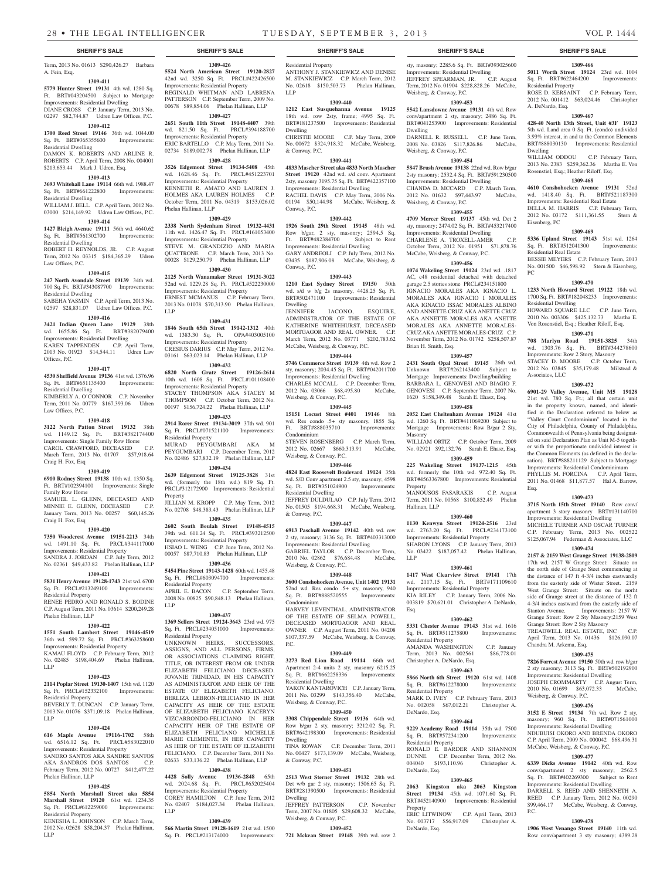Term, 2013 No. 01613 $290,426.27 Barbara A. Fein, Esq.

**1309-411**

**5779 Hunter Street 19131** 4th wd. 1280 Sq. Ft. BRT#043204500 Subject to Mortgage Improvements: Residential Dwelling

DIANE CROSS C.P. January Term, 2013 No. 02297 $82,744.87 Udren Law Offices, P.C.

**1309-412**

**1700 Reed Street 19146** 36th wd. 1044.00 Sq. Ft. BRT#365355600 Improvements: Residential Dwelling

DAMON K. ROBERTS AND ARLINE R. ROBERTS C.P. April Term, 2008 No. 004001 $213,653.44 Mark J. Udren, Esq.

**1309-413**

**3693 Whitehall Lane 19114** 66th wd. 1988.47 Sq. Ft. BRT#661222800 Improvements: Residential Dwelling

WILLIAM J. BELL C.P. April Term, 2012 No. 03000 $214,149.92 Udren Law Offices, P.C.

**1309-414**

**1427 Bleigh Avenue 19111** 56th wd. 4640.62 Sq. Ft. BRT#561302700 Improvements: Residential Dwelling

ROBERT H. REYNOLDS, JR. C.P. August Term, 2012 No. 03315 $184,365.29 Udren Law Offices, P.C.

**1309-415**

**247 North Avondale Street 19139** 34th wd. 700 Sq. Ft. BRT#343087700 Improvements: Residential Dwelling

SABEHA YASMIN C.P. April Term, 2013 No. 02597 $28,831.07 Udren Law Offices, P.C.

**1309-416**

**3421 Indian Queen Lane 19129** 38th wd. 1655.86 Sq. Ft. BRT#382079400 Improvements: Residential Dwelling

KAREN TAPPENDEN C.P. April Term, 2013 No. 01923 $14,544.11 Udren Law Offices, P.C.

**1309-417**

**4530 Sheffield Avenue 19136** 41st wd. 1376.96 Sq. Ft. BRT#651135400 Improvements: Residential Dwelling

KIMBERLY A. O'CONNOR C.P. November Term, 2011 No. 00779 $167,393.06 Udren Law Offices, P.C.

**1309-418**

**3122 North Patton Street 19132** 38th wd. 1149.12 Sq. Ft. BRT#382174400 Improvements: Single Family Row Home

CAROL CRAWFORD, DECEASED C.P. March Term, 2013 No. 01707 $57,918.64 Craig H. Fox, Esq

**1309-419**

**6910 Rodney Street 19138** 10th wd. 1350 Sq. Ft. BRT#102394100 Improvements: Single Family Row Home

SAMUEL L. GLENN, DECEASED AND MINNIE E. GLENN, DECEASED C.P. January Term, 2013 No. 00257 $60,145.26 Craig H. Fox, Esq

**1309-420**

**7350 Woodcrest Avenue 19151-2213** 34th wd. 1491.10 Sq. Ft. PRCL#344117000 Improvements: Residential Property

SANDRA J. JORDAN C.P. July Term, 2012 No. 02361 $49,433.82 Phelan Hallinan, LLP

**1309-421**

**5831 Henry Avenue 19128-1743** 21st wd. 6700 Sq. Ft. PRCL#213249100 Improvements: Residential Property

RENEE PEDRO AND RONALD S. BODINE C.P. August Term, 2011 No. 03614 $200,249.28 Phelan Hallinan, LLP

**1309-422**

**1551 South Lambert Street 19146-4519** 36th wd. 599.72 Sq. Ft. PRCL#363258600 Improvements: Residential Property

KAMAU FLOYD C.P. February Term, 2012 No. 02485 $198,404.69 Phelan Hallinan, LLP

**1309-423**

**2114 Poplar Street 19130-1407** 15th wd. 1120 Sq. Ft. PRCL#152332100 Improvements: Residential Property

BEVERLY T. DUNCAN C.P. January Term, 2013 No. 01076 $371,09.18 Phelan Hallinan, LLP

**1309-424**

**616 Maple Avenue 19116-1702** 58th wd. 6516.12 Sq. Ft. PRCL#583022010 Improvements: Residential Property

SANDRO SANTOS AKA SANDRE SANTOS AKA SANDROS DOS SANTOS C.P. February Term, 2012 No. 00727 $412,477.22 Phelan Hallinan, LLP

**1309-425**

**5854 North Marshall Street aka 5854 Marshall Street 19120** 61st wd. 1234.35 Sq. Ft. PRCL#612259000 Improvements: Residential Property

KENESHA L. JOHNSON C.P. March Term, 2012 No. 02628 $58,204.37 Phelan Hallinan, LLP

**1309-426**

**5524 North American Street 19120-2827** 42nd wd. 3250 Sq. Ft. PRCL#422426500 Improvements: Residential Property

REGINALD WHITMAN AND LABRENA PATTERSON C.P. September Term, 2009 No. 00678 $89,854.06 Phelan Hallinan, LLP

**1309-427**

**2651 South 11th Street 19148-4407** 39th wd. 821.50 Sq. Ft. PRCL#394188700 Improvements: Residential Property

ERIC BARTELLO C.P. May Term, 2011 No. 02734 $189,002.78 Phelan Hallinan, LLP

**1309-428**

**3526 Edgemont Street 19134-5408** 45th wd. 1628.46 Sq. Ft. PRCL#451223701 Improvements: Residential Property

KENNETH R. AMATO AND LAUREN J. HOLMES AKA LAUREN HOLMES C.P. October Term, 2011 No. 04319 $153,026.02 Phelan Hallinan, LLP

**1309-429**

**2338 North Sydenham Street 19132-4431** 11th wd. 1426.47 Sq. Ft. PRCL#161053400 Improvements: Residential Property

STEVE M. GRANDIZIO AND MARIA QUATTRONE C.P. March Term, 2013 No. 00028 $129,250.79 Phelan Hallinan, LLP

**1309-430**

**2125 North Wanamaker Street 19131-3022** 52nd wd. 1229.28 Sq. Ft. PRCL#522230000 Improvements: Residential Property

ERNEST MCMANUS C.P. February Term, 2013 No. 01078 $70,313.90 Phelan Hallinan, LLP

**1309-431**

**1846 South 65th Street 19142-1312** 40th wd. 1383.30 Sq. Ft. OPA#403005100 Improvements: Residential Property

CRESIUS DARIUS C.P. May Term, 2012 No. 03161 $63,023.14 Phelan Hallinan, LLP

**1309-432**

**6820 North Gratz Street 19126-2614** 10th wd. 1608 Sq. Ft. PRCL#101108400 Improvements: Residential Property

STACEY THOMPSON AKA STACEY M THOMPSON C.P. October Term, 2012 No. 00197 $156,724.22 Phelan Hallinan, LLP

**1309-433**

**2914 Rorer Street 19134-3019** 37th wd. 901 Sq. Ft. PRCL#071521100 Improvements: Residential Property

MURAD PEYGUMBARI AKA M PEYGUMBARI C.P. December Term, 2012 No. 02486 $27,832.19 Phelan Hallinan, LLP

**1309-434**

**2639 Edgemont Street 19125-3828** 31st wd. (formerly the 18th wd.) 819 Sq. Ft. PRCL#312172900 Improvements: Residential Property

JILLIAN M. KROPP C.P. May Term, 2012 No. 02708 $48,383.43 Phelan Hallinan, LLP

**1309-435**

**2602 South Beulah Street 19148-4515** 39th wd. 611.24 Sq. Ft. PRCL#393212500 Improvements: Residential Property

HSIAO L. WENG C.P. June Term, 2012 No. 00057 $87,710.83 Phelan Hallinan, LLP

**1309-436**

**5454 Pine Street 19143-1428** 60th wd. 1455.48 Sq. Ft. PRCL#603094700 Improvements: Residential Property

APRIL E. BACON C.P. September Term, 2008 No. 00825 $90,848.13 Phelan Hallinan, LLP

**1309-437**

**1369 Sellers Street 19124-3643** 23rd wd. 975 Sq. Ft. PRCL#234051000 Improvements: Residential Property

UNKNOWN HEIRS, SUCCESSORS, ASSIGNS, AND ALL PERSONS, FIRMS, OR ASSOCIATIONS CLAIMING RIGHT, TITLE, OR INTEREST FROM OR UNDER ELIZABETH FELICIANO DECEASED. JOVANIE TRINIDAD, IN HIS CAPACITY AS ADMINISTRATOR AND HEIR OF THE ESTATE OF ELIZABETH FELICIANO. BERLIZA LEBRON-FELICIANIO IN HER CAPACITY AS HEIR OF THE ESTATE OF ELIZABETH FELICIANO KACERYN VIZCARRONDO-FELICIANO IN HER CAPACITY HEIR OF THE ESTATE OF ELIZABETH FELICIANO MICHELLE MARIE CLEMENTE, IN HER CAPACITY AS HEIR OF THE ESTATE OF ELIZABETH FELICIANO. C.P. December Term, 2011 No. 02633 $33,136.22 Phelan Hallinan, LLP

**1309-438**

**4428 Solly Avenue 19136-2848** 65th wd. 2024.68 Sq. Ft. PRCL#652025404 Improvements: Residential Property

COREY HAMILTON C.P. June Term, 2012 No. 02407 $184,027.34 Phelan Hallinan, LLP

**1309-439**

**566 Martin Street 19128-1619** 21st wd. 1500 Sq. Ft. PRCL#213174000 Improvements: Residential Property

ANTHONY J. STANKIEWICZ AND DENISE M. STANKIEWICZ C.P. March Term, 2012 No. 02618 $150,503.73 Phelan Hallinan, LLP

**1309-440**

**1212 East Susquehanna Avenue 19125** 18th wd. row 2sty, frame; 4995 Sq. Ft. BRT#181237500 Improvements: Residential Dwelling

CHRISTIE MOORE C.P. May Term, 2009 No. 00672 $324,918.32 McCabe, Weisberg, & Conway, P.C.

**1309-441**

**4833 Mascher Street aka 4833 North Mascher Street 19120** 42nd wd. s/d conv. Apartment 2sty, masonry 3195.75 Sq. Ft. BRT#422357100 Improvements: Residential Dwelling

RACHEL DAVIS C.P. May Term, 2006 No. 01194 $50,144.98 McCabe, Weisberg, & Conway, P.C.

**1309-442**

**1926 South 29th Street 19145** 48th wd. Row b/gar, 2 sty, masonry; 2594.5 Sq. Ft. BRT#482384700 Subject to Rent Improvements: Residential Dwelling

GARY ANDREOLI C.P. July Term, 2012 No. 03435 $187,906.08 McCabe, Weisberg, & Conway, P.C.

**1309-443**

**1210 East Sydney Street 19150** 50th wd. s/d w b/g 2s masonry, 4428.25 Sq. Ft. BRT#502471100 Improvements: Residential Dwelling

JENNIFER IACONO, ESQUIRE, ADMINISTRATOR OF THE ESTATE OF KATHERINE WHITEHURST, DECEASED MORTGAGOR AND REAL OWNER. C.P. March Term, 2012 No. 03771 $202,783.62 McCabe, Weisberg, & Conway, P.C.

**1309-444**

**5746 Commerce Street 19139** 4th wd. Row 2 sty, masonry; 2034.45 Sq. Ft. BRT#042011700 Improvements: Residential Dwelling

CHARLES MCCALL C.P. December Term, 2012 No. 03066 $68,495.80 McCabe, Weisberg, & Conway, P.C.

**1309-445**

**15151 Locust Street #401 19146** 8th wd. Res condo .5+ sty masonry, 1855 Sq. Ft. BRT#888035710 Improvements: Condominium

STEVEN ROSENBERG C.P. March Term, 2012 No. 02667 $660,313.91 McCabe, Weisberg, & Conway, P.C.

**1309-446**

**4824 East Roosevelt Boulevard 19124** 35th wd. S/D Conv apartment 2.5 sty, masonry; 4598 Sq. Ft. BRT#351024900 Improvements: Residential Dwelling

JEFFREY DULDULAO C.P. July Term, 2012 No. 01505 $194,668.31 McCabe, Weisberg, & Conway, P.C.

**1309-447**

**6913 Paschall Avenue 19142** 40th wd. row 2 sty, masonry; 3136 Sq. Ft. BRT#403313000 Improvements: Residential Dwelling

GABRIEL TAYLOR C.P. December Term, 2010 No. 02862 $76,684.48 McCabe, Weisberg, & Conway, P.C.

**1309-448**

**3600 Conshohocken Avenue, Unit 1402 19131** 52nd wd. Res condo .5+ sty, masonry, 940 Sq. Ft. BRT#888520555 Improvements: Condominium

HARVEY LEVENTHAL, ADMINISTRATOR OF THE ESTATE OF SELMA POWELL, DECEASED MORTGAGOR AND REAL OWNER C.P. August Term, 2011 No. 04208 $107,337.59 McCabe, Weisberg & Conway, P.C.

**1309-449**

**3273 Red Lion Road 19114** 66th wd. Apartment 2-4 units 2 sty, masonry 6215.25 Sq. Ft. BRT#662258336 Improvements: Residential Dwelling

YAKOV KANTAROVICH C.P. January Term, 2011 No. 03299 $143,356.40 McCabe, Weisberg, & Conway, P.C.

**1309-450**

**3308 Chippendale Street 19136** 64th wd. Row b/gar 2 sty, masonry; 3212.02 Sq. Ft. BRT#642198300 Improvements: Residential Dwelling

TINA ROWAN C.P. December Term, 2011 No. 00427 $173,139.09 McCabe, Weisberg, & Conway, P.C.

**1309-451**

**2513 West Sterner Street 19132** 28th wd. Det w/b gar 2 sty, masonry; 1506.65 Sq. Ft. BRT#281390500 Improvements: Residential Dwelling

JEFFREY PATTERSON C.P. November Term, 2007 No. 01805 $29,608.32 McCabe, Weisberg, & Conway, P.C.

**1309-452**

**721 Mckean Street 19148** 39th wd. row 2 sty, masonry; 2285.6 Sq. Ft. BRT#393025600 Improvements: Residential Dwelling

JEFFREY SPEARMAN, JR. C.P. August Term, 2012 No. 01904 $228,828.26 McCabe, Weisberg, & Conway, P.C.

**1309-453**

**5542 Lansdowne Avenue 19131** 4th wd. Row conv/apartment 2 sty, masonry; 2486 Sq. Ft. BRT#041253900 Improvements: Residential Dwelling

DARNELL R. RUSSELL C.P. June Term, 2008 No. 03826 $117,826.86 McCabe, Weisberg, & Conway, P.C.

**1309-454**

**5847 Brush Avenue 19138** 22nd wd. Row b/gar 2sty masonry; 2532.4 Sq. Ft. BRT#591230500 Improvements: Residential Dwelling

CHANDA D. MCCARD C.P. March Term, 2012 No. 01632 $97,443.97 McCabe, Weisberg, & Conway, P.C.

**1309-455**

**4709 Mercer Street 19137** 45th wd. Det 2 sty, masonry; 2474.02 Sq. Ft. BRT#453217400 Improvements: Residential Dwelling

CHARLENE A. TROXELL-AMER C.P. October Term, 2012 No. 01951 $71,878.76 McCabe, Weisberg, & Conway, P.C.

**1309-456**

**1074 Wakeling Street 19124** 23rd wd. .1817 AC, c48 residential detached with detached garage 2.5 stories stone PRCL#234151800

IGNACIO MORALES AKA IGNACIO L. MORALES AKA IGNACIO I MORALES AKA IGNACIO ISSAC MORALES ALBINO AND ANNETTE CRUZ AKA ANETTE CRUZ AKA ANNETTE MORALES AKA ANETTE MORALES AKA ANNETTE MORALES-CRUZ AKA ANETTE MORALES-CRUZ C.P. November Term, 2012 No. 01742 $258,507.87 Brian H. Smith, Esq.

**1309-457**

**2431 South Opal Street 19145** 26th wd. Unknown BRT#262143400 Subject to Mortgage Improvements: Dwelling/building

BARBARA L. GENOVESI AND BIAGIO F. GENOVESI C.P. September Term, 2007 No. 1620 $158,349.48 Sarah E. Ehasz, Esq.

**1309-458**

**2052 East Cheltenham Avenue 19124** 41st wd. 1260 Sq. Ft. BRT#411069200 Subject to Mortgage Improvements: Row B/gar 2 Sty, Masonry

WILLIAM ORTIZ C.P. October Term, 2009 No. 02921 $92,132.76 Sarah E. Ehasz, Esq.

**1309-459**

**225 Wakeling Street 19137-1215** 45th wd. formerly the 10th wd. 972.40 Sq. Ft. BRT#4563367800 Improvements: Residential Property

MANOUSOS FASARAKIS C.P. August Term, 2011 No. 00568 $100,852.49 Phelan Hallinan, LLP

**1309-460**

**1130 Kenwyn Street 19124-2516** 23rd wd. 2763.20 Sq. Ft. PRCL#234173100 Improvements: Residential Property

SHARON LYONS C.P. January Term, 2013 No. 03422 $187,057.42 Phelan Hallinan, LLP

**1309-461**

**1417 West Clearview Street 19141** 17th wd. 2117.15 Sq. Ft. BRT#171109610 Improvements: Residential Property

KIA RILEY C.P. January Term, 2006 No. 003819 $70,621.01 Christopher A. DeNardo, Esq.

**1309-462**

**5331 Chester Avenue 19143** 51st wd. 1616 Sq. Ft. BRT#511275800 Improvements: Residential Property

AMANDA WASHINGTON C.P. January Term, 2013 No. 002561 $86,778.01 Christopher A. DeNardo, Esq.

**1309-463**

**5866 North 6th Street 19120** 61st wd. 1408 Sq. Ft. BRT#612278000 Improvements: Residential Property

MARK D. IVEY C.P. February Term, 2013 No. 002058 $67,012.21 Christopher A. DeNardo, Esq.

**1309-464**

**9229 Academy Road 19114** 35th wd. 7500 Sq. Ft. BRT#572341200 Improvements: Residential Property

RONALD E. BARDER AND SHANNON DUNNE C.P. December Term, 2012 No. 004040 $193,110.96 Christopher A. DeNardo, Esq.

**1309-465**

**2063 Kingston aka 2063 Kingston Street 19134** 45th wd. 1071.60 Sq. Ft. BRT#452140900 Improvements: Residential Property

ERIC LITWINOW C.P. April Term, 2013 No. 003717 $56,917.09 Christopher A. DeNardo, Esq.

**1309-466**

**5011 Worth Street 19124** 23rd wd. 1004 Sq. Ft. BRT#622464200 Improvements: Residential Property

ROSE D. KERSAINT C.P. February Term, 2012 No. 001412 $63,024.46 Christopher A. DeNardo, Esq.

**1309-467**

**428-40 North 13th Street, Unit #3F 19123** 5th wd. Land area 0 Sq. Ft. (condo) undivided 3.93% interest, in and to the Common Elements BRT#888030130 Improvements: Residential Dwelling

WILLIAM ODDOU C.P. February Term, 2013 No. 2383 $259,362.36 Martha E. Von Rosenstiel, Esq.; Heather Riloff, Esq.

**1309-468**

**4610 Conshohocken Avenue 19131** 52nd wd. 1418.40 Sq. Ft. BRT#521187300 Improvements: Residential Real Estate

DELLA M. HARRIS C.P. February Term, 2012 No. 03172 $111,361.55 Stern & Eisenberg, PC

**1309-469**

**5336 Upland Street 19143** 51st wd. 1264 Sq. Ft. BRT#512041300 Improvements: Residential Real Estate

BESSIE MEYERS C.P. February Term, 2013 No. 001500 $46,598.92 Stern & Eisenberg, PC

**1309-470**

**1233 North Howard Street 19122** 18th wd. 1700 Sq. Ft. BRT#182048233 Improvements: Residential Dwelling

HOWARD SQUARE LLC C.P. June Term, 2010 No. 003306 $425,132.73 Martha E. Von Rosenstiel, Esq.; Heather Riloff, Esq.

**1309-471**

**708 Marlyn Road 19151-3825** 34th wd. 1303.76 Sq. Ft. BRT#344278600 Improvements: Row 2 Story, Masonry

STACEY D. MOORE C.P. October Term, 2012 No. 03845 $35,179.48 Milstead & Associates, LLC

**1309-472**

**6901-29 Valley Avenue, Unit M5 19128** 21st wd. 780 Sq. Ft.; all that certain unit in the property known, named, and identified in the Declaration referred to below as "Valley Court Condominium" located in the City of Philadelphia, County of Philadelphia, Commonwealth of Pennsylvania being designated on said Declaration Plan as Unit M-5 together with the proportionate undivided interest in the Common Elements (as defined in the declaration). BRT#888211129 Subject to Mortgage Improvements: Residential Condominmum

PHYLLIS M. FORCINA C.P. April Term, 2011 No. 01468 $11,877.57 Hal A. Barrow, Esq.

**1309-473**

**3715 North 15th Street 19140** Row conv/apartment 3 story masonry BRT#131140700 Improvements: Residential Dwelling

MICHELE TURNER AND OSCAR TURNER C.P. February Term, 2013 No. 002522 $125,067.94 Federman & Associates, LLC

**1309-474**

**2157 & 2159 West Grange Street 19138-2809** 17th wd. 2157 W Grange Street: Situate on the north side of Grange Street commencing at the distance of 147 ft 4-3/4 inches eastwardly from the easterly side of Wister Street. 2159 West Grange Street: Situate on the norht side of Grange street at the distance of 132 ft 4-3/4 inches eastward from the easterly side of Stanton Avenue. Improvements: 2157 W Grange Street: Row 2 Sty Masonry;2159 West Grange Street: Row 2 Sty Masonry

TREADWELL REAL ESTATE, INC C.P. April Term, 2013 No. 01436 $126,090.07 Chandra M. Arkema, Esq.

**1309-475**

**7826 Forrest Avenue 19150** 50th wd. row b/gar 2 sty masonry; 3113 Sq. Ft. BRT#502192900 Improvements: Residential Dwelling

JOSEPH CROMMARTY C.P. August Term, 2010 No. 01699 $63,072.33 McCabe, Weisberg, & Conway, P.C.

**1309-476**

**3152 E Street 19134** 7th wd. Row 2 sty, masonry; 960 Sq. Ft. BRT#071561000 Improvements: Residential Dwelling

NDUBUISI OKORO AND BRENDA OKORO C.P. April Term, 2009 No. 000042 $68,496.31 McCabe, Weisberg, & Conway, P.C.

**1309-477**

**6339 Dicks Avenue 19142** 40th wd. Row conv/apartment 2 sty masonry; 2562.5 Sq. Ft. BRT#402269300 Subject to Rent Improvements: Residential Dwelling

DARRELL S. REED AND SHENNETH A. REED C.P. January Term, 2012 No. 00290 $99,464.17 McCabe, Weisberg, & Conway, P.C.

**1309-478**

**1906 West Venango Street 19140** 11th wd. Row conv/apartment 3 sty masonry; 4389.28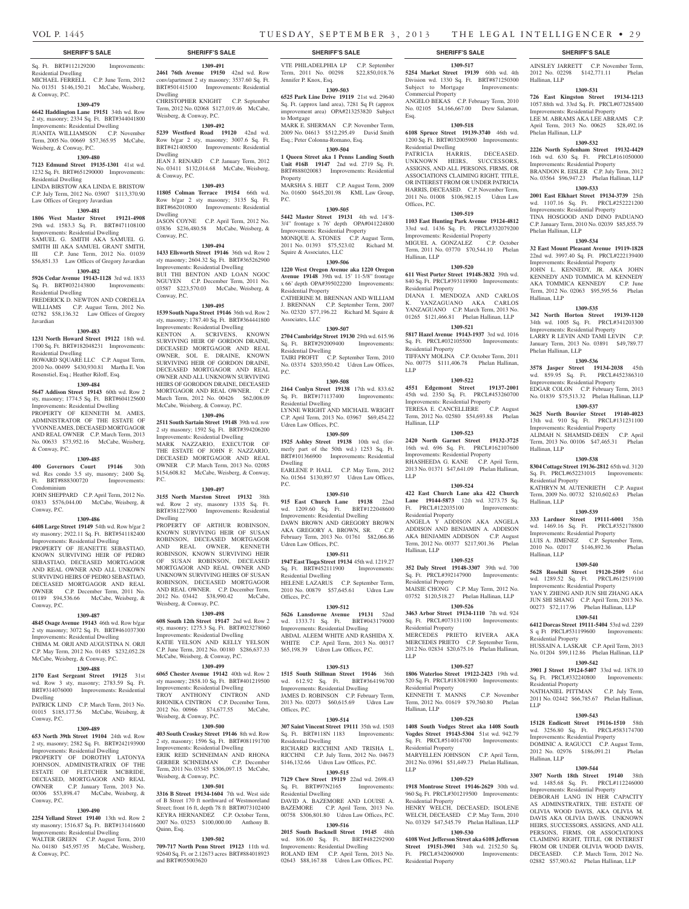**SHERIFF'S SALE**

Sq. Ft. BRT#112129200 Improvements: Residential Dwelling
MICHAEL FERRELL C.P. June Term, 2012 No. 01351 $146,150.21 McCabe, Weisberg, & Conway, P.C.

**1309-479**

**6642 Haddington Lane 19151** 34th wd. Row 2 sty, masonry; 2334 Sq. Ft. BRT#344041800 Improvements: Residential Dwelling
JUANITA WILLIAMSON C.P. November Term, 2005 No. 00669 $57,365.95 McCabe, Weisberg, & Conway, P.C.

**1309-480**

**7123 Edmund Street 19135-1301** 41st wd. 1232 Sq. Ft. BRT#651290000 Improvements: Residential Dwelling
LINDA BIRSTOW AKA LINDA E. BRISTOW C.P. July Term, 2012 No. 03907 $113,370.90 Law Offices of Gregory Javardian

**1309-481**

**1806 West Master Street 19121-4908** 29th wd. 1583.3 Sq. Ft. BRT#471108100 Improvements: Residential Dwelling
SAMUEL G. SMITH AKA SAMUEL G. SMITH III AKA SAMUEL GRANT SMITH, III C.P. June Term, 2012 No. 01039 $56,851.33 Law Offices of Gregory Javardian

**1309-482**

**5926 Cedar Avenue 19143-1128** 3rd wd. 1833 Sq. Ft. BRT#032143800 Improvements: Residential Dwelling
FREDERICK D. NEWTON AND CORDELIA WILLIAMS C.P. August Term, 2012 No. 02782 $58,136.32 Law Offices of Gregory Javardian

**1309-483**

**1231 North Howard Street 19122** 18th wd. 1700 Sq. Ft. BRT#182048231 Improvements: Residential Dwelling
HOWARD SQUARE LLC C.P. August Term, 2010 No. 00499 $430,930.81 Martha E. Von Rosenstiel, Esq.; Heather Riloff, Esq.

**1309-484**

**5647 Addison Street 19143** 60th wd. Row 2 sty, masonry; 1774.5 Sq. Ft. BRT#604125600 Improvements: Residential Dwelling
PROPERTY OF KENNETH M. AMES, ADMINISTRATOR OF THE ESTATE OF YVONNE AMES, DECEASED MORTGAGOR AND REAL OWNER C.P. March Term, 2013 No. 00633 $73,952.16 McCabe, Weisberg, & Conway, P.C.

**1309-485**

**400 Governors Court 19146** 30th wd. Res condo 3.5 sty, masonry; 2400 Sq. Ft. BRT#888300720 Improvements: Condominium
JOHN SHEPPARD C.P. April Term, 2012 No. 03833 $576,044.00 McCabe, Weisberg, & Conway, P.C.

**1309-486**

**6408 Large Street 19149** 54th wd. Row b/gar 2 sty masonry; 2922.11 Sq. Ft. BRT#541182400 Improvements: Residential Dwelling
PROPERTY OF JEANETTE SEBASTIAO, KNOWN SURVIVING HEIR OF PEDRO SEBASTIAO, DECEASED MORTGAGOR AND REAL OWNER AND ALL UNKOWN SURVIVING HEIRS OF PEDRO SEBASTIAO, DECEASED MORTGAGOR AND REAL OWNER C.P. December Term, 2011 No. 01189 $94,536.66 McCabe, Weisberg, & Conway, P.C.

**1309-487**

**4845 Osage Avenue 19143** 46th wd. Row b/gar 2 sty masonry; 3072 Sq. Ft. BRT#461037300 Improvements: Residential Dwelling
CHIMA M. ORJI AND AUGUSTINA N. ORJI C.P. May Term, 2012 No. 01485 $232,052.28 McCabe, Weisberg, & Conway, P.C.

**1309-488**

**2170 East Sergeant Street 19125** 31st wd. Row 3 sty, masonry; 2783.59 Sq. Ft. BRT#314076000 Improvements: Residential Dwelling
PATRICK LIND C.P. March Term, 2013 No. 01015 $185,177.56 McCabe, Weisberg, & Conway, P.C.

**1309-489**

**653 North 39th Street 19104** 24th wd. Row 2 sty, masonry; 2582 Sq. Ft. BRT#242193900 Improvements: Residential Dwelling
PROPERTY OF DOROTHY LATONYA JOHNSON, ADMINISTRATRIX OF THE ESTATE OF FLETCHER MCBRIDE, DECEASED, MORTGAGOR AND REAL OWNER C.P. January Term, 2013 No. 00306 $53,898.47 McCabe, Weisberg, & Conway, P.C.

**1309-490**

**2254 Yelland Street 19140** 13th wd. Row 2 sty masonry; 1516.87 Sq. Ft. BRT#131416600 Improvements: Residential Dwelling
WALTER GREEN C.P. August Term, 2010 No. 04180 $45,957.95 McCabe, Weisberg, & Conway, P.C.

**1309-491**

**2461 76th Avenue 19150** 42nd wd. Row conv/apartment 2 sty masonry; 3537.60 Sq. Ft. BRT#501415100 Improvements: Residential Dwelling
CHRISTOPHER KNIGHT C.P. September Term, 2012 No. 02068 $127,019.46 McCabe, Weisberg, & Conway, P.C.

**1309-492**

**5239 Westford Road 19120** 42nd wd. Row b/gar 2 sty, masonry; 3007.6 Sq. Ft. BRT#421408500 Improvements: Residential Dwelling
JEAN J. RENARD C.P. January Term, 2012 No. 03411 $132,014.68 McCabe, Weisberg, & Conway, P.C.

**1309-493**

**11805 Colman Terrace 19154** 66th wd. Row b/gar 2 sty masonry; 3135 Sq. Ft. BRT#662010800 Improvements: Residential Dwelling
JASON COYNE C.P. April Term, 2012 No. 03836 $236,480.58 McCabe, Weisberg, & Conway, P.C.

**1309-494**

**1433 Ellsworth Street 19146** 36th wd. Row 2 sty masonry; 2604.32 Sq. Ft. BRT#365262900 Improvements: Residential Dwelling
BUI THI BENTON AND LOAN NGOC NGUYEN C.P. December Term, 2011 No. 03587 $223,570.03 McCabe, Weisberg, & Conway, P.C.

**1309-495**

**1539 South Napa Street 19146** 36th wd. Row 2 sty, masonry; 1787.40 Sq. Ft. BRT#364441800 Improvements: Residential Dwelling
KENTON A. SCRIVENS, KNOWN SURVIVING HEIR OF GORDON DRAINE, DECEASED MORTGAGOR AND REAL OWNER, SOL E. DRAINE, KNOWN SURVIVING HEIR OF GORDON DRAINE, DECEASED MORTGAGOR AND REAL OWNER AND ALL UNKNOWN SURVIVING HEIRS OF GORODON DRAINE, DECEASED MORTGAGOR AND REAL OWNER. C.P. March Term, 2012 No. 00426 $62,008.09 McCabe, Weisberg, & Conway, P.C.

**1309-496**

**2511 South Sartain Street 19148** 39th wd. row 2 sty masonry; 1592 Sq. Ft. BRT#394206200 Improvements: Residential Dwelling
MARK NAZZARIO, EXECUTOR OF THE ESTATE OF JOHN F. NAZZARIO, DECEASED MORTGAGOR AND REAL OWNER C.P. March Term, 2013 No. 02085 $154,608.82 McCabe, Weisberg, & Conway, P.C.

**1309-497**

**3155 North Marston Street 19132** 38th wd. Row 2 sty, masonry 1335 Sq. Ft. BRT#381227900 Improvements: Residential Dwelling
PROPERTY OF ARTHUR ROBINSON, KNOWN SURVIVING HEIR OF SUSAN ROBINSON, DECEASED MORTGAGOR AND REAL OWNER, KENNETH ROBINSON, KNOWN SURVIVING HEIR OF SUSAN ROBINSON, DECEASED MORTGAGOR AND REAL OWNER AND UNKNOWN SURVIVING HEIRS OF SUSAN ROBINSON, DECEASED MORTGAGOR AND REAL OWNER. C.P. December Term, 2012 No. 03442 $38,990.42 McCabe, Weisberg, & Conway, P.C.

**1309-498**

**608 South 12th Street 19147** 2nd wd. Row 2 sty, masonry; 1275.3 Sq. Ft. BRT#023278060 Improvements: Residential Dwelling
KATIE YELSON AND KELLY YELSON C.P. June Term, 2012 No. 00180 $286,637.33 McCabe, Weisberg, & Conway, P.C.

**1309-499**

**6065 Chester Avenue 19142** 40th wd. Row 2 sty masonry; 2858.10 Sq. Ft. BRT#401219500 Improvements: Residential Dwelling
TROY ANTHONY CINTRON AND RHONIKA CINTRON C.P. December Term, 2012 No. 00966 $74,677.55 McCabe, Weisberg, & Conway, P.C.

**1309-500**

**403 South Croskey Street 19146** 8th wd. Row 2 sty, masonry; 1596 Sq. Ft. BRT#081191700 Improvements: Residential Dwelling
ERIK REID SCHNEIMAN AND RHONA GERBER SCHNEIMAN C.P. December Term, 2011 No. 03345 $306,097.15 McCabe, Weisberg, & Conway, P.C.

**1309-501**

**3316 B Street 19134-1604** 7th wd. West side of B Street 170 ft northward of Westmoreland Street; front 16 ft, depth 78 ft BRT#073102400 KEYRA HERNANDEZ C.P. October Term, 2007 No. 03253 $100,000.00 Anthony B. Quinn, Esq.

**1309-502**

**709-717 North Penn Street 19123** 11th wd. 92640 Sq. Ft. or 2.12673 acres BRT#884018923 and BRT#055003620
VTE PHILADELPHIA LP C.P. September Term, 2011 No. 00298 $22,850,018.76 Jennifer P. Knox, Esq.

**1309-503**

**6525 Park Line Drive 19119** 21st wd. 29640 Sq. Ft. (approx land area), 7281 Sq Ft (approx improvement area) OPA#213253820 Subject to Mortgage
MARK E. SHERMAN C.P. November Term, 2009 No. 04613 $512,295.49 David Smith Esq.; Peter Colonna-Romano, Esq.

**1309-504**

**1 Queen Street aka 1 Penns Landing South Unit #16B 19147** 2nd wd. 2719 Sq. Ft. BRT#888020083 Improvements: Residential Property
MARSHA S. HEIT C.P. August Term, 2009 No. 01600 $645,201.98 KML Law Group, P.C.

**1309-505**

**5442 Master Street 19131** 4th wd. 14'8-3/4" frontage x 76' depth OPA#041224800 Improvements: Residential Property
MONIQUE A. STONES C.P. August Term, 2011 No. 01393 $75,523.02 Richard M. Squire & Associates, LLC

**1309-506**

**1220 West Oregon Avenue aka 1220 Oregon Avenue 19148** 39th wd. 15' 11-5/8" frontage x 66' depth OPA#395022200 Improvements: Residential Property
CATHERINE M. BRENNAN AND WILLIAM J. BRENNAN C.P. September Term, 2007 No. 02320 $77,196.22 Richard M. Squire & Associates, LLC

**1309-507**

**2704 Cambridge Street 19130** 29th wd. 615.96 Sq. Ft. BRT#292009400 Improvements: Residential Dwelling
TAIRI PROFIT C.P. September Term, 2010 No. 03374 $203,950.42 Udren Law Offices, P.C.

**1309-508**

**2164 Conlyn Street 19138** 17th wd. 833.62 Sq. Ft. BRT#171137400 Improvements: Residential Dwelling
LYNNE WRIGHT AND MICHAEL WRIGHT C.P. April Term, 2013 No. 03967 $69,454.22 Udren Law Offices, P.C.

**1309-509**

**1925 Ashley Street 19138** 10th wd. (formerly part of the 50th wd.) 1253 Sq. Ft. BRT#101366900 Improvements: Residential Dwelling
EARLENE P. HALL C.P. May Term, 2012 No. 01564 $130,897.97 Udren Law Offices, P.C.

**1309-510**

**915 East Church Lane 19138** 22nd wd. 1209.60 Sq. Ft. BRT#122048600 Improvements: Residential Dwelling
DAWN BROWN AND GREGORY BROWN AKA GREGORY A. BROWN, SR. C.P. February Term, 2013 No. 01761 $82,066.86 Udren Law Offices, P.C.

**1309-511**

**1947 East Tioga Street 19134** 45th wd. 1219.27 Sq. Ft. BRT#452111900 Improvements: Residential Dwelling
HELENE LAZARUS C.P. September Term, 2010 No. 00879 $57,645.61 Udren Law Offices, P.C.

**1309-512**

**5626 Lansdowne Avenue 19131** 52nd wd. 1333.71 Sq. Ft. BRT#043179000 Improvements: Residential Dwelling
ABDAL ALEEM WHITE AND RASHIDA X. WHITE C.P. April Term, 2013 No. 00317 $65,198.39 Udren Law Offices, P.C.

**1309-513**

**1515 South Stillman Street 19146** 36th wd. 612.92 Sq. Ft. BRT#364196700 Improvements: Residential Dwelling
JAMES D. ROBINSON C.P. February Term, 2013 No. 02073 $60,615.69 Udren Law Offices, P.C.

**1309-514**

**307 Saint Vincent Street 19111** 35th wd. 1503 Sq. Ft. BRT#118N 1183 Improvements: Residential Dwelling
RICHARD RICCHINI AND TRISHA L. RICCHINI C.P. July Term, 2012 No. 04673 $146,132.66 Udren Law Offices, P.C.

**1309-515**

**7129 Chew Street 19119** 22nd wd. 2698.43 Sq. Ft. BRT#97N2165 Improvements: Residential Dwelling
DAVID A. BAZEMORE AND LOUISE A. BAZEMORE C.P. April Term, 2013 No. 00758 $306,801.80 Udren Law Offices, P.C.

**1309-516**

**2015 South Bucknell Street 19145** 48th wd. 806.00 Sq. Ft. BRT#482292900 Improvements: Residential Dwelling
ROLAND IEM C.P. April Term, 2013 No. 02643 $88,167.88 Udren Law Offices, P.C.

**1309-517**

**5254 Market Street 19139** 60th wd. 4th Division wd. 1330 Sq. Ft. BRT#871250300 Subject to Mortgage Improvements: Commercial Property
ANGELO BEKAS C.P. February Term, 2010 No. 02105 $4,166,667.00 Drew Salaman, Esq.

**1309-518**

**6108 Spruce Street 19139-3740** 46th wd. 1200 Sq. Ft. BRT#032005900 Improvements: Residential Dwelling
PATRICIA HARRIS, DECEASED. UNKNOWN HEIRS, SUCCESSORS, ASSIGNS, AND ALL PERSONS, FIRMS, OR ASSOCIATIONS CLAIMING RIGHT, TITLE, OR INTEREST FROM OR UNDER PATRICIA HARRIS, DECEASED. C.P. November Term, 2011 No. 01008 $106,982.15 Udren Law Offices, P.C.

**1309-519**

**1103 East Hunting Park Avenue 19124-4812** 33rd wd. 1436 Sq. Ft. PRCL#332079200 Improvements: Residential Property
MIGUEL A. GONZALEZ C.P. October Term, 2011 No. 03770 $70,544.10 Phelan Hallinan, LLP

**1309-520**

**611 West Porter Street 19148-3832** 39th wd. 840 Sq. Ft. PRCL#393118900 Improvements: Residential Property
DIANA I. MENDOZA AND CARLOS K. YANZAGUANO AKA CARLOS YANZAGUANO C.P. March Term, 2013 No. 01265 $121,466.81 Phelan Hallinan, LLP

**1309-521**

**5817 Hazel Avenue 19143-1937** 3rd wd. 1016 Sq. Ft. PRCL#032105500 Improvements: Residential Property
TIFFANY MOLINA C.P. October Term, 2011 No. 00775 $111,406.78 Phelan Hallinan, LLP

**1309-522**

**4551 Edgemont Street 19137-2001** 45th wd. 2350 Sq. Ft. PRCL#453260700 Improvements: Residential Property
TERESA E. CANCELLIERE C.P. August Term, 2012 No. 02580 $54,693.88 Phelan Hallinan, LLP

**1309-523**

**2420 North Garnet Street 19132-3725** 16th wd. 696 Sq. Ft. PRCL#162107600 Improvements: Residential Property
RHASHEEDA G. KANE C.P. April Term, 2013 No. 01371 $47,641.09 Phelan Hallinan, LLP

**1309-524**

**422 East Church Lane aka 422 Church Lane 19144-5873** 12th wd. 3273.75 Sq. Ft. PRCL#122035100 Improvements: Residential Property
ANGELA Y ADDISON AKA ANGELA ADDISON AND BENJAMIN A. ADDISON AKA BENJAMIN ADDISON C.P. August Term, 2012 No. 00377 $217,901.36 Phelan Hallinan, LLP

**1309-525**

**352 Daly Street 19148-3307** 39th wd. 700 Sq. Ft. PRCL#392147900 Improvements: Residential Property
MAISIE CHONG C.P. May Term, 2012 No. 03752 $120,518.27 Phelan Hallinan, LLP

**1309-526**

**3463 Arbor Street 19134-1110** 7th wd. 924 Sq. Ft. PRCL#073131100 Improvements: Residential Property
MERCEDES PRIETO RIVERA AKA MERCEDES PRIETO C.P. September Term, 2012 No. 02834 $20,675.16 Phelan Hallinan, LLP

**1309-527**

**1806 Waterloo Street 19122-2423** 19th wd. 520 Sq. Ft. PRCL#183081900 Improvements: Residential Property
KENNETH T. MANNS C.P. November Term, 2012 No. 01619 $79,760.80 Phelan Hallinan, LLP

**1309-528**

**1408 South Vodges Street aka 1408 South Vogdes Street 19143-5304** 51st wd. 942.79 Sq. Ft. PRCL#514014700 Improvements: Residential Property
MARYELLEN JOHNSON C.P. April Term, 2012 No. 03961 $51,449.73 Phelan Hallinan, LLP

**1309-529**

**1918 Montrose Street 19146-2629** 30th wd. 960 Sq. Ft. PRCL#301219500 Improvements: Residential Property
HENRY WELCH, DECEASED; ISOLENE WELCH, DECEASED C.P. May Term, 2010 No. 03329 $47,545.79 Phelan Hallinan, LLP

**1309-530**

**6108 West Jefferson Street aka 6108 Jefferson Street 19151-3901** 34th wd. 2152.50 Sq. Ft. PRCL#342060900 Improvements: Residential Property
AINSLEY JARRETT C.P. November Term, 2012 No. 02298 $142,771.11 Phelan Hallinan, LLP

**1309-531**

**726 East Kingston Street 19134-1213** 1057.88th wd. 33rd Sq. Ft. PRCL#073285400 Improvements: Residential Property
LEE M. ABRAMS AKA LEE ABRAMS C.P. April Term, 2013 No. 00625 $28,492.16 Phelan Hallinan, LLP

**1309-532**

**2226 North Sydenham Street 19132-4429** 16th wd. 630 Sq. Ft. PRCL#161050000 Improvements: Residential Property
BRANDON R. EISLER C.P. July Term, 2012 No. 03564 $96,947.23 Phelan Hallinan, LLP

**1309-533**

**2001 East Elkhart Street 19134-3739** 25th wd. 1107.16 Sq. Ft. PRCL#252221200 Improvements: Residential Property
TINA HOSGOOD AND DINO PADUANO C.P. January Term, 2010 No. 02039 $85,855.79 Phelan Hallinan, LLP

**1309-534**

**32 East Mount Pleasant Avenue 19119-1828** 22nd wd. 3997.40 Sq. Ft. PRCL#222139400 Improvements: Residential Property
JOHN L. KENNEDY, JR. AKA JOHN KENNEDY AND TOMMICA M. KENNEDY AKA TOMMICA KENNEDY C.P. June Term, 2012 No. 02063 $95,595.56 Phelan Hallinan, LLP

**1309-535**

**342 North Horton Street 19139-1120** 34th wd. 1005 Sq. Ft. PRCL#341203300 Improvements: Residential Property
LARRY R LEVIN AND TAMI LEVIN C.P. January Term, 2013 No. 03891 $49,789.77 Phelan Hallinan, LLP

**1309-536**

**3578 Jasper Street 19134-2038** 45th wd. 859.95 Sq. Ft. PRCL#452386310 Improvements: Residential Property
EDGAR COLON C.P. February Term, 2013 No. 01839 $75,513.32 Phelan Hallinan, LLP

**1309-537**

**3625 North Bouvier Street 19140-4023** 13th wd. 910 Sq. Ft. PRCL#131231100 Improvements: Residential Property
ALIMAH N. SHAMSID-DEEN C.P. April Term, 2013 No. 00106 $47,465.31 Phelan Hallinan, LLP

**1309-538**

**8304 Cottage Street 19136-2812** 65th wd. 3120 Sq. Ft. PRCL#652231015 Improvements: Residential Property
KATHRYN M. AUTENRIETH C.P. August Term, 2009 No. 00732 $210,602.63 Phelan Hallinan, LLP

**1309-539**

**333 Lardner Street 19111-6001** 35th wd. 1469.16 Sq. Ft. PRCL#352178800 Improvements: Residential Property
LUIS A. JIMENEZ C.P. September Term, 2010 No. 02017 $146,892.36 Phelan Hallinan, LLP

**1309-540**

**5628 Rosehill Street 19120-2509** 61st wd. 1289.52 Sq. Ft. PRCL#612519100 Improvements: Residential Property
YAN Y. ZHENG AND JUN SHI ZHANG AKA JUN SHI SHANG C.P. April Term, 2013 No. 00273 $72,117.96 Phelan Hallinan, LLP

**1309-541**

**6412 Dorcas Street 19111-5404** 53rd wd. 2289 S q Ft. PRCL#531199600 Improvements: Residential Property
HUSSAIN A. LASKAR C.P. April Term, 2013 No. 01204 $99,112.86 Phelan Hallinan, LLP

**1309-542**

**3901 J Street 19124-5407** 33rd wd. 1878.10 Sq. Ft. PRCL#332240800 Improvements: Residential Property
NATHANIEL PITTMAN C.P. July Term, 2011 No. 02442 $66,785.67 Phelan Hallinan, LLP

**1309-543**

**15128 Endicott Street 19116-1510** 58th wd. 3256.80 Sq. Ft. PRCL#583174700 Improvements: Residential Property
DOMINIC A. RAGUCCI C.P. August Term, 2012 No. 02976 $186,091.21 Phelan Hallinan, LLP

**1309-544**

**3307 North 18th Street 19140** 38th wd. 1485.68 Sq. Ft. PRCL#112246000 Improvements: Residential Property
DEBORAH LANG IN HER CAPACITY AS ADMINSTRATRIX, THE ESTATE OF OLIVIA WOOD DAVIS, AKA OLIVIA M. DAVIS AKA OLIVIA DAVIS. UNKNOWN HEIRS, SUCCESSORS, ASSIGNS, AND ALL PERSONS, FIRMS, OR ASSOCIATIONS CLAIMING RIGHT, TITLE, OR INTEREST FROM OR UNDER OLIVIA WOOD DAVIS, DECEASED. C.P. March Term, 2012 No. 02882 $57,903.62 Phelan Hallinan, LLP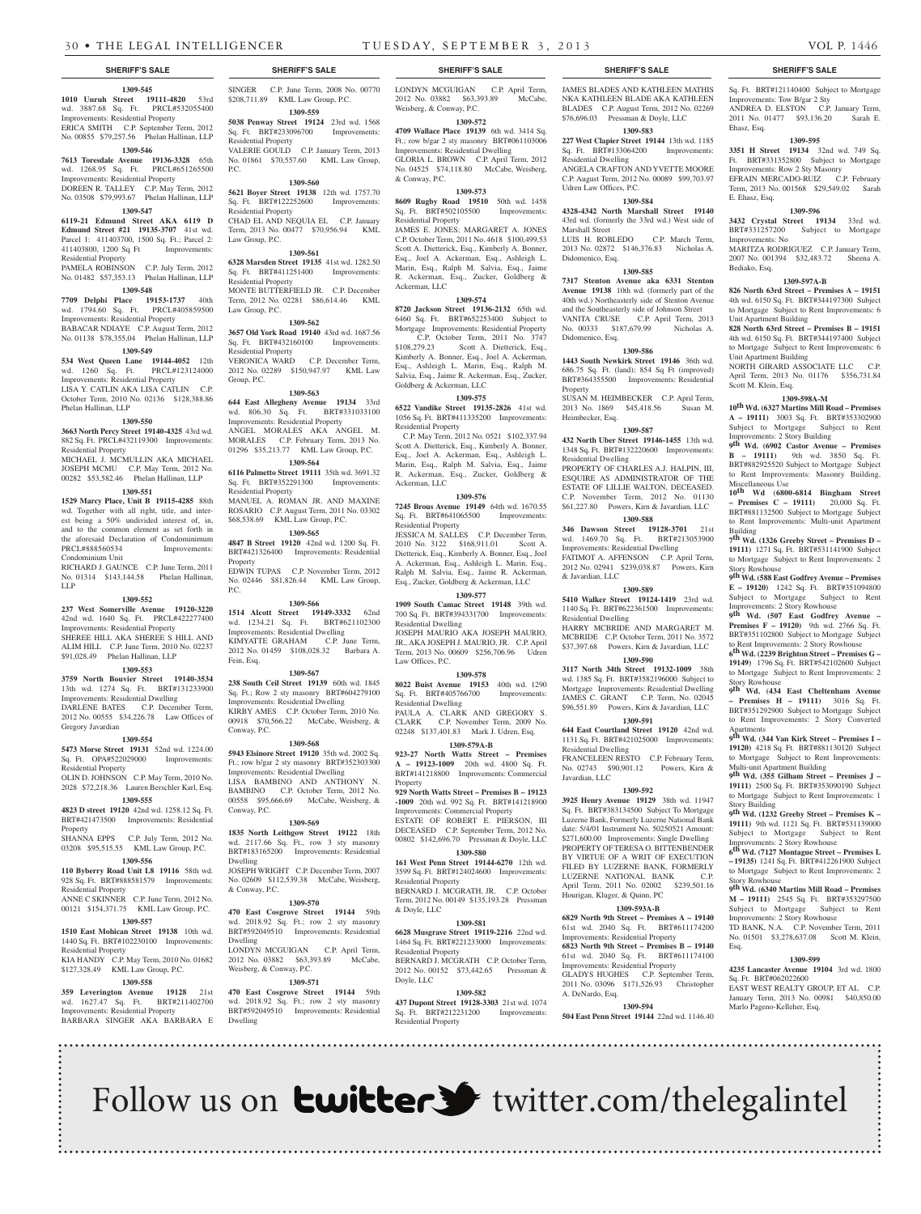## SHERIFF'S SALE

**1309-545**

**1010 Unruh Street 19111-4820** 53rd wd. 3887.68 Sq. Ft. PRCL#532055400 Improvements: Residential Property
ERICA SMITH C.P. September Term, 2012 No. 00855 $79,257.56 Phelan Hallinan, LLP

**1309-546**

**7613 Toresdale Avenue 19136-3328** 65th wd. 1268.95 Sq. Ft. PRCL#651265500 Improvements: Residential Property
DOREEN R. TALLEY C.P. May Term, 2012 No. 03508 $79,993.67 Phelan Hallinan, LLP

**1309-547**

**6119-21 Edmund Street AKA 6119 D Edmund Street #21 19135-3707** 41st wd. Parcel 1: 411403700, 1500 Sq. Ft.; Parcel 2: 411403800, 1200 Sq Ft Improvements: Residential Property
PAMELA ROBINSON C.P. July Term, 2012 No. 01482 $57,353.13 Phelan Hallinan, LLP

**1309-548**

**7709 Delphi Place 19153-1737** 40th wd. 1794.60 Sq. Ft. PRCL#405859500 Improvements: Residential Property
BABACAR NDIAYE C.P. August Term, 2012 No. 01138 $78,355.04 Phelan Hallinan, LLP

**1309-549**

**534 West Queen Lane 19144-4052** 12th wd. 1260 Sq. Ft. PRCL#123124000 Improvements: Residential Property
LISA Y. CATLIN AKA LISA CATLIN C.P. October Term, 2010 No. 02136 $128,388.86 Phelan Hallinan, LLP

**1309-550**

**3663 North Percy Street 19140-4325** 43rd wd. 882 Sq. Ft. PRCL#432119300 Improvements: Residential Property
MICHAEL J. MCMULLIN AKA MICHAEL JOSEPH MCMU C.P. May Term, 2012 No. 00282 $53,582.46 Phelan Hallinan, LLP

**1309-551**

**1529 Marcy Place, Unit B 19115-4285** 88th wd. Together with all right, title, and interest being a 50% undivided interest of, in, and to the common element as set forth in the aforesaid Declaration of Condominimum PRCL#888560534 Improvements: Condominium Unit
RICHARD J. GAUNCE C.P. June Term, 2011 No. 01314 $143,144.58 Phelan Hallinan, LLP

**1309-552**

**237 West Somerville Avenue 19120-3220** 42nd wd. 1640 Sq. Ft. PRCL#422277400 Improvements: Residential Property
SHEREE HILL AKA SHEREE S HILL AND ALIM HILL C.P. June Term, 2010 No. 02237 $91,028.49 Phelan Hallinan, LLP

**1309-553**

**3759 North Bouvier Street 19140-3534** 13th wd. 1274 Sq. Ft. BRT#131233900 Improvements: Residential Dwelling
DARLENE BATES C.P. December Term, 2012 No. 00555 $34,226.78 Law Offices of Gregory Javardian

**1309-554**

**5473 Morse Street 19131** 52nd wd. 1224.00 Sq. Ft. OPA#522029000 Improvements: Residential Property
OLIN D. JOHNSON C.P. May Term, 2010 No. 2028 $72,218.36 Lauren Berschler Karl, Esq.

**1309-555**

**4823 D street 19120** 42nd wd. 1258.12 Sq. Ft. BRT#421473500 Improvements: Residential Property
SHANNA EPPS C.P. July Term, 2012 No. 03208 $95,515.55 KML Law Group, P.C.

**1309-556**

**110 Byberry Road Unit L8 19116** 58th wd. 928 Sq. Ft. BRT#888581579 Improvements: Residential Property
ANNE C SKINNER C.P. June Term, 2012 No. 00121 $154,371.75 KML Law Group, P.C.

**1309-557**

**1510 East Mohican Street 19138** 10th wd. 1440 Sq. Ft. BRT#102230100 Improvements: Residential Property
KIA HANDY C.P. May Term, 2010 No. 01682 $127,328.49 KML Law Group, P.C.

**1309-558**

**359 Leverington Avenue 19128** 21st wd. 1627.47 Sq. Ft. BRT#211402700 Improvements: Residential Property
BARBARA SINGER AKA BARBARA E SINGER C.P. June Term, 2008 No. 00770 $208,711.89 KML Law Group, P.C.

**1309-559**

**5038 Penway Street 19124** 23rd wd. 1568 Sq. Ft. BRT#233096700 Improvements: Residential Property
VALERIE GOULD C.P. January Term, 2013 No. 01861 $70,557.60 KML Law Group, P.C.

**1309-560**

**5621 Boyer Street 19138** 12th wd. 1757.70 Sq. Ft. BRT#122252600 Improvements: Residential Property
CHAD EL AND NEQUIA EL C.P. January Term, 2013 No. 00477 $70,956.94 KML Law Group, P.C.

**1309-561**

**6328 Marsden Street 19135** 41st wd. 1282.50 Sq. Ft. BRT#411251400 Improvements: Residential Property
MONTE BUTTERFIELD JR. C.P. December Term, 2012 No. 02281 $86,614.46 KML Law Group, P.C.

**1309-562**

**3657 Old York Road 19140** 43rd wd. 1687.56 Sq. Ft. BRT#432160100 Improvements: Residential Property
VERONICA WARD C.P. December Term, 2012 No. 02289 $150,947.97 KML Law Group, P.C.

**1309-563**

**644 East Allegheny Avenue 19134** 33rd wd. 806.30 Sq. Ft. BRT#331033100 Improvements: Residential Property
ANGEL MORALES AKA ANGEL M. MORALES C.P. February Term, 2013 No. 01296 $35,213.77 KML Law Group, P.C.

**1309-564**

**6116 Palmetto Street 19111** 35th wd. 3691.32 Sq. Ft. BRT#352291300 Improvements: Residential Property
MANUEL A. ROMAN JR. AND MAXINE ROSARIO C.P. August Term, 2011 No. 03302 $68,538.69 KML Law Group, P.C.

**1309-565**

**4847 B Street 19120** 42nd wd. 1200 Sq. Ft. BRT#421326400 Improvements: Residential Property
EDWIN TUPAS C.P. November Term, 2012 No. 02446 $81,826.44 KML Law Group, P.C.

**1309-566**

**1514 Alcott Street 19149-3332** 62nd wd. 1234.21 Sq. Ft. BRT#621102300 Improvements: Residential Dwelling
KIMYATTE GRAHAM C.P. June Term, 2012 No. 01459 $108,028.32 Barbara A. Fein, Esq.

**1309-567**

**238 South Ceil Street 19139** 60th wd. 1845 Sq. Ft.; Row 2 sty masonry BRT#604279100 Improvements: Residential Dwelling
KIRBY AMES C.P. October Term, 2010 No. 00918 $70,566.22 McCabe, Weisberg, & Conway, P.C.

**1309-568**

**5943 Elsinore Street 19120** 35th wd. 2002 Sq. Ft.; row b/gar 2 sty masonry BRT#352303300 Improvements: Residential Dwelling
LISA BAMBINO AND ANTHONY N. BAMBINO C.P. October Term, 2012 No. 00558 $95,666.69 McCabe, Weisberg, & Conway, P.C.

**1309-569**

**1835 North Leithgow Street 19122** 18th wd. 2117.66 Sq. Ft., row 3 sty masonry BRT#183165200 Improvements: Residential Dwelling
JOSEPH WRIGHT C.P. December Term, 2007 No. 02609 $112,539.38 McCabe, Weisberg, & Conway, P.C.

**1309-570**

**470 East Cosgrove Street 19144** 59th wd. 2018.92 Sq. Ft.; row 2 sty masonry BRT#592049510 Improvements: Residential Dwelling
LONDYN MCGUIGAN C.P. April Term, 2012 No. 03882 $63,393.89 McCabe, Weisberg, & Conway, P.C.

**1309-571**

**470 East Cosgrove Street 19144** 59th wd. 2018.92 Sq. Ft.; row 2 sty masonry BRT#592049510 Improvements: Residential Dwelling
LONDYN MCGUIGAN C.P. April Term, 2012 No. 03882 $63,393.89 McCabe, Weisberg, & Conway, P.C.

**1309-572**

**4709 Wallace Place 19139** 6th wd. 3414 Sq. Ft.; row b/gar 2 sty masonry BRT#061103006 Improvements: Residential Dwelling
GLORIA L. BROWN C.P. April Term, 2012 No. 04525 $74,118.80 McCabe, Weisberg, & Conway, P.C.

**1309-573**

**8609 Rugby Road 19510** 50th wd. 1458 Sq. Ft. BRT#502105500 Improvements: Residential Property
JAMES E. JONES; MARGARET A. JONES C.P. October Term, 2011 No. 4618 $100,499.53 Scott A. Dietterick, Esq., Kimberly A. Bonner, Esq., Joel A. Ackerman, Esq., Ashleigh L. Marin, Esq., Ralph M. Salvia, Esq., Jaime R. Ackerman, Esq., Zucker, Goldberg & Ackerman, LLC

**1309-574**

**8720 Jackson Street 19136-2132** 65th wd. 6460 Sq. Ft. BRT#652253400 Subject to Mortgage Improvements: Residential Property
C.P. October Term, 2011 No. 3747 $108,279.23 Scott A. Dietterick, Esq., Kimberly A. Bonner, Esq., Joel A. Ackerman, Esq., Ashleigh L. Marin, Esq., Ralph M. Salvia, Esq., Jaime R. Ackerman, Esq., Zucker, Goldberg & Ackerman, LLC

**1309-575**

**6522 Vandike Street 19135-2826** 41st wd. 1056 Sq. Ft. BRT#411335200 Improvements: Residential Property
C.P. May Term, 2012 No. 0521 $102,337.94 Scott A. Dietterick, Esq., Kimberly A. Bonner, Esq., Joel A. Ackerman, Esq., Ashleigh L. Marin, Esq., Ralph M. Salvia, Esq., Jaime R. Ackerman, Esq., Zucker, Goldberg & Ackerman, LLC

**1309-576**

**7245 Brous Avenue 19149** 64th wd. 1670.55 Sq. Ft. BRT#641065500 Improvements: Residential Property
JESSICA M. SALLES C.P. December Term, 2010 No. 3122 $168,911.01 Scott A. Dietterick, Esq., Kimberly A. Bonner, Esq., Joel A. Ackerman, Esq., Ashleigh L. Marin, Esq., Ralph M. Salvia, Esq., Jaime R. Ackerman, Esq., Zucker, Goldberg & Ackerman, LLC

**1309-577**

**1909 South Camac Street 19148** 39th wd. 700 Sq. Ft. BRT#394331700 Improvements: Residential Dwelling
JOSEPH MAURIO AKA JOSEPH MAURIO, JR., AKA JOSEPH J. MAURIO, JR. C.P. April Term, 2013 No. 00609 $256,706.96 Udren Law Offices, P.C.

**1309-578**

**8022 Buist Avenue 19153** 40th wd. 1290 Sq. Ft. BRT#405766700 Improvements: Residential Dwelling
PAULA A. CLARK AND GREGORY S. CLARK C.P. November Term, 2009 No. 02248 $137,401.83 Mark J. Udren, Esq.

**1309-579A-B**

**923-27 North Watts Street – Premises A – 19123-1009** 20th wd. 4800 Sq. Ft. BRT#141218800 Improvements: Commercial Property

**929 North Watts Street – Premises B – 19123-1009** 20th wd. 992 Sq. Ft. BRT#141218900 Improvements: Commercial Property
ESTATE OF ROBERT E. PIERSON, III DECEASED C.P. September Term, 2012 No. 00802 $142,696.70 Pressman & Doyle, LLC

**1309-580**

**161 West Penn Street 19144-6270** 12th wd. 3599 Sq. Ft. BRT#124024600 Improvements: Residential Property
BERNARD J. MCGRATH, JR. C.P. October Term, 2012 No. 00149 $135,193.28 Pressman & Doyle, LLC

**1309-581**

**6628 Musgrave Street 19119-2216** 22nd wd. 1464 Sq. Ft. BRT#221233000 Improvements: Residential Property
BERNARD J. MCGRATH C.P. October Term, 2012 No. 00152 $73,442.65 Pressman & Doyle, LLC

**1309-582**

**437 Dupont Street 19128-3303** 21st wd. 1074 Sq. Ft. BRT#212231200 Improvements: Residential Property
JAMES BLADES AND KATHLEEN MATHIS NKA KATHLEEN BLADE AKA KATHLEEN BLADES C.P. August Term, 2012 No. 02269 $76,696.03 Pressman & Doyle, LLC

**1309-583**

**227 West Clapier Street 19144** 13th wd. 1185 Sq. Ft. BRT#133064200 Improvements: Residential Dwelling
ANGELA CRAFTON AND YVETTE MOORE C.P. August Term, 2012 No. 00089 $99,703.97 Udren Law Offices, P.C.

**1309-584**

**4328-4342 North Marshall Street 19140** 43rd wd. (formerly the 33rd wd.) West side of Marshall Street
LUIS H. ROBLEDO C.P. March Term, 2013 No. 02872 $146,376.83 Nicholas A. Didomenico, Esq.

**1309-585**

**7317 Stenton Avenue aka 6331 Stenton Avenue 19138** 10th wd. (formerly part of the 40th wd.) Northeasterly side of Stenton Avenue and the Southeasterly side of Johnson Street
VANITA CRUSE C.P. April Term, 2013 No. 00333 $187,679.99 Nicholas A. Didomenico, Esq.

**1309-586**

**1443 South Newkirk Street 19146** 36th wd. 686.75 Sq. Ft. (land); 854 Sq Ft (improved) BRT#364355500 Improvements: Residential Property
SUSAN M. HEIMBECKER C.P. April Term, 2013 No. 1869 $45,418.56 Susan M. Heimbecker, Esq.

**1309-587**

**432 North Uber Street 19146-1455** 13th wd. 1348 Sq. Ft. BRT#132220600 Improvements: Residential Dwelling
PROPERTY OF CHARLES A.J. HALPIN, III, ESQUIRE AS ADMINISTRATOR OF THE ESTATE OF LILLIE WALTON, DECEASED. C.P. November Term, 2012 No. 01130 $61,227.80 Powers, Kirn & Javardian, LLC

**1309-588**

**346 Dawson Street 19128-3701** 21st wd. 1469.70 Sq. Ft. BRT#213053900 Improvements: Residential Dwelling
FATIMOT A. AFFENSON C.P. April Term, 2012 No. 02941 $239,038.87 Powers, Kirn & Javardian, LLC

**1309-589**

**5410 Walker Street 19124-1419** 23rd wd. 1140 Sq. Ft. BRT#622361500 Improvements: Residential Dwelling
HARRY MCBRIDE AND MARGARET M. MCBRIDE C.P. October Term, 2011 No. 3572 $37,397.68 Powers, Kirn & Javardian, LLC

**1309-590**

**3117 North 34th Street 19132-1009** 38th wd. 1385 Sq. Ft. BRT#382196000 Subject to Mortgage Improvements: Residential Dwelling
JAMES C. GRANT C.P. Term, No. 02045 $96,551.89 Powers, Kirn & Javardian, LLC

**1309-591**

**644 East Courtland Street 19120** 42nd wd. 1131 Sq. Ft. BRT#421025000 Improvements: Residential Dwelling
FRANCELEEN RESTO C.P. February Term, No. 02743 $90,901.12 Powers, Kirn & Javardian, LLC

**1309-592**

**3925 Henry Avenue 19129** 38th wd. 11947 Sq. Ft. BRT#383134500 Subject To Mortgage Luzerne Bank, Formerly Luzerne National Bank date: 5/4/01 Instrument No. 50250521 Amount: $271,600.00 Improvements: Single Dwelling
PROPERTY OF TERESA O. BITTENBENDER BY VIRTUE OF A WRIT OF EXECUTION FILED BY LUZERNE BANK, FORMERLY LUZERNE NATIONAL BANK C.P. April Term, 2011 No. 02002 $239,501.16 Hourigan, Kluger, & Quinn, PC

**1309-593A-B**

**6829 North 9th Street – Premises A – 19140** 61st wd. 2040 Sq. Ft. BRT#611174200 Improvements: Residential Property

**6823 North 9th Street – Premises B – 19140** 61st wd. 2040 Sq. Ft. BRT#611174100 Improvements: Residential Property
GLADYS HUGHES C.P. September Term, 2011 No. 03096 $171,526.93 Christopher A. DeNardo, Esq.

**1309-594**

**504 East Penn Street 19144** 22nd wd. 1146.40 Sq. Ft. BRT#121140400 Subject to Mortgage Improvements: Tow B/gar 2 Sty
ANDREA D. ELSTON C.P. January Term, 2011 No. 01477 $93,136.20 Sarah E. Ehasz, Esq.

**1309-595**

**3351 H Street 19134** 32nd wd. 749 Sq. Ft. BRT#331352800 Subject to Mortgage Improvements: Row 2 Sty Masonry
EFRAIN MERCADO-RUIZ C.P. February Term, 2013 No. 001568 $29,549.02 Sarah E. Ehasz, Esq.

**1309-596**

**3432 Crystal Street 19134** 33rd wd. BRT#331257200 Subject to Mortgage Improvements: No
MARITZA RODRIGUEZ C.P. January Term, 2007 No. 001394 $32,483.72 Sheena A. Bediako, Esq.

**1309-597A-B**

**826 North 63rd Street – Premises A – 19151** 4th wd. 6150 Sq. Ft. BRT#344197300 Subject to Mortgage Subject to Rent Improvements: 6 Unit Apartment Building

**828 North 63rd Street – Premises B – 19151** 4th wd. 6150 Sq. Ft. BRT#344197400 Subject to Mortgage Subject to Rent Improvements: 6 Unit Apartment Building
NORTH GIRARD ASSOCIATE LLC C.P. April Term, 2013 No. 01176 $356,731.84 Scott M. Klein, Esq.

**1309-598A-M**

**10th Wd. (6327 Martins Mill Road – Premises A – 19111)** 3003 Sq. Ft. BRT#353302900 Subject to Mortgage Subject to Rent Improvements: 2 Story Building

**9th Wd. (6902 Castor Avenue – Premises B – 19111)** 9th wd. 3850 Sq. Ft. BRT#882925520 Subject to Mortgage Subject to Rent Improvements: Masonry Building, Miscellaneous Use

**10th Wd (6800-6814 Bingham Street – Premises C – 19111)** 20,000 Sq. Ft. BRT#881132500 Subject to Mortgage Subject to Rent Improvements: Multi-unit Apartment Building

**7th Wd. (1326 Greeby Street – Premises D – 19111)** 1271 Sq. Ft. BRT#531141900 Subject to Mortgage Subject to Rent Improvements: 2 Story Rowhouse

**9th Wd. (588 East Godfrey Avenue – Premises E – 19120)** 1242 Sq. Ft. BRT#351094800 Subject to Mortgage Subject to Rent Improvements: 2 Story Rowhouse

**9th Wd. (507 East Godfrey Avenue – Premises F – 19120)** 9th wd. 2766 Sq. Ft. BRT#351102800 Subject to Mortgage Subject to Rent Improvements: 2 Story Rowhouse

**6th Wd. (2239 Brighton Street – Premises G – 19149)** 1796 Sq. Ft. BRT#542102600 Subject to Mortgage Subject to Rent Improvements: 2 Story Rowhouse

**9th Wd. (434 East Cheltenham Avenue – Premises H – 19111)** 3016 Sq. Ft. BRT#351292900 Subject to Mortgage Subject to Rent Improvements: 2 Story Converted Apartments

**9th Wd. (344 Van Kirk Street – Premises I – 19120)** 4218 Sq. Ft. BRT#881130120 Subject to Mortgage Subject to Rent Improvements: Multi-unit Apartment Building

**9th Wd. (355 Gilham Street – Premises J – 19111)** 2500 Sq. Ft. BRT#353090190 Subject to Mortgage Subject to Rent Improvements: 1 Story Building

**9th Wd. (1232 Greeby Street – Premises K – 19111)** 9th wd. 1121 Sq. Ft. BRT#531139000 Subject to Mortgage Subject to Rent Improvements: 2 Story Rowhouse

**6th Wd. (7127 Montague Street – Premises L – 19135)** 1241 Sq. Ft. BRT#412261900 Subject to Mortgage Subject to Rent Improvements: 2 Story Rowhouse

**9th Wd. (6340 Martins Mill Road – Premises M – 19111)** 2545 Sq. Ft. BRT#353297500 Subject to Mortgage Subject to Rent Improvements: 2 Story Rowhouse
TD BANK, N.A. C.P. November Term, 2011 No. 01501 $3,278,637.08 Scott M. Klein, Esq.

**1309-599**

**4235 Lancaster Avenue 19104** 3rd wd. 1800 Sq. Ft. BRT#062022600
EAST WEST REALTY GROUP, ET AL C.P. January Term, 2013 No. 00981 $40,850.00 Marlo Pageno-Kelleher, Esq.

Follow us on twitter twitter.com/thelegalintel